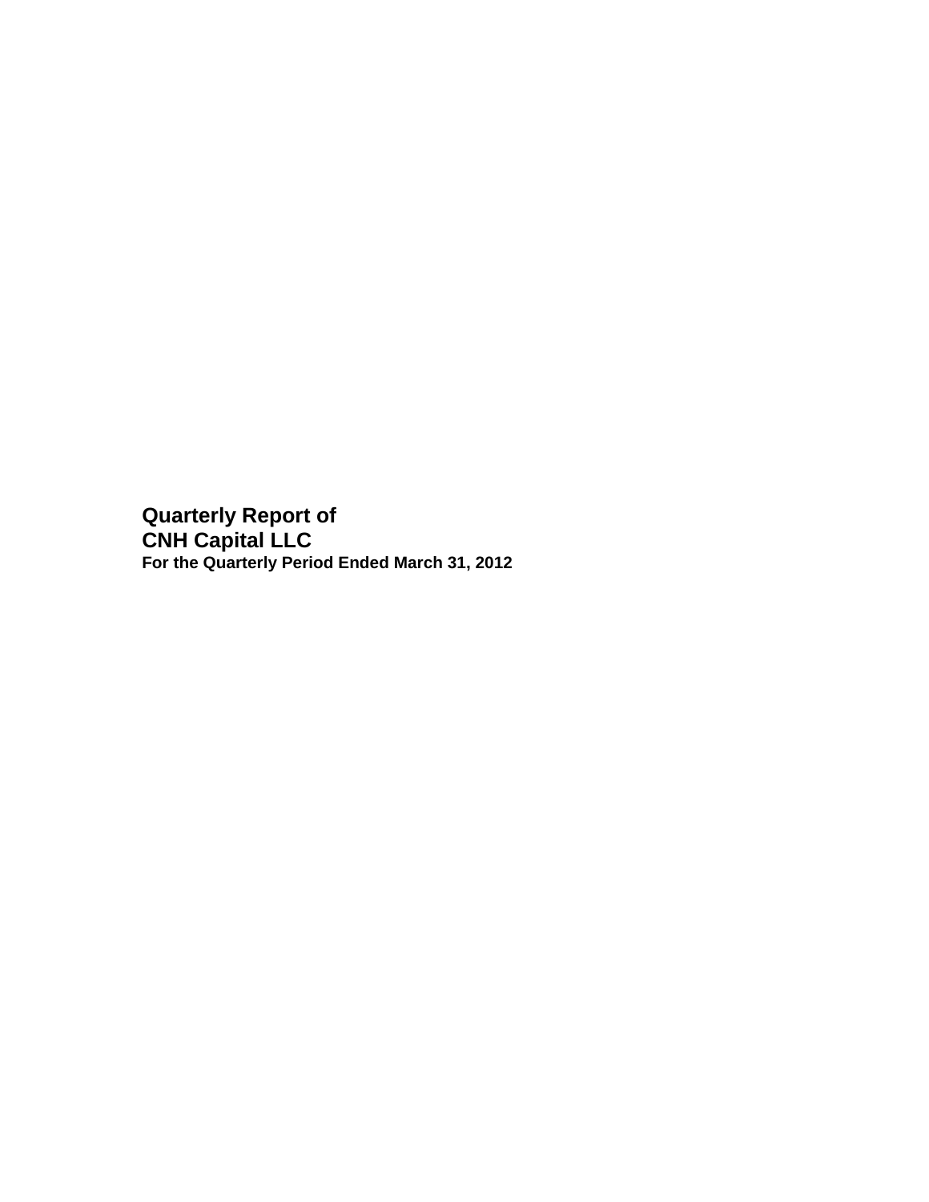# Quarterly Report of
# CNH Capital LLC
**For the Quarterly Period Ended March 31, 2012**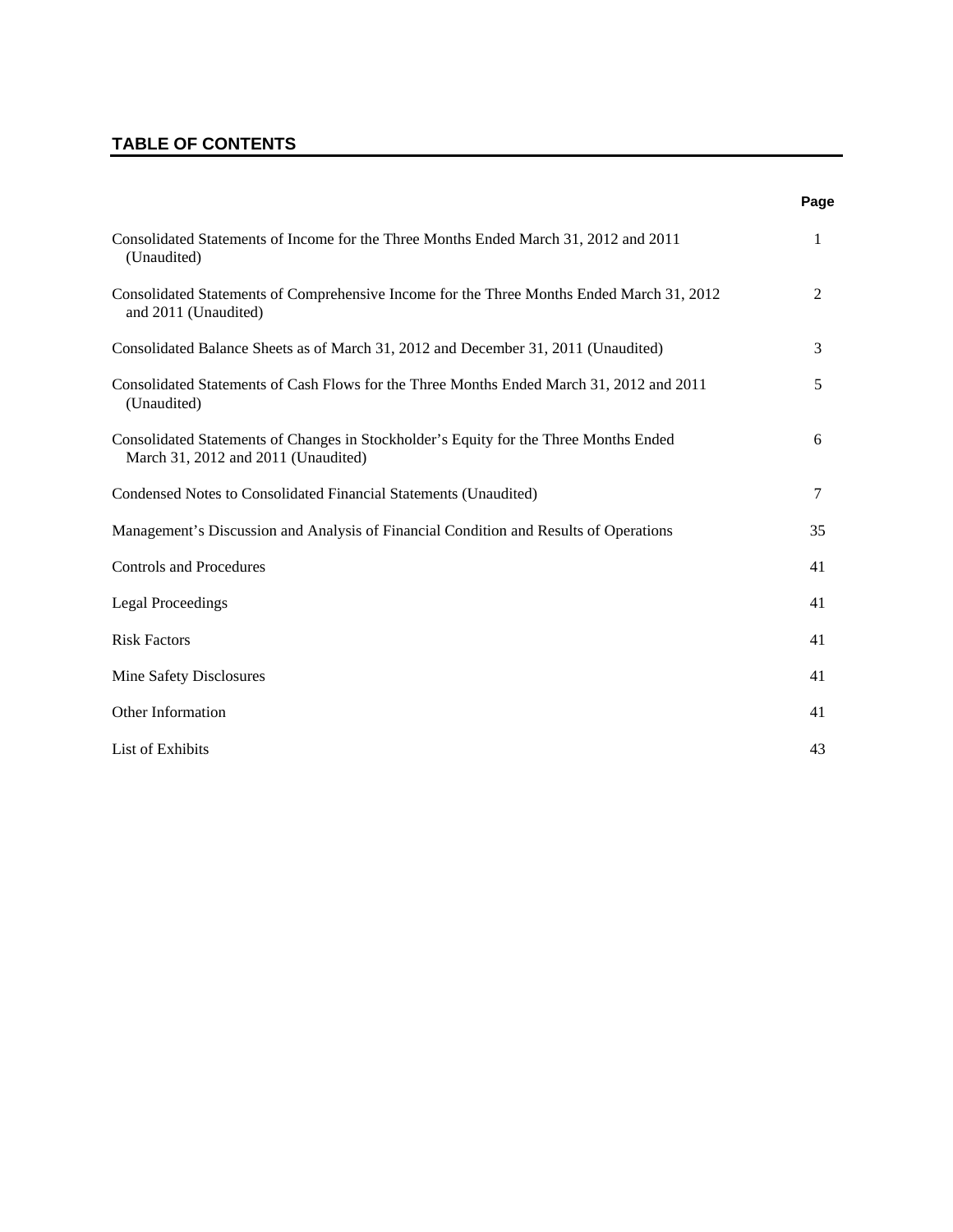## TABLE OF CONTENTS

| | Page |
|---|---|
| Consolidated Statements of Income for the Three Months Ended March 31, 2012 and 2011 (Unaudited) | 1 |
| Consolidated Statements of Comprehensive Income for the Three Months Ended March 31, 2012 and 2011 (Unaudited) | 2 |
| Consolidated Balance Sheets as of March 31, 2012 and December 31, 2011 (Unaudited) | 3 |
| Consolidated Statements of Cash Flows for the Three Months Ended March 31, 2012 and 2011 (Unaudited) | 5 |
| Consolidated Statements of Changes in Stockholder's Equity for the Three Months Ended March 31, 2012 and 2011 (Unaudited) | 6 |
| Condensed Notes to Consolidated Financial Statements (Unaudited) | 7 |
| Management's Discussion and Analysis of Financial Condition and Results of Operations | 35 |
| Controls and Procedures | 41 |
| Legal Proceedings | 41 |
| Risk Factors | 41 |
| Mine Safety Disclosures | 41 |
| Other Information | 41 |
| List of Exhibits | 43 |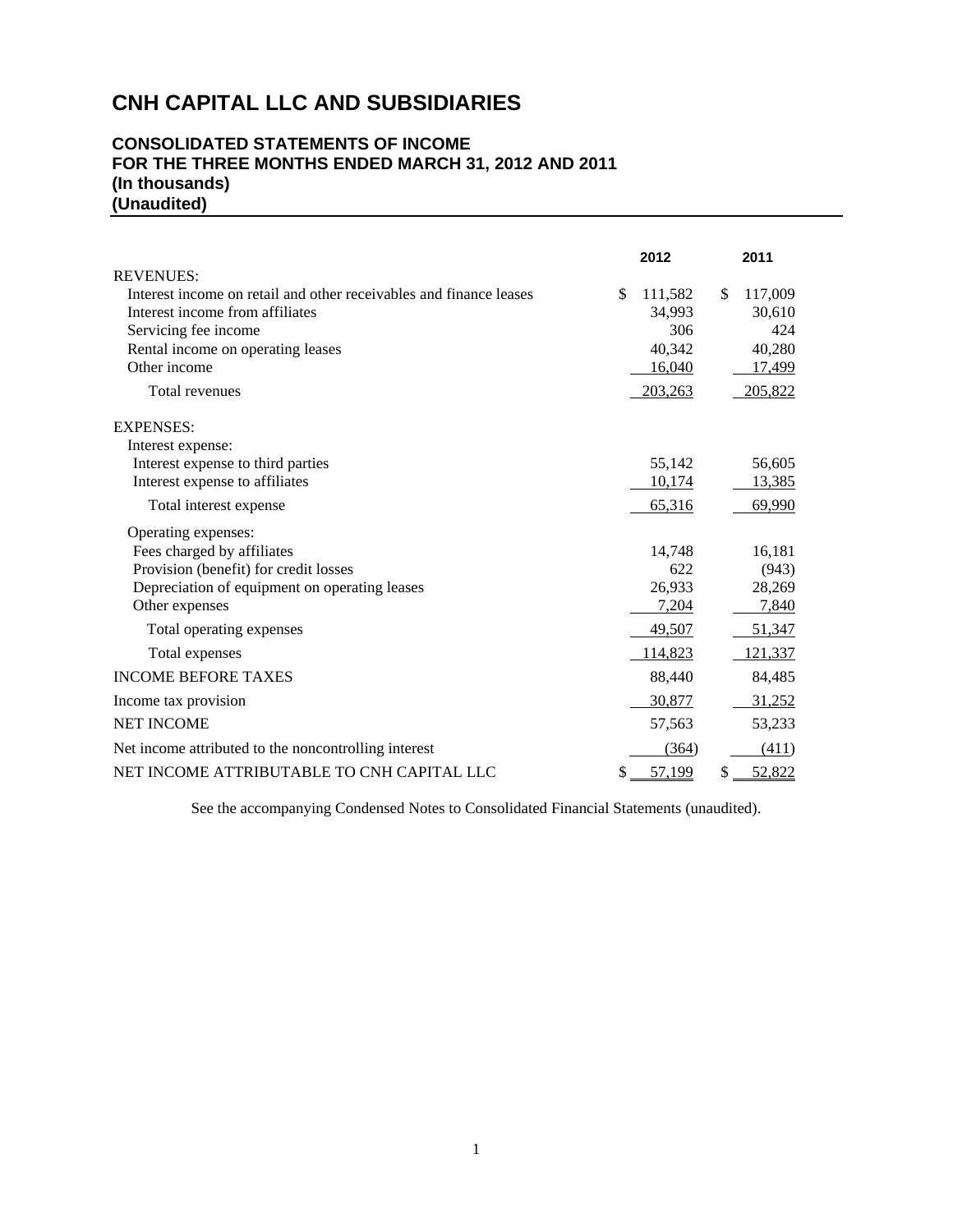# CNH CAPITAL LLC AND SUBSIDIARIES

## CONSOLIDATED STATEMENTS OF INCOME
## FOR THE THREE MONTHS ENDED MARCH 31, 2012 AND 2011
## (In thousands)
## (Unaudited)

| | 2012 | 2011 |
|---|---|---|
| REVENUES: | | |
| Interest income on retail and other receivables and finance leases | $ 111,582 | $ 117,009 |
| Interest income from affiliates | 34,993 | 30,610 |
| Servicing fee income | 306 | 424 |
| Rental income on operating leases | 40,342 | 40,280 |
| Other income | 16,040 | 17,499 |
| Total revenues | 203,263 | 205,822 |
| EXPENSES: | | |
| Interest expense: | | |
| Interest expense to third parties | 55,142 | 56,605 |
| Interest expense to affiliates | 10,174 | 13,385 |
| Total interest expense | 65,316 | 69,990 |
| Operating expenses: | | |
| Fees charged by affiliates | 14,748 | 16,181 |
| Provision (benefit) for credit losses | 622 | (943) |
| Depreciation of equipment on operating leases | 26,933 | 28,269 |
| Other expenses | 7,204 | 7,840 |
| Total operating expenses | 49,507 | 51,347 |
| Total expenses | 114,823 | 121,337 |
| INCOME BEFORE TAXES | 88,440 | 84,485 |
| Income tax provision | 30,877 | 31,252 |
| NET INCOME | 57,563 | 53,233 |
| Net income attributed to the noncontrolling interest | (364) | (411) |
| NET INCOME ATTRIBUTABLE TO CNH CAPITAL LLC | $ 57,199 | $ 52,822 |

See the accompanying Condensed Notes to Consolidated Financial Statements (unaudited).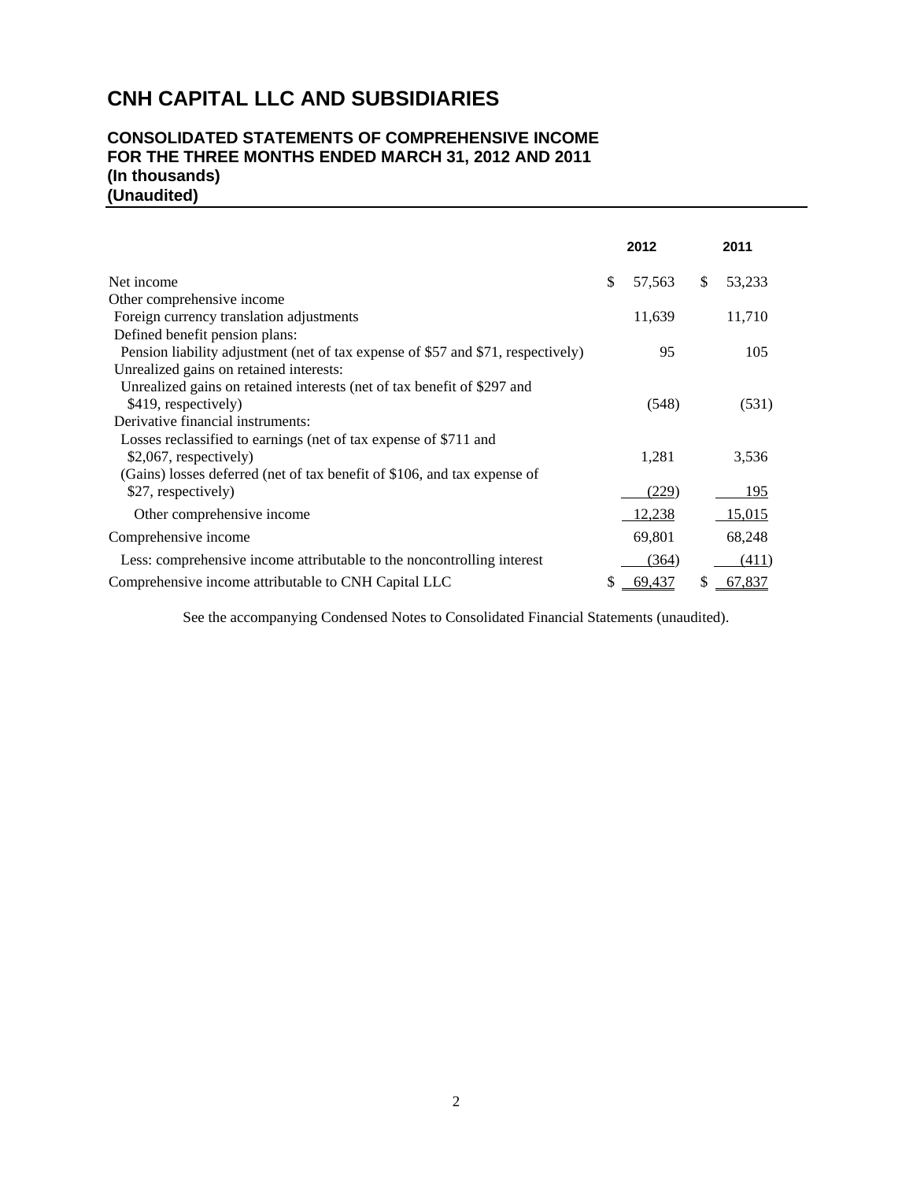# CNH CAPITAL LLC AND SUBSIDIARIES

## CONSOLIDATED STATEMENTS OF COMPREHENSIVE INCOME
## FOR THE THREE MONTHS ENDED MARCH 31, 2012 AND 2011
## (In thousands)
## (Unaudited)

| | 2012 | 2011 |
|---|---|---|
| Net income | $ 57,563 | $ 53,233 |
| Other comprehensive income | | |
| Foreign currency translation adjustments | 11,639 | 11,710 |
| Defined benefit pension plans: | | |
| Pension liability adjustment (net of tax expense of $57 and $71, respectively) | 95 | 105 |
| Unrealized gains on retained interests: | | |
| Unrealized gains on retained interests (net of tax benefit of $297 and $419, respectively) | (548) | (531) |
| Derivative financial instruments: | | |
| Losses reclassified to earnings (net of tax expense of $711 and $2,067, respectively) | 1,281 | 3,536 |
| (Gains) losses deferred (net of tax benefit of $106, and tax expense of $27, respectively) | (229) | 195 |
| Other comprehensive income | 12,238 | 15,015 |
| Comprehensive income | 69,801 | 68,248 |
| Less: comprehensive income attributable to the noncontrolling interest | (364) | (411) |
| Comprehensive income attributable to CNH Capital LLC | $ 69,437 | $ 67,837 |

See the accompanying Condensed Notes to Consolidated Financial Statements (unaudited).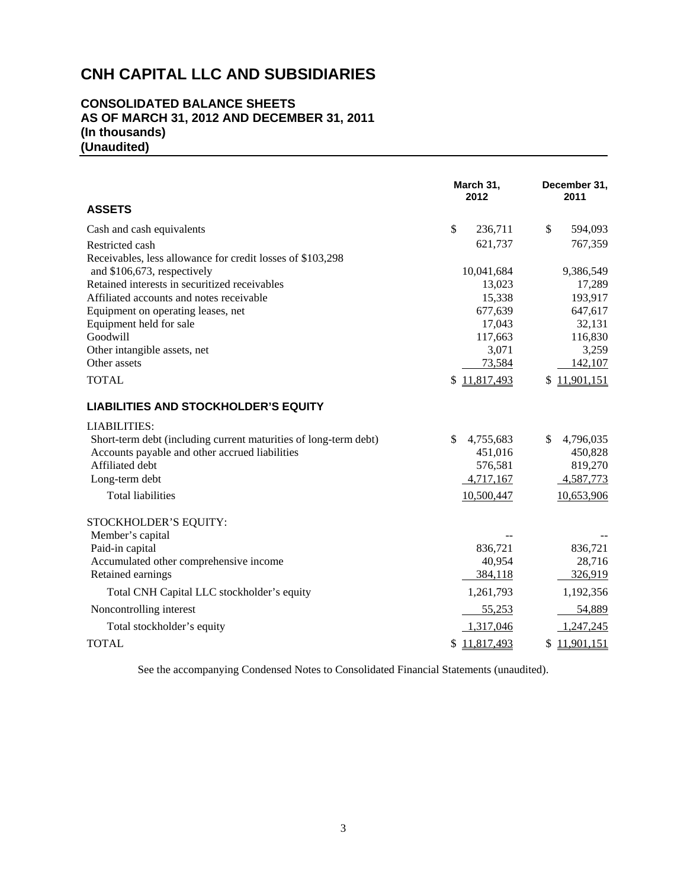# CNH CAPITAL LLC AND SUBSIDIARIES

## CONSOLIDATED BALANCE SHEETS
## AS OF MARCH 31, 2012 AND DECEMBER 31, 2011
## (In thousands)
## (Unaudited)

| | March 31, 2012 | December 31, 2011 |
|---|---|---|
| **ASSETS** | | |
| Cash and cash equivalents | $ 236,711 | $ 594,093 |
| Restricted cash | 621,737 | 767,359 |
| Receivables, less allowance for credit losses of $103,298 and $106,673, respectively | 10,041,684 | 9,386,549 |
| Retained interests in securitized receivables | 13,023 | 17,289 |
| Affiliated accounts and notes receivable | 15,338 | 193,917 |
| Equipment on operating leases, net | 677,639 | 647,617 |
| Equipment held for sale | 17,043 | 32,131 |
| Goodwill | 117,663 | 116,830 |
| Other intangible assets, net | 3,071 | 3,259 |
| Other assets | 73,584 | 142,107 |
| TOTAL | $ 11,817,493 | $ 11,901,151 |
| **LIABILITIES AND STOCKHOLDER'S EQUITY** | | |
| LIABILITIES: | | |
| Short-term debt (including current maturities of long-term debt) | $ 4,755,683 | $ 4,796,035 |
| Accounts payable and other accrued liabilities | 451,016 | 450,828 |
| Affiliated debt | 576,581 | 819,270 |
| Long-term debt | 4,717,167 | 4,587,773 |
| Total liabilities | 10,500,447 | 10,653,906 |
| STOCKHOLDER'S EQUITY: | | |
| Member's capital | -- | -- |
| Paid-in capital | 836,721 | 836,721 |
| Accumulated other comprehensive income | 40,954 | 28,716 |
| Retained earnings | 384,118 | 326,919 |
| Total CNH Capital LLC stockholder's equity | 1,261,793 | 1,192,356 |
| Noncontrolling interest | 55,253 | 54,889 |
| Total stockholder's equity | 1,317,046 | 1,247,245 |
| TOTAL | $ 11,817,493 | $ 11,901,151 |

See the accompanying Condensed Notes to Consolidated Financial Statements (unaudited).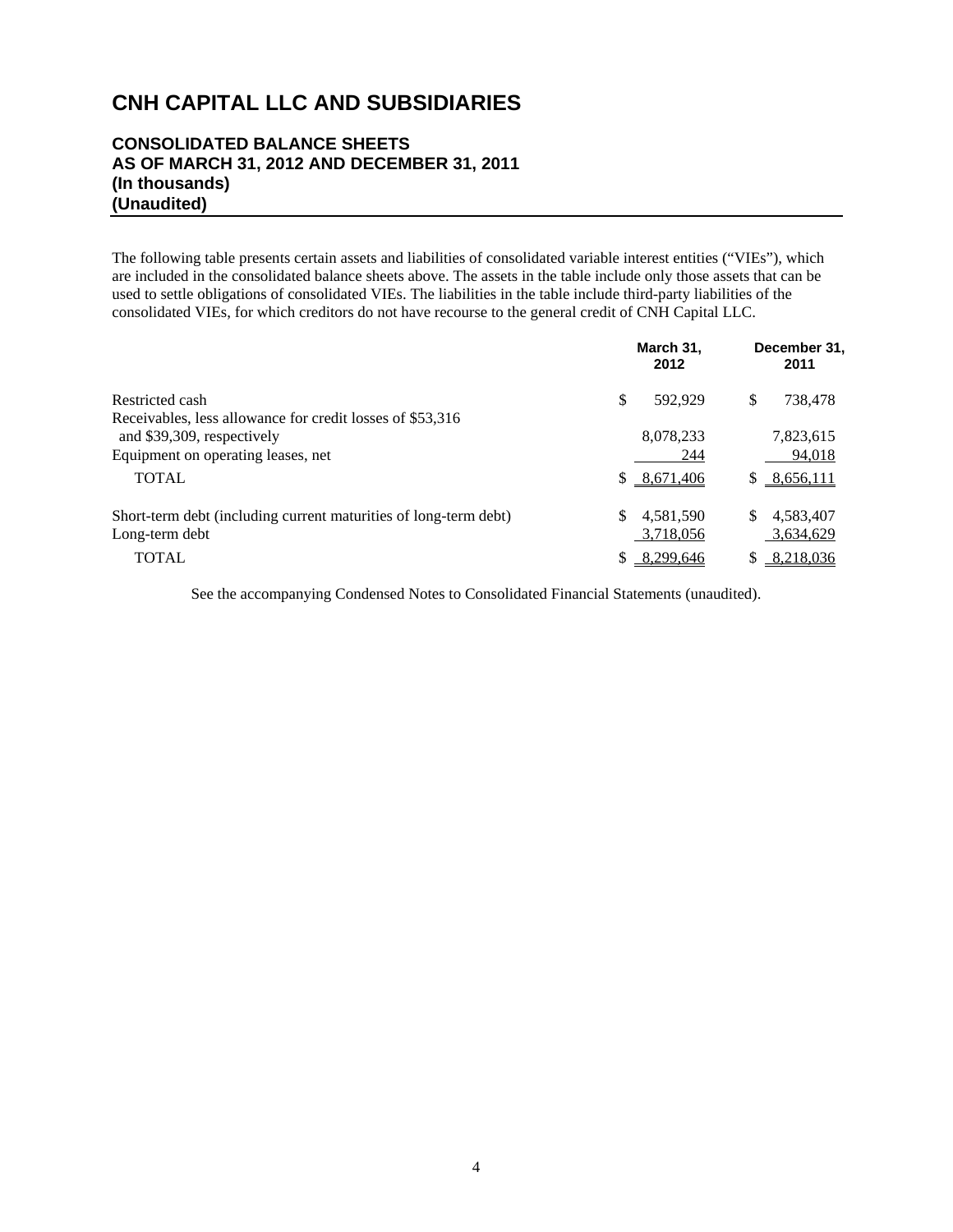# CNH CAPITAL LLC AND SUBSIDIARIES

## CONSOLIDATED BALANCE SHEETS
## AS OF MARCH 31, 2012 AND DECEMBER 31, 2011
## (In thousands)
## (Unaudited)

The following table presents certain assets and liabilities of consolidated variable interest entities ("VIEs"), which are included in the consolidated balance sheets above. The assets in the table include only those assets that can be used to settle obligations of consolidated VIEs. The liabilities in the table include third-party liabilities of the consolidated VIEs, for which creditors do not have recourse to the general credit of CNH Capital LLC.

| | March 31, 2012 | December 31, 2011 |
|---|---|---|
| Restricted cash | $ 592,929 | $ 738,478 |
| Receivables, less allowance for credit losses of $53,316 and $39,309, respectively | 8,078,233 | 7,823,615 |
| Equipment on operating leases, net | 244 | 94,018 |
| TOTAL | $ 8,671,406 | $ 8,656,111 |
| Short-term debt (including current maturities of long-term debt) | $ 4,581,590 | $ 4,583,407 |
| Long-term debt | 3,718,056 | 3,634,629 |
| TOTAL | $ 8,299,646 | $ 8,218,036 |

See the accompanying Condensed Notes to Consolidated Financial Statements (unaudited).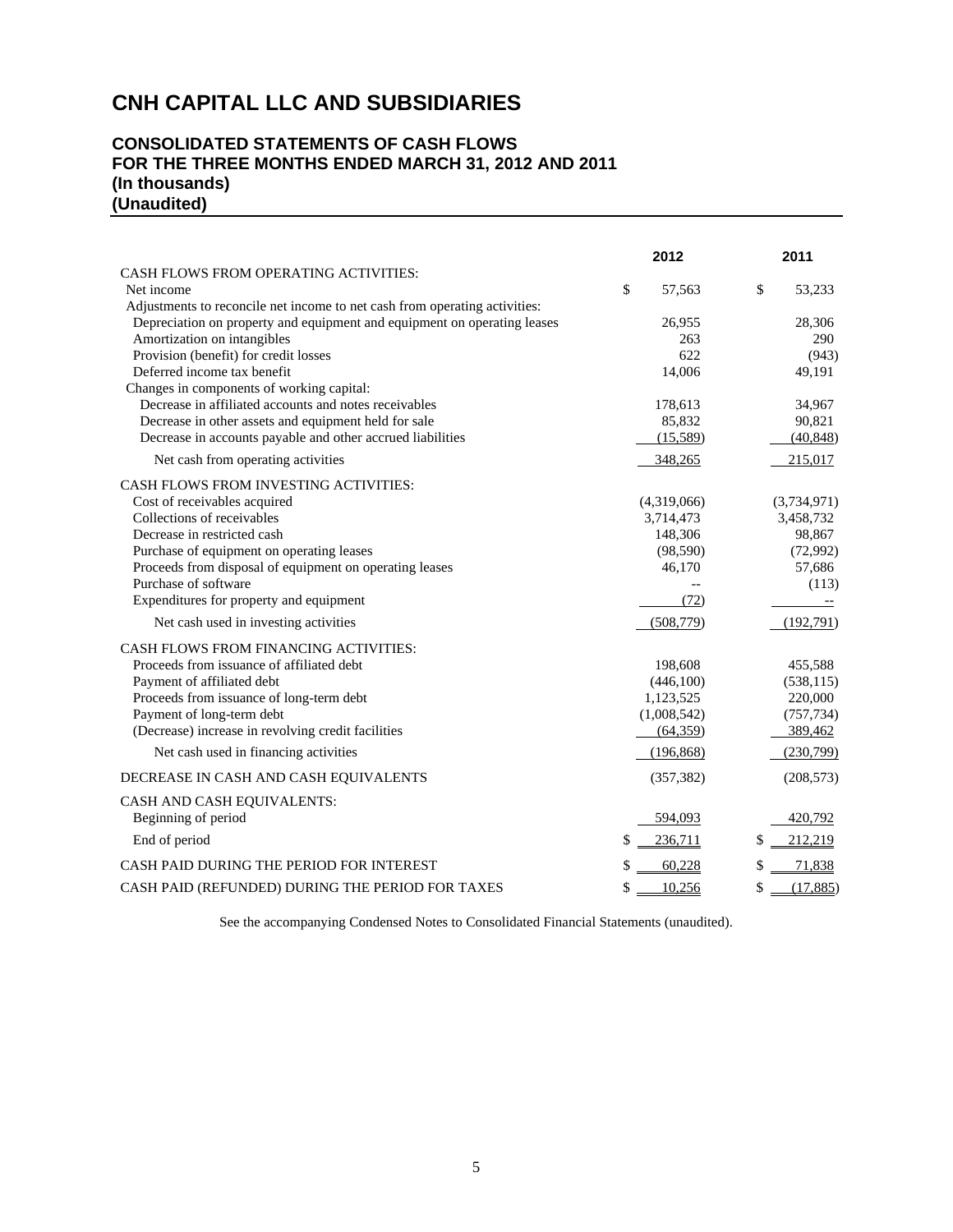# CNH CAPITAL LLC AND SUBSIDIARIES

## CONSOLIDATED STATEMENTS OF CASH FLOWS
## FOR THE THREE MONTHS ENDED MARCH 31, 2012 AND 2011
## (In thousands)
## (Unaudited)

| | 2012 | 2011 |
|---|---|---|
| CASH FLOWS FROM OPERATING ACTIVITIES: | | |
| Net income | $ 57,563 | $ 53,233 |
| Adjustments to reconcile net income to net cash from operating activities: | | |
| Depreciation on property and equipment and equipment on operating leases | 26,955 | 28,306 |
| Amortization on intangibles | 263 | 290 |
| Provision (benefit) for credit losses | 622 | (943) |
| Deferred income tax benefit | 14,006 | 49,191 |
| Changes in components of working capital: | | |
| Decrease in affiliated accounts and notes receivables | 178,613 | 34,967 |
| Decrease in other assets and equipment held for sale | 85,832 | 90,821 |
| Decrease in accounts payable and other accrued liabilities | (15,589) | (40,848) |
| Net cash from operating activities | 348,265 | 215,017 |
| CASH FLOWS FROM INVESTING ACTIVITIES: | | |
| Cost of receivables acquired | (4,319,066) | (3,734,971) |
| Collections of receivables | 3,714,473 | 3,458,732 |
| Decrease in restricted cash | 148,306 | 98,867 |
| Purchase of equipment on operating leases | (98,590) | (72,992) |
| Proceeds from disposal of equipment on operating leases | 46,170 | 57,686 |
| Purchase of software | -- | (113) |
| Expenditures for property and equipment | (72) | -- |
| Net cash used in investing activities | (508,779) | (192,791) |
| CASH FLOWS FROM FINANCING ACTIVITIES: | | |
| Proceeds from issuance of affiliated debt | 198,608 | 455,588 |
| Payment of affiliated debt | (446,100) | (538,115) |
| Proceeds from issuance of long-term debt | 1,123,525 | 220,000 |
| Payment of long-term debt | (1,008,542) | (757,734) |
| (Decrease) increase in revolving credit facilities | (64,359) | 389,462 |
| Net cash used in financing activities | (196,868) | (230,799) |
| DECREASE IN CASH AND CASH EQUIVALENTS | (357,382) | (208,573) |
| CASH AND CASH EQUIVALENTS: | | |
| Beginning of period | 594,093 | 420,792 |
| End of period | $ 236,711 | $ 212,219 |
| CASH PAID DURING THE PERIOD FOR INTEREST | $ 60,228 | $ 71,838 |
| CASH PAID (REFUNDED) DURING THE PERIOD FOR TAXES | $ 10,256 | $ (17,885) |

See the accompanying Condensed Notes to Consolidated Financial Statements (unaudited).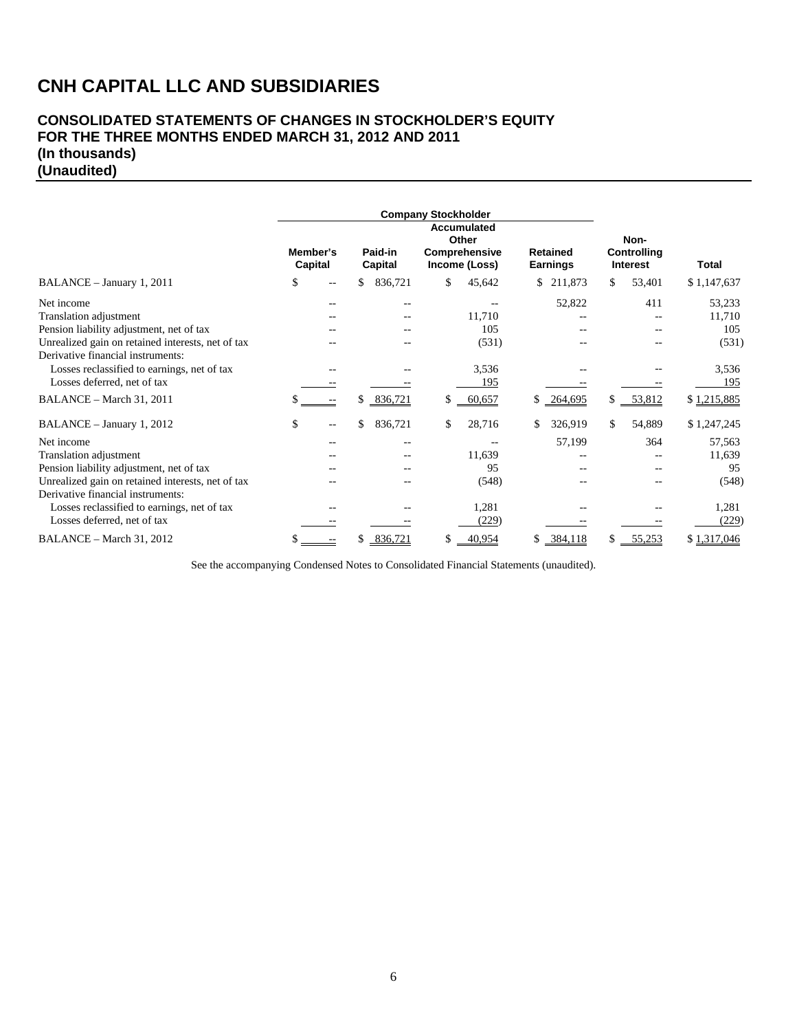# CNH CAPITAL LLC AND SUBSIDIARIES

## CONSOLIDATED STATEMENTS OF CHANGES IN STOCKHOLDER'S EQUITY FOR THE THREE MONTHS ENDED MARCH 31, 2012 AND 2011 (In thousands) (Unaudited)

| | Company Stockholder | | | | | |
|---|---|---|---|---|---|---|
| | Member's Capital | Paid-in Capital | Accumulated Other Comprehensive Income (Loss) | Retained Earnings | Non-Controlling Interest | Total |
| BALANCE – January 1, 2011 | $ -- | $ 836,721 | $ 45,642 | $ 211,873 | $ 53,401 | $ 1,147,637 |
| Net income | -- | -- | -- | 52,822 | 411 | 53,233 |
| Translation adjustment | -- | -- | 11,710 | -- | -- | 11,710 |
| Pension liability adjustment, net of tax | -- | -- | 105 | -- | -- | 105 |
| Unrealized gain on retained interests, net of tax | -- | -- | (531) | -- | -- | (531) |
| Derivative financial instruments: | | | | | | |
| Losses reclassified to earnings, net of tax | -- | -- | 3,536 | -- | -- | 3,536 |
| Losses deferred, net of tax | -- | -- | 195 | -- | -- | 195 |
| BALANCE – March 31, 2011 | $ -- | $ 836,721 | $ 60,657 | $ 264,695 | $ 53,812 | $ 1,215,885 |
| BALANCE – January 1, 2012 | $ -- | $ 836,721 | $ 28,716 | $ 326,919 | $ 54,889 | $ 1,247,245 |
| Net income | -- | -- | -- | 57,199 | 364 | 57,563 |
| Translation adjustment | -- | -- | 11,639 | -- | -- | 11,639 |
| Pension liability adjustment, net of tax | -- | -- | 95 | -- | -- | 95 |
| Unrealized gain on retained interests, net of tax | -- | -- | (548) | -- | -- | (548) |
| Derivative financial instruments: | | | | | | |
| Losses reclassified to earnings, net of tax | -- | -- | 1,281 | -- | -- | 1,281 |
| Losses deferred, net of tax | -- | -- | (229) | -- | -- | (229) |
| BALANCE – March 31, 2012 | $ -- | $ 836,721 | $ 40,954 | $ 384,118 | $ 55,253 | $ 1,317,046 |

See the accompanying Condensed Notes to Consolidated Financial Statements (unaudited).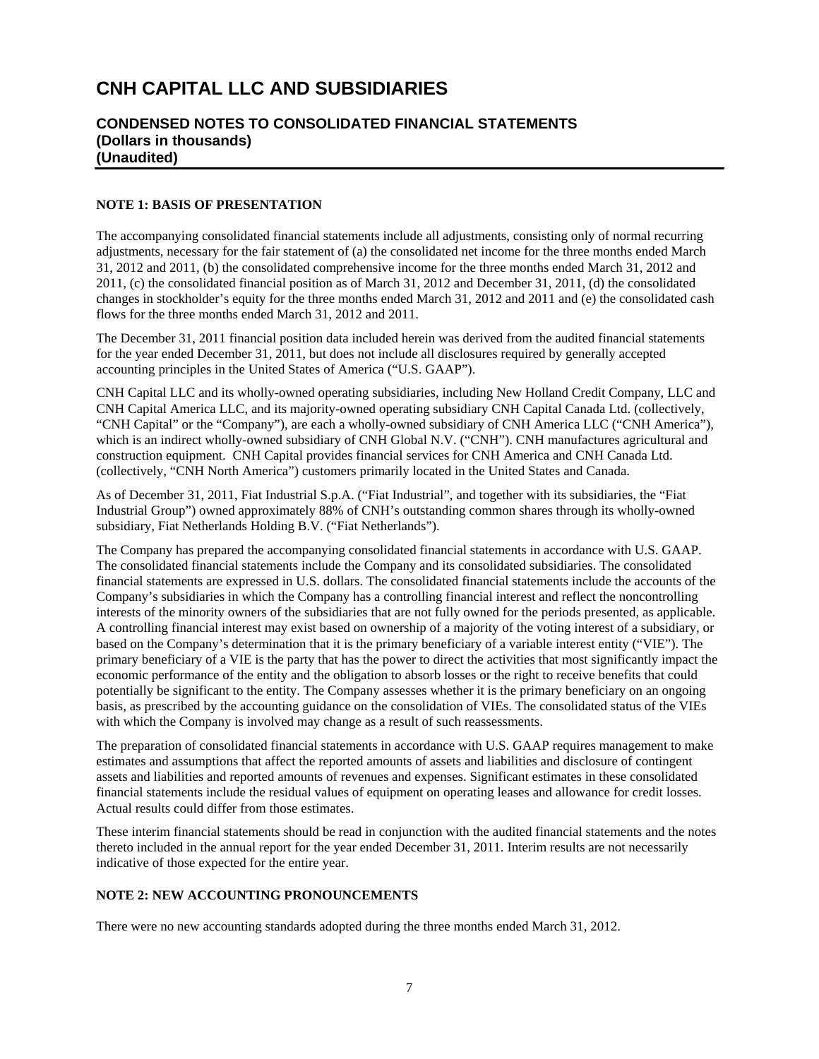# CNH CAPITAL LLC AND SUBSIDIARIES

## CONDENSED NOTES TO CONSOLIDATED FINANCIAL STATEMENTS
## (Dollars in thousands)
## (Unaudited)

### NOTE 1: BASIS OF PRESENTATION

The accompanying consolidated financial statements include all adjustments, consisting only of normal recurring adjustments, necessary for the fair statement of (a) the consolidated net income for the three months ended March 31, 2012 and 2011, (b) the consolidated comprehensive income for the three months ended March 31, 2012 and 2011, (c) the consolidated financial position as of March 31, 2012 and December 31, 2011, (d) the consolidated changes in stockholder's equity for the three months ended March 31, 2012 and 2011 and (e) the consolidated cash flows for the three months ended March 31, 2012 and 2011.

The December 31, 2011 financial position data included herein was derived from the audited financial statements for the year ended December 31, 2011, but does not include all disclosures required by generally accepted accounting principles in the United States of America ("U.S. GAAP").

CNH Capital LLC and its wholly-owned operating subsidiaries, including New Holland Credit Company, LLC and CNH Capital America LLC, and its majority-owned operating subsidiary CNH Capital Canada Ltd. (collectively, "CNH Capital" or the "Company"), are each a wholly-owned subsidiary of CNH America LLC ("CNH America"), which is an indirect wholly-owned subsidiary of CNH Global N.V. ("CNH"). CNH manufactures agricultural and construction equipment. CNH Capital provides financial services for CNH America and CNH Canada Ltd. (collectively, "CNH North America") customers primarily located in the United States and Canada.

As of December 31, 2011, Fiat Industrial S.p.A. ("Fiat Industrial", and together with its subsidiaries, the "Fiat Industrial Group") owned approximately 88% of CNH's outstanding common shares through its wholly-owned subsidiary, Fiat Netherlands Holding B.V. ("Fiat Netherlands").

The Company has prepared the accompanying consolidated financial statements in accordance with U.S. GAAP. The consolidated financial statements include the Company and its consolidated subsidiaries. The consolidated financial statements are expressed in U.S. dollars. The consolidated financial statements include the accounts of the Company's subsidiaries in which the Company has a controlling financial interest and reflect the noncontrolling interests of the minority owners of the subsidiaries that are not fully owned for the periods presented, as applicable. A controlling financial interest may exist based on ownership of a majority of the voting interest of a subsidiary, or based on the Company's determination that it is the primary beneficiary of a variable interest entity ("VIE"). The primary beneficiary of a VIE is the party that has the power to direct the activities that most significantly impact the economic performance of the entity and the obligation to absorb losses or the right to receive benefits that could potentially be significant to the entity. The Company assesses whether it is the primary beneficiary on an ongoing basis, as prescribed by the accounting guidance on the consolidation of VIEs. The consolidated status of the VIEs with which the Company is involved may change as a result of such reassessments.

The preparation of consolidated financial statements in accordance with U.S. GAAP requires management to make estimates and assumptions that affect the reported amounts of assets and liabilities and disclosure of contingent assets and liabilities and reported amounts of revenues and expenses. Significant estimates in these consolidated financial statements include the residual values of equipment on operating leases and allowance for credit losses. Actual results could differ from those estimates.

These interim financial statements should be read in conjunction with the audited financial statements and the notes thereto included in the annual report for the year ended December 31, 2011. Interim results are not necessarily indicative of those expected for the entire year.

### NOTE 2: NEW ACCOUNTING PRONOUNCEMENTS

There were no new accounting standards adopted during the three months ended March 31, 2012.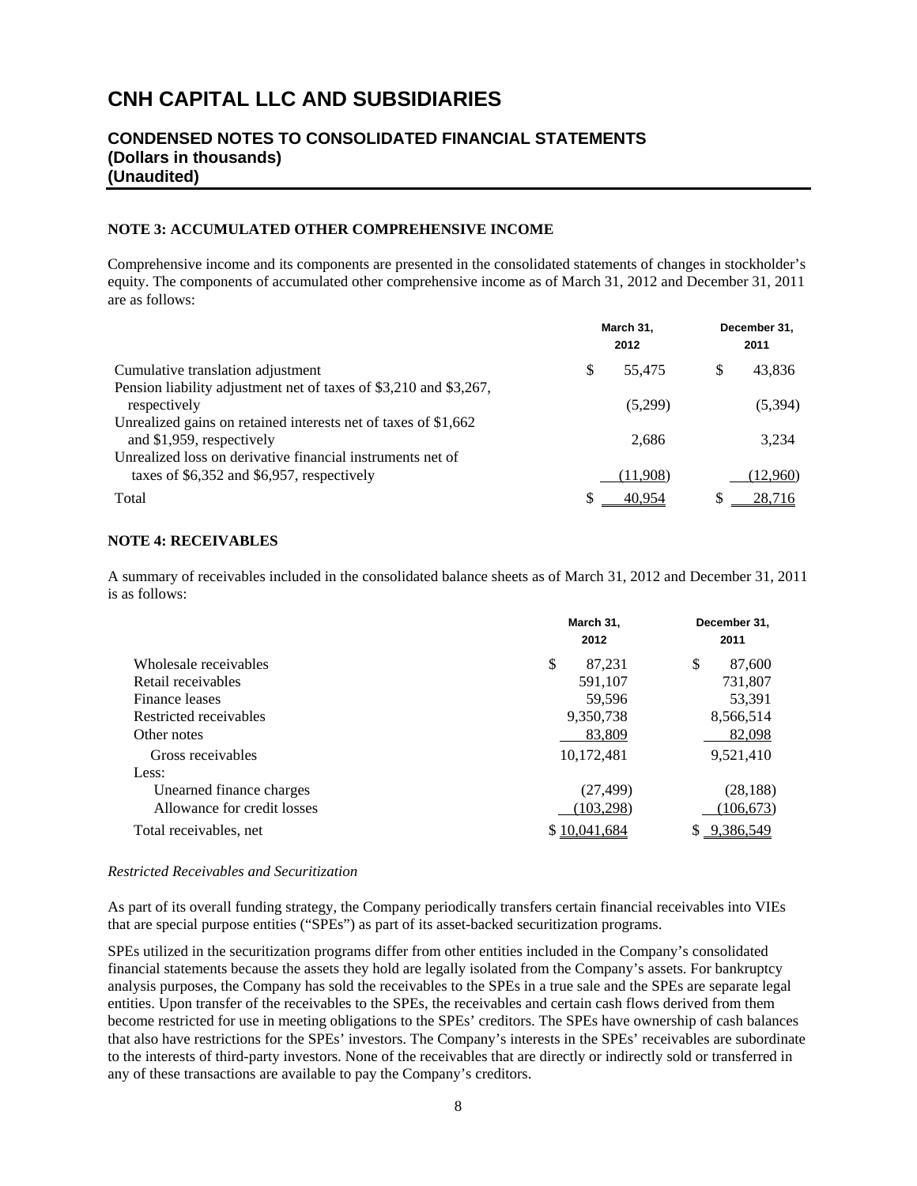# CNH CAPITAL LLC AND SUBSIDIARIES

## CONDENSED NOTES TO CONSOLIDATED FINANCIAL STATEMENTS
## (Dollars in thousands)
## (Unaudited)

**NOTE 3: ACCUMULATED OTHER COMPREHENSIVE INCOME**

Comprehensive income and its components are presented in the consolidated statements of changes in stockholder's equity. The components of accumulated other comprehensive income as of March 31, 2012 and December 31, 2011 are as follows:

| | March 31, 2012 | December 31, 2011 |
|---|---|---|
| Cumulative translation adjustment | $ 55,475 | $ 43,836 |
| Pension liability adjustment net of taxes of $3,210 and $3,267, respectively | (5,299) | (5,394) |
| Unrealized gains on retained interests net of taxes of $1,662 and $1,959, respectively | 2,686 | 3,234 |
| Unrealized loss on derivative financial instruments net of taxes of $6,352 and $6,957, respectively | (11,908) | (12,960) |
| Total | $ 40,954 | $ 28,716 |

**NOTE 4: RECEIVABLES**

A summary of receivables included in the consolidated balance sheets as of March 31, 2012 and December 31, 2011 is as follows:

| | March 31, 2012 | December 31, 2011 |
|---|---|---|
| Wholesale receivables | $ 87,231 | $ 87,600 |
| Retail receivables | 591,107 | 731,807 |
| Finance leases | 59,596 | 53,391 |
| Restricted receivables | 9,350,738 | 8,566,514 |
| Other notes | 83,809 | 82,098 |
| Gross receivables | 10,172,481 | 9,521,410 |
| Less: | | |
| Unearned finance charges | (27,499) | (28,188) |
| Allowance for credit losses | (103,298) | (106,673) |
| Total receivables, net | $ 10,041,684 | $ 9,386,549 |

*Restricted Receivables and Securitization*

As part of its overall funding strategy, the Company periodically transfers certain financial receivables into VIEs that are special purpose entities ("SPEs") as part of its asset-backed securitization programs.

SPEs utilized in the securitization programs differ from other entities included in the Company's consolidated financial statements because the assets they hold are legally isolated from the Company's assets. For bankruptcy analysis purposes, the Company has sold the receivables to the SPEs in a true sale and the SPEs are separate legal entities. Upon transfer of the receivables to the SPEs, the receivables and certain cash flows derived from them become restricted for use in meeting obligations to the SPEs' creditors. The SPEs have ownership of cash balances that also have restrictions for the SPEs' investors. The Company's interests in the SPEs' receivables are subordinate to the interests of third-party investors. None of the receivables that are directly or indirectly sold or transferred in any of these transactions are available to pay the Company's creditors.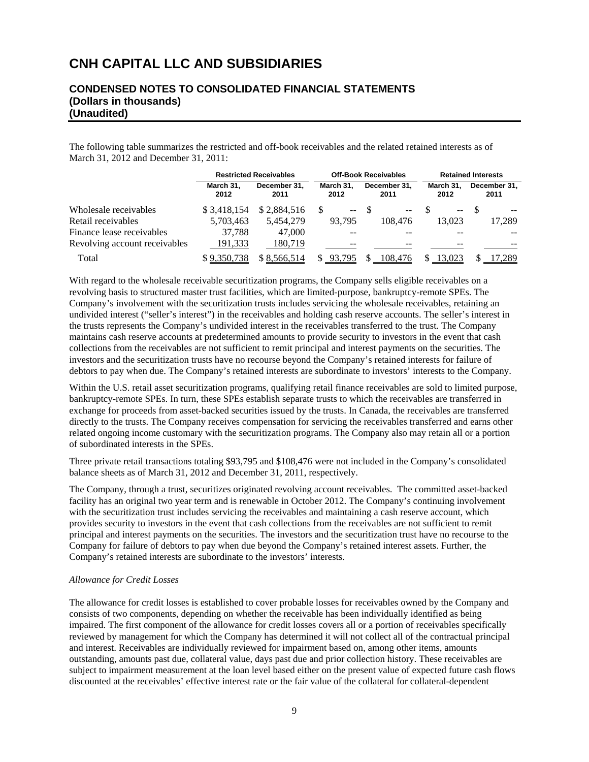# CNH CAPITAL LLC AND SUBSIDIARIES

## CONDENSED NOTES TO CONSOLIDATED FINANCIAL STATEMENTS
## (Dollars in thousands)
## (Unaudited)

The following table summarizes the restricted and off-book receivables and the related retained interests as of March 31, 2012 and December 31, 2011:

| | Restricted Receivables | | Off-Book Receivables | | Retained Interests | |
|---|---|---|---|---|---|---|
| | March 31, 2012 | December 31, 2011 | March 31, 2012 | December 31, 2011 | March 31, 2012 | December 31, 2011 |
| Wholesale receivables | $ 3,418,154 | $ 2,884,516 | $ -- | $ -- | $ -- | $ -- |
| Retail receivables | 5,703,463 | 5,454,279 | 93,795 | 108,476 | 13,023 | 17,289 |
| Finance lease receivables | 37,788 | 47,000 | -- | -- | -- | -- |
| Revolving account receivables | 191,333 | 180,719 | -- | -- | -- | -- |
| Total | $ 9,350,738 | $ 8,566,514 | $ 93,795 | $ 108,476 | $ 13,023 | $ 17,289 |

With regard to the wholesale receivable securitization programs, the Company sells eligible receivables on a revolving basis to structured master trust facilities, which are limited-purpose, bankruptcy-remote SPEs. The Company's involvement with the securitization trusts includes servicing the wholesale receivables, retaining an undivided interest ("seller's interest") in the receivables and holding cash reserve accounts. The seller's interest in the trusts represents the Company's undivided interest in the receivables transferred to the trust. The Company maintains cash reserve accounts at predetermined amounts to provide security to investors in the event that cash collections from the receivables are not sufficient to remit principal and interest payments on the securities. The investors and the securitization trusts have no recourse beyond the Company's retained interests for failure of debtors to pay when due. The Company's retained interests are subordinate to investors' interests to the Company.

Within the U.S. retail asset securitization programs, qualifying retail finance receivables are sold to limited purpose, bankruptcy-remote SPEs. In turn, these SPEs establish separate trusts to which the receivables are transferred in exchange for proceeds from asset-backed securities issued by the trusts. In Canada, the receivables are transferred directly to the trusts. The Company receives compensation for servicing the receivables transferred and earns other related ongoing income customary with the securitization programs. The Company also may retain all or a portion of subordinated interests in the SPEs.

Three private retail transactions totaling $93,795 and $108,476 were not included in the Company's consolidated balance sheets as of March 31, 2012 and December 31, 2011, respectively.

The Company, through a trust, securitizes originated revolving account receivables. The committed asset-backed facility has an original two year term and is renewable in October 2012. The Company's continuing involvement with the securitization trust includes servicing the receivables and maintaining a cash reserve account, which provides security to investors in the event that cash collections from the receivables are not sufficient to remit principal and interest payments on the securities. The investors and the securitization trust have no recourse to the Company for failure of debtors to pay when due beyond the Company's retained interest assets. Further, the Company's retained interests are subordinate to the investors' interests.

*Allowance for Credit Losses*

The allowance for credit losses is established to cover probable losses for receivables owned by the Company and consists of two components, depending on whether the receivable has been individually identified as being impaired. The first component of the allowance for credit losses covers all or a portion of receivables specifically reviewed by management for which the Company has determined it will not collect all of the contractual principal and interest. Receivables are individually reviewed for impairment based on, among other items, amounts outstanding, amounts past due, collateral value, days past due and prior collection history. These receivables are subject to impairment measurement at the loan level based either on the present value of expected future cash flows discounted at the receivables' effective interest rate or the fair value of the collateral for collateral-dependent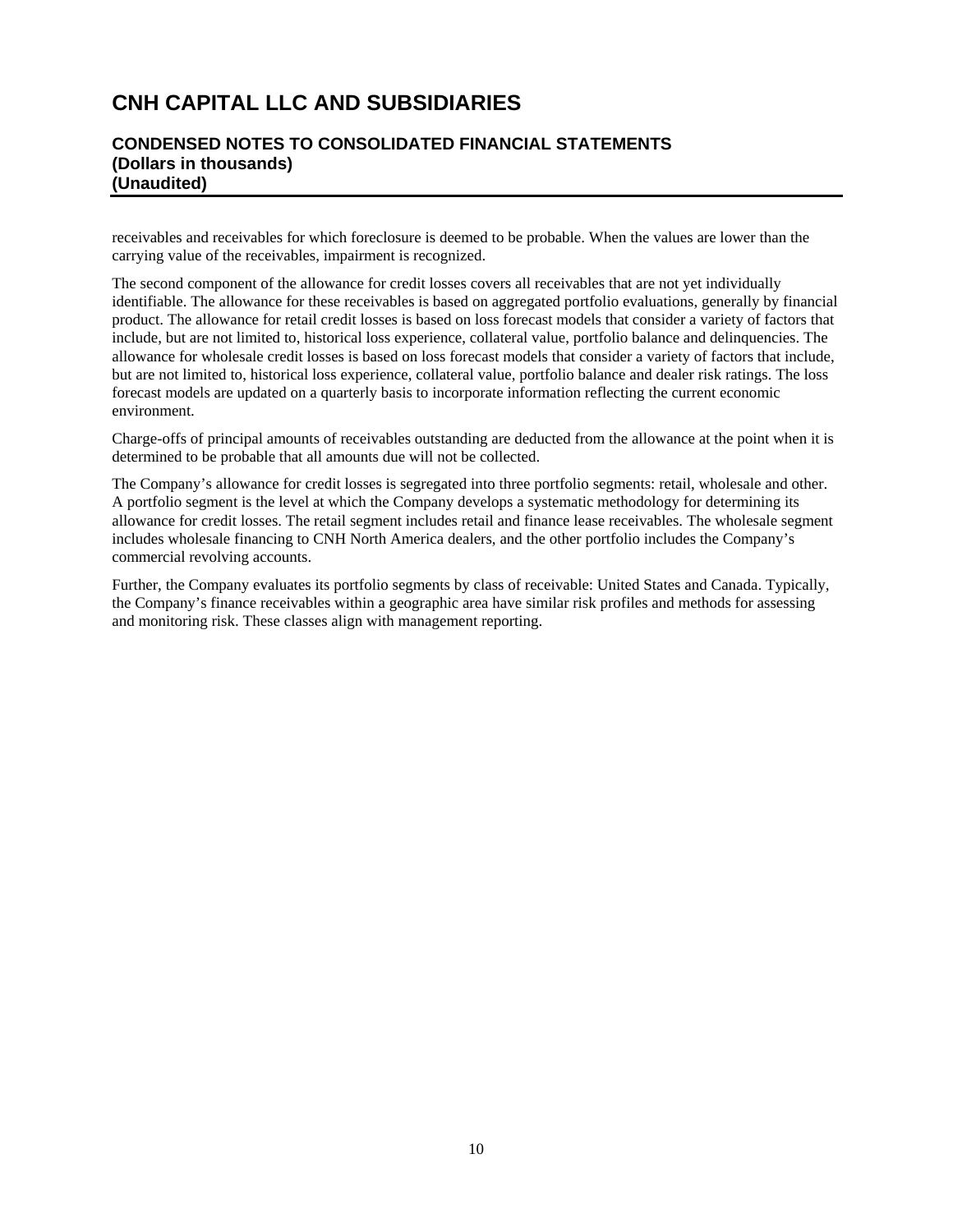receivables and receivables for which foreclosure is deemed to be probable. When the values are lower than the carrying value of the receivables, impairment is recognized.

The second component of the allowance for credit losses covers all receivables that are not yet individually identifiable. The allowance for these receivables is based on aggregated portfolio evaluations, generally by financial product. The allowance for retail credit losses is based on loss forecast models that consider a variety of factors that include, but are not limited to, historical loss experience, collateral value, portfolio balance and delinquencies. The allowance for wholesale credit losses is based on loss forecast models that consider a variety of factors that include, but are not limited to, historical loss experience, collateral value, portfolio balance and dealer risk ratings. The loss forecast models are updated on a quarterly basis to incorporate information reflecting the current economic environment.

Charge-offs of principal amounts of receivables outstanding are deducted from the allowance at the point when it is determined to be probable that all amounts due will not be collected.

The Company's allowance for credit losses is segregated into three portfolio segments: retail, wholesale and other. A portfolio segment is the level at which the Company develops a systematic methodology for determining its allowance for credit losses. The retail segment includes retail and finance lease receivables. The wholesale segment includes wholesale financing to CNH North America dealers, and the other portfolio includes the Company's commercial revolving accounts.

Further, the Company evaluates its portfolio segments by class of receivable: United States and Canada. Typically, the Company's finance receivables within a geographic area have similar risk profiles and methods for assessing and monitoring risk. These classes align with management reporting.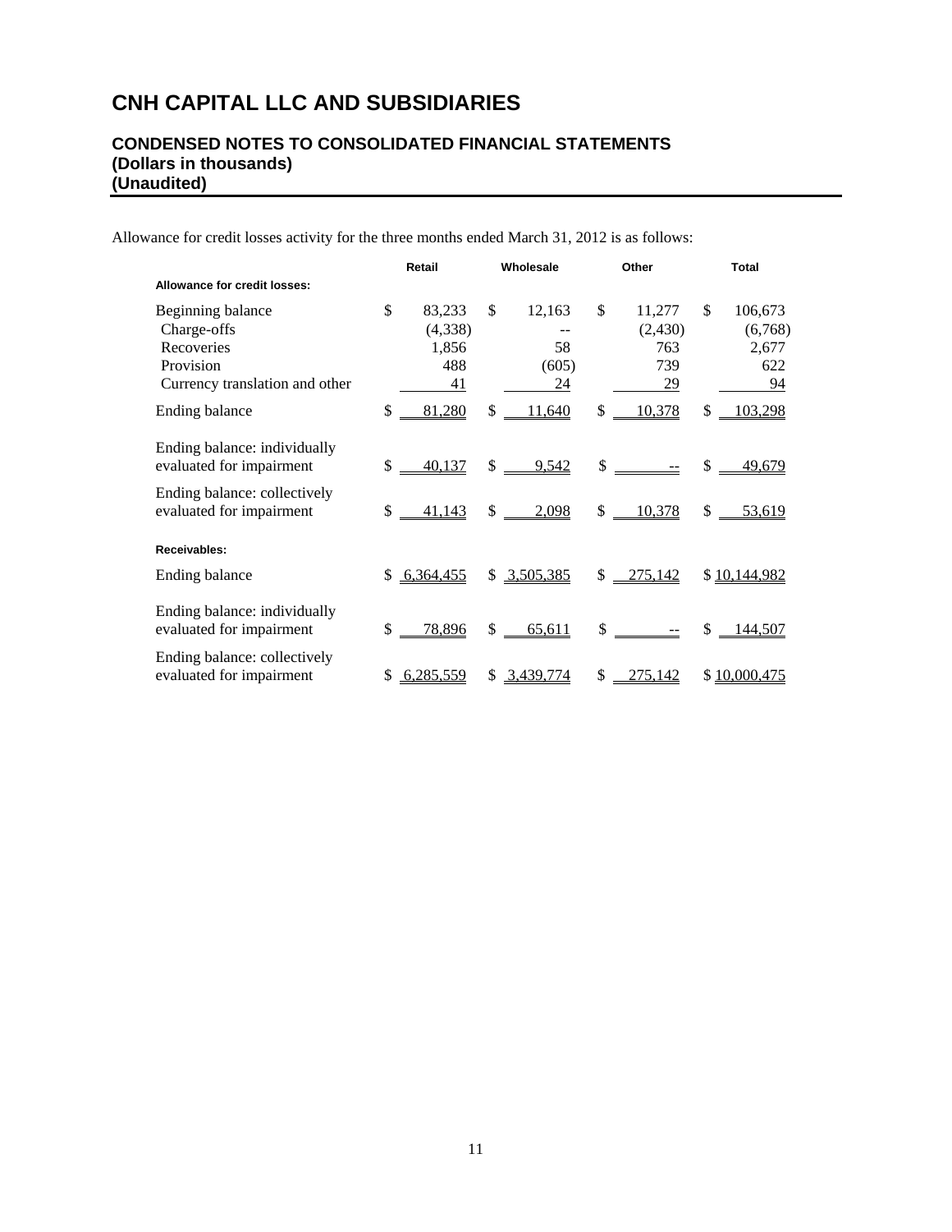# CNH CAPITAL LLC AND SUBSIDIARIES

## CONDENSED NOTES TO CONSOLIDATED FINANCIAL STATEMENTS
## (Dollars in thousands)
## (Unaudited)

Allowance for credit losses activity for the three months ended March 31, 2012 is as follows:

| | Retail | Wholesale | Other | Total |
|---|---|---|---|---|
| **Allowance for credit losses:** | | | | |
| Beginning balance | $ 83,233 | $ 12,163 | $ 11,277 | $ 106,673 |
| Charge-offs | (4,338) | -- | (2,430) | (6,768) |
| Recoveries | 1,856 | 58 | 763 | 2,677 |
| Provision | 488 | (605) | 739 | 622 |
| Currency translation and other | 41 | 24 | 29 | 94 |
| Ending balance | $ 81,280 | $ 11,640 | $ 10,378 | $ 103,298 |
| Ending balance: individually evaluated for impairment | $ 40,137 | $ 9,542 | $ -- | $ 49,679 |
| Ending balance: collectively evaluated for impairment | $ 41,143 | $ 2,098 | $ 10,378 | $ 53,619 |
| **Receivables:** | | | | |
| Ending balance | $ 6,364,455 | $ 3,505,385 | $ 275,142 | $ 10,144,982 |
| Ending balance: individually evaluated for impairment | $ 78,896 | $ 65,611 | $ -- | $ 144,507 |
| Ending balance: collectively evaluated for impairment | $ 6,285,559 | $ 3,439,774 | $ 275,142 | $ 10,000,475 |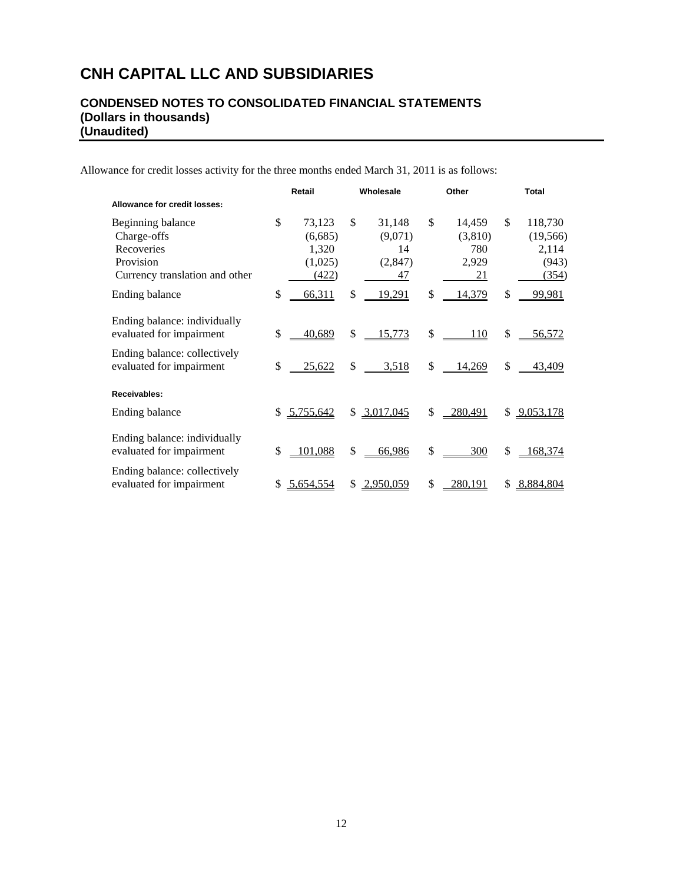# CNH CAPITAL LLC AND SUBSIDIARIES

## CONDENSED NOTES TO CONSOLIDATED FINANCIAL STATEMENTS
## (Dollars in thousands)
## (Unaudited)

Allowance for credit losses activity for the three months ended March 31, 2011 is as follows:

| | Retail | Wholesale | Other | Total |
|---|---|---|---|---|
| **Allowance for credit losses:** | | | | |
| Beginning balance | $ 73,123 | $ 31,148 | $ 14,459 | $ 118,730 |
| Charge-offs | (6,685) | (9,071) | (3,810) | (19,566) |
| Recoveries | 1,320 | 14 | 780 | 2,114 |
| Provision | (1,025) | (2,847) | 2,929 | (943) |
| Currency translation and other | (422) | 47 | 21 | (354) |
| Ending balance | $ 66,311 | $ 19,291 | $ 14,379 | $ 99,981 |
| Ending balance: individually evaluated for impairment | $ 40,689 | $ 15,773 | $ 110 | $ 56,572 |
| Ending balance: collectively evaluated for impairment | $ 25,622 | $ 3,518 | $ 14,269 | $ 43,409 |
| **Receivables:** | | | | |
| Ending balance | $ 5,755,642 | $ 3,017,045 | $ 280,491 | $ 9,053,178 |
| Ending balance: individually evaluated for impairment | $ 101,088 | $ 66,986 | $ 300 | $ 168,374 |
| Ending balance: collectively evaluated for impairment | $ 5,654,554 | $ 2,950,059 | $ 280,191 | $ 8,884,804 |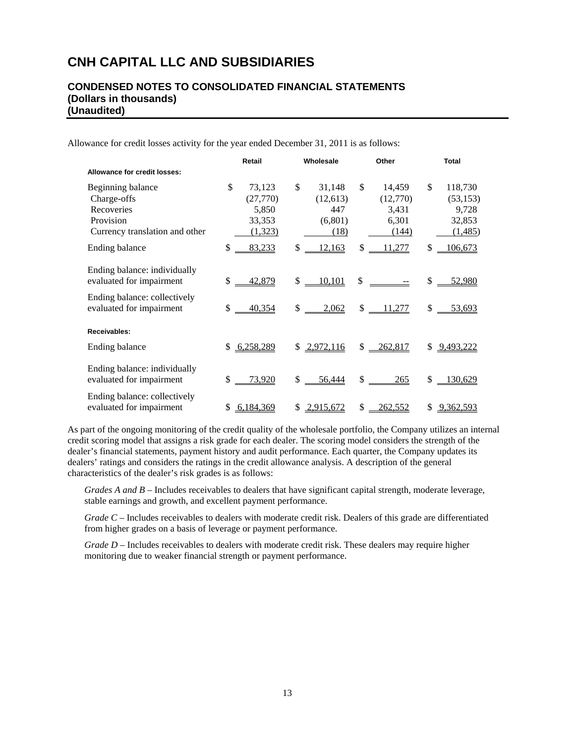# CNH CAPITAL LLC AND SUBSIDIARIES

## CONDENSED NOTES TO CONSOLIDATED FINANCIAL STATEMENTS
**(Dollars in thousands)**
**(Unaudited)**

Allowance for credit losses activity for the year ended December 31, 2011 is as follows:

| | Retail | Wholesale | Other | Total |
|---|---|---|---|---|
| **Allowance for credit losses:** | | | | |
| Beginning balance | $ 73,123 | $ 31,148 | $ 14,459 | $ 118,730 |
| Charge-offs | (27,770) | (12,613) | (12,770) | (53,153) |
| Recoveries | 5,850 | 447 | 3,431 | 9,728 |
| Provision | 33,353 | (6,801) | 6,301 | 32,853 |
| Currency translation and other | (1,323) | (18) | (144) | (1,485) |
| Ending balance | $ 83,233 | $ 12,163 | $ 11,277 | $ 106,673 |
| Ending balance: individually evaluated for impairment | $ 42,879 | $ 10,101 | $ -- | $ 52,980 |
| Ending balance: collectively evaluated for impairment | $ 40,354 | $ 2,062 | $ 11,277 | $ 53,693 |
| **Receivables:** | | | | |
| Ending balance | $ 6,258,289 | $ 2,972,116 | $ 262,817 | $ 9,493,222 |
| Ending balance: individually evaluated for impairment | $ 73,920 | $ 56,444 | $ 265 | $ 130,629 |
| Ending balance: collectively evaluated for impairment | $ 6,184,369 | $ 2,915,672 | $ 262,552 | $ 9,362,593 |

As part of the ongoing monitoring of the credit quality of the wholesale portfolio, the Company utilizes an internal credit scoring model that assigns a risk grade for each dealer. The scoring model considers the strength of the dealer's financial statements, payment history and audit performance. Each quarter, the Company updates its dealers' ratings and considers the ratings in the credit allowance analysis. A description of the general characteristics of the dealer's risk grades is as follows:

*Grades A and B* – Includes receivables to dealers that have significant capital strength, moderate leverage, stable earnings and growth, and excellent payment performance.

*Grade C* – Includes receivables to dealers with moderate credit risk. Dealers of this grade are differentiated from higher grades on a basis of leverage or payment performance.

*Grade D* – Includes receivables to dealers with moderate credit risk. These dealers may require higher monitoring due to weaker financial strength or payment performance.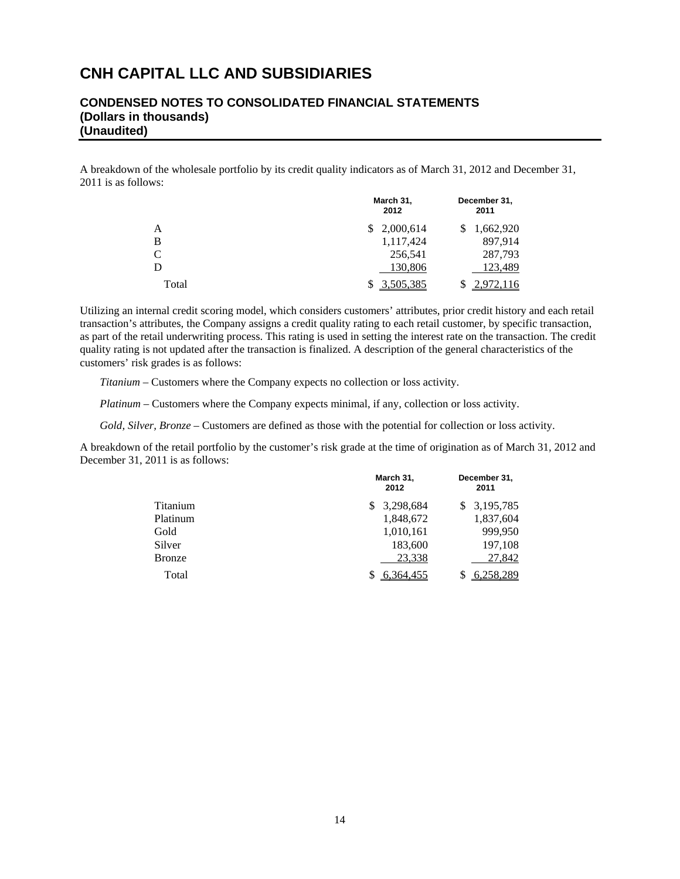# CNH CAPITAL LLC AND SUBSIDIARIES

## CONDENSED NOTES TO CONSOLIDATED FINANCIAL STATEMENTS
**(Dollars in thousands)**
**(Unaudited)**

A breakdown of the wholesale portfolio by its credit quality indicators as of March 31, 2012 and December 31, 2011 is as follows:

| | March 31, 2012 | December 31, 2011 |
|---|---|---|
| A | $ 2,000,614 | $ 1,662,920 |
| B | 1,117,424 | 897,914 |
| C | 256,541 | 287,793 |
| D | 130,806 | 123,489 |
| Total | $ 3,505,385 | $ 2,972,116 |

Utilizing an internal credit scoring model, which considers customers' attributes, prior credit history and each retail transaction's attributes, the Company assigns a credit quality rating to each retail customer, by specific transaction, as part of the retail underwriting process. This rating is used in setting the interest rate on the transaction. The credit quality rating is not updated after the transaction is finalized. A description of the general characteristics of the customers' risk grades is as follows:

*Titanium* – Customers where the Company expects no collection or loss activity.

*Platinum* – Customers where the Company expects minimal, if any, collection or loss activity.

*Gold, Silver, Bronze* – Customers are defined as those with the potential for collection or loss activity.

A breakdown of the retail portfolio by the customer's risk grade at the time of origination as of March 31, 2012 and December 31, 2011 is as follows:

| | March 31, 2012 | December 31, 2011 |
|---|---|---|
| Titanium | $ 3,298,684 | $ 3,195,785 |
| Platinum | 1,848,672 | 1,837,604 |
| Gold | 1,010,161 | 999,950 |
| Silver | 183,600 | 197,108 |
| Bronze | 23,338 | 27,842 |
| Total | $ 6,364,455 | $ 6,258,289 |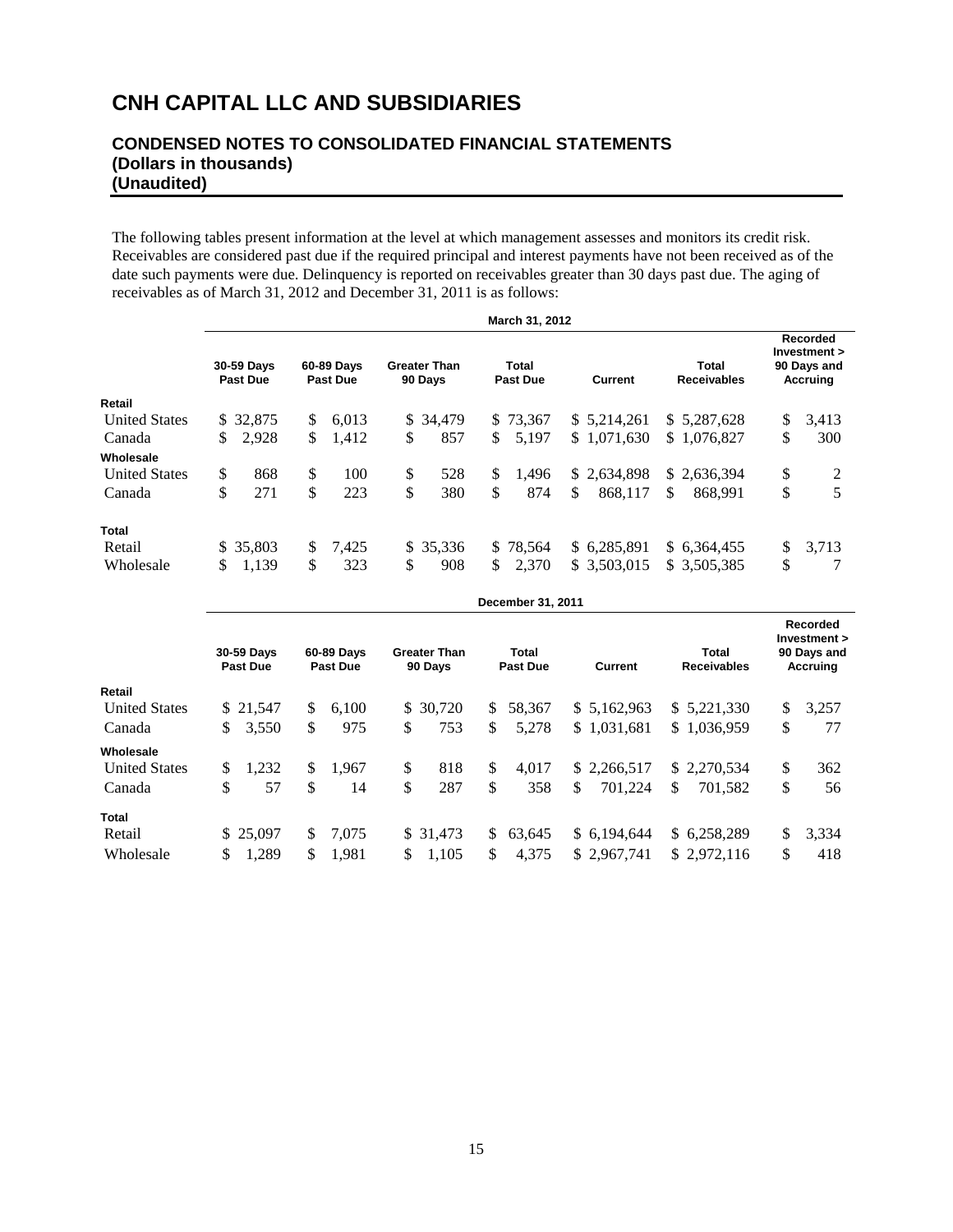# CNH CAPITAL LLC AND SUBSIDIARIES

## CONDENSED NOTES TO CONSOLIDATED FINANCIAL STATEMENTS
## (Dollars in thousands)
## (Unaudited)

The following tables present information at the level at which management assesses and monitors its credit risk. Receivables are considered past due if the required principal and interest payments have not been received as of the date such payments were due. Delinquency is reported on receivables greater than 30 days past due. The aging of receivables as of March 31, 2012 and December 31, 2011 is as follows:

| | March 31, 2012 | | | | | | |
|---|---|---|---|---|---|---|---|
| | 30-59 Days Past Due | 60-89 Days Past Due | Greater Than 90 Days | Total Past Due | Current | Total Receivables | Recorded Investment > 90 Days and Accruing |
| **Retail** | | | | | | | |
| United States | $ 32,875 | $ 6,013 | $ 34,479 | $ 73,367 | $ 5,214,261 | $ 5,287,628 | $ 3,413 |
| Canada | $ 2,928 | $ 1,412 | $ 857 | $ 5,197 | $ 1,071,630 | $ 1,076,827 | $ 300 |
| **Wholesale** | | | | | | | |
| United States | $ 868 | $ 100 | $ 528 | $ 1,496 | $ 2,634,898 | $ 2,636,394 | $ 2 |
| Canada | $ 271 | $ 223 | $ 380 | $ 874 | $ 868,117 | $ 868,991 | $ 5 |
| **Total** | | | | | | | |
| Retail | $ 35,803 | $ 7,425 | $ 35,336 | $ 78,564 | $ 6,285,891 | $ 6,364,455 | $ 3,713 |
| Wholesale | $ 1,139 | $ 323 | $ 908 | $ 2,370 | $ 3,503,015 | $ 3,505,385 | $ 7 |

| | December 31, 2011 | | | | | | |
|---|---|---|---|---|---|---|---|
| | 30-59 Days Past Due | 60-89 Days Past Due | Greater Than 90 Days | Total Past Due | Current | Total Receivables | Recorded Investment > 90 Days and Accruing |
| **Retail** | | | | | | | |
| United States | $ 21,547 | $ 6,100 | $ 30,720 | $ 58,367 | $ 5,162,963 | $ 5,221,330 | $ 3,257 |
| Canada | $ 3,550 | $ 975 | $ 753 | $ 5,278 | $ 1,031,681 | $ 1,036,959 | $ 77 |
| **Wholesale** | | | | | | | |
| United States | $ 1,232 | $ 1,967 | $ 818 | $ 4,017 | $ 2,266,517 | $ 2,270,534 | $ 362 |
| Canada | $ 57 | $ 14 | $ 287 | $ 358 | $ 701,224 | $ 701,582 | $ 56 |
| **Total** | | | | | | | |
| Retail | $ 25,097 | $ 7,075 | $ 31,473 | $ 63,645 | $ 6,194,644 | $ 6,258,289 | $ 3,334 |
| Wholesale | $ 1,289 | $ 1,981 | $ 1,105 | $ 4,375 | $ 2,967,741 | $ 2,972,116 | $ 418 |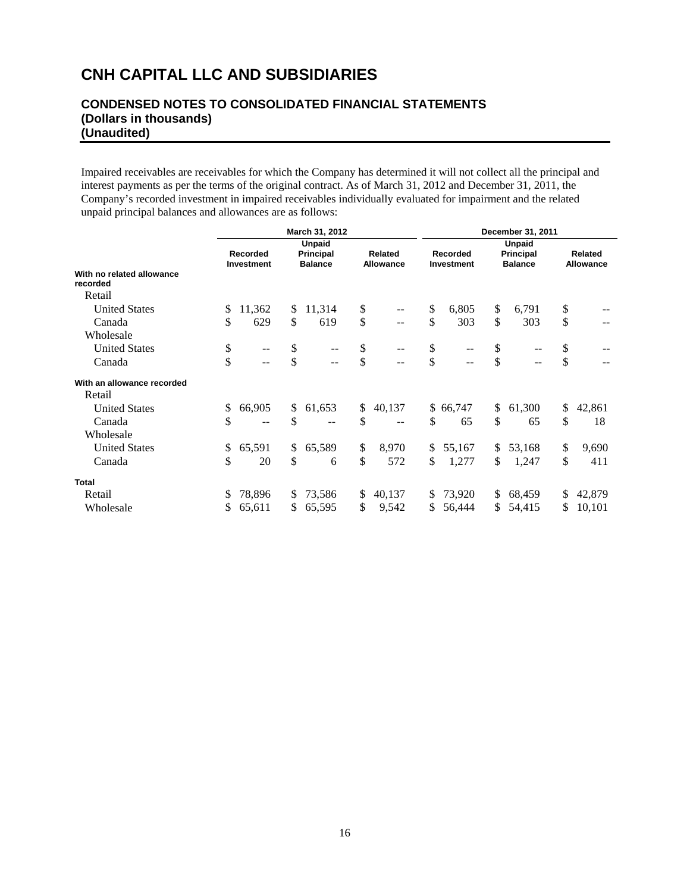# CNH CAPITAL LLC AND SUBSIDIARIES

## CONDENSED NOTES TO CONSOLIDATED FINANCIAL STATEMENTS
## (Dollars in thousands)
## (Unaudited)

Impaired receivables are receivables for which the Company has determined it will not collect all the principal and interest payments as per the terms of the original contract. As of March 31, 2012 and December 31, 2011, the Company's recorded investment in impaired receivables individually evaluated for impairment and the related unpaid principal balances and allowances are as follows:

| | March 31, 2012 | | | December 31, 2011 | | |
|---|---|---|---|---|---|---|
| | Recorded Investment | Unpaid Principal Balance | Related Allowance | Recorded Investment | Unpaid Principal Balance | Related Allowance |
| **With no related allowance recorded** | | | | | | |
| Retail | | | | | | |
| United States | $ 11,362 | $ 11,314 | $ -- | $ 6,805 | $ 6,791 | $ -- |
| Canada | $ 629 | $ 619 | $ -- | $ 303 | $ 303 | $ -- |
| Wholesale | | | | | | |
| United States | $ -- | $ -- | $ -- | $ -- | $ -- | $ -- |
| Canada | $ -- | $ -- | $ -- | $ -- | $ -- | $ -- |
| **With an allowance recorded** | | | | | | |
| Retail | | | | | | |
| United States | $ 66,905 | $ 61,653 | $ 40,137 | $ 66,747 | $ 61,300 | $ 42,861 |
| Canada | $ -- | $ -- | $ -- | $ 65 | $ 65 | $ 18 |
| Wholesale | | | | | | |
| United States | $ 65,591 | $ 65,589 | $ 8,970 | $ 55,167 | $ 53,168 | $ 9,690 |
| Canada | $ 20 | $ 6 | $ 572 | $ 1,277 | $ 1,247 | $ 411 |
| **Total** | | | | | | |
| Retail | $ 78,896 | $ 73,586 | $ 40,137 | $ 73,920 | $ 68,459 | $ 42,879 |
| Wholesale | $ 65,611 | $ 65,595 | $ 9,542 | $ 56,444 | $ 54,415 | $ 10,101 |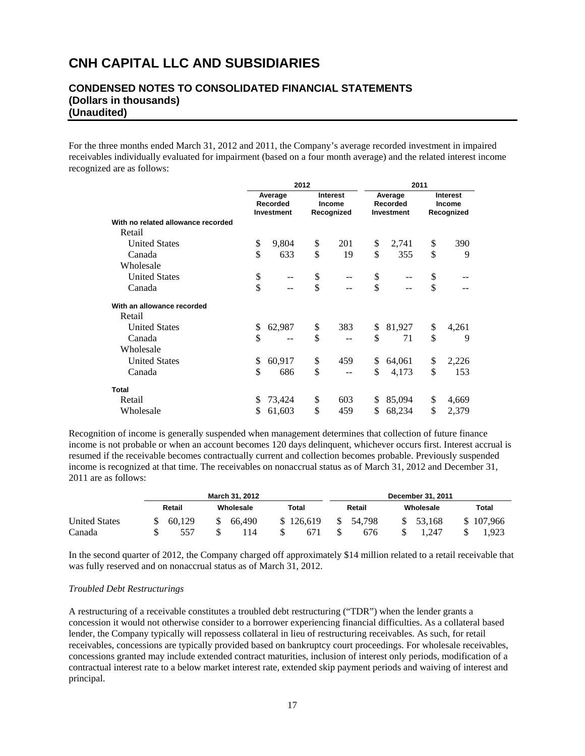# CNH CAPITAL LLC AND SUBSIDIARIES

## CONDENSED NOTES TO CONSOLIDATED FINANCIAL STATEMENTS
## (Dollars in thousands)
## (Unaudited)

For the three months ended March 31, 2012 and 2011, the Company's average recorded investment in impaired receivables individually evaluated for impairment (based on a four month average) and the related interest income recognized are as follows:

| | 2012 | | 2011 | |
|---|---|---|---|---|
| | Average Recorded Investment | Interest Income Recognized | Average Recorded Investment | Interest Income Recognized |
| **With no related allowance recorded** | | | | |
| Retail | | | | |
| United States | $ 9,804 | $ 201 | $ 2,741 | $ 390 |
| Canada | $ 633 | $ 19 | $ 355 | $ 9 |
| Wholesale | | | | |
| United States | $ -- | $ -- | $ -- | $ -- |
| Canada | $ -- | $ -- | $ -- | $ -- |
| **With an allowance recorded** | | | | |
| Retail | | | | |
| United States | $ 62,987 | $ 383 | $ 81,927 | $ 4,261 |
| Canada | $ -- | $ -- | $ 71 | $ 9 |
| Wholesale | | | | |
| United States | $ 60,917 | $ 459 | $ 64,061 | $ 2,226 |
| Canada | $ 686 | $ -- | $ 4,173 | $ 153 |
| **Total** | | | | |
| Retail | $ 73,424 | $ 603 | $ 85,094 | $ 4,669 |
| Wholesale | $ 61,603 | $ 459 | $ 68,234 | $ 2,379 |

Recognition of income is generally suspended when management determines that collection of future finance income is not probable or when an account becomes 120 days delinquent, whichever occurs first. Interest accrual is resumed if the receivable becomes contractually current and collection becomes probable. Previously suspended income is recognized at that time. The receivables on nonaccrual status as of March 31, 2012 and December 31, 2011 are as follows:

| | March 31, 2012 | | | December 31, 2011 | | |
|---|---|---|---|---|---|---|
| | Retail | Wholesale | Total | Retail | Wholesale | Total |
| United States | $ 60,129 | $ 66,490 | $ 126,619 | $ 54,798 | $ 53,168 | $ 107,966 |
| Canada | $ 557 | $ 114 | $ 671 | $ 676 | $ 1,247 | $ 1,923 |

In the second quarter of 2012, the Company charged off approximately $14 million related to a retail receivable that was fully reserved and on nonaccrual status as of March 31, 2012.

*Troubled Debt Restructurings*

A restructuring of a receivable constitutes a troubled debt restructuring ("TDR") when the lender grants a concession it would not otherwise consider to a borrower experiencing financial difficulties. As a collateral based lender, the Company typically will repossess collateral in lieu of restructuring receivables. As such, for retail receivables, concessions are typically provided based on bankruptcy court proceedings. For wholesale receivables, concessions granted may include extended contract maturities, inclusion of interest only periods, modification of a contractual interest rate to a below market interest rate, extended skip payment periods and waiving of interest and principal.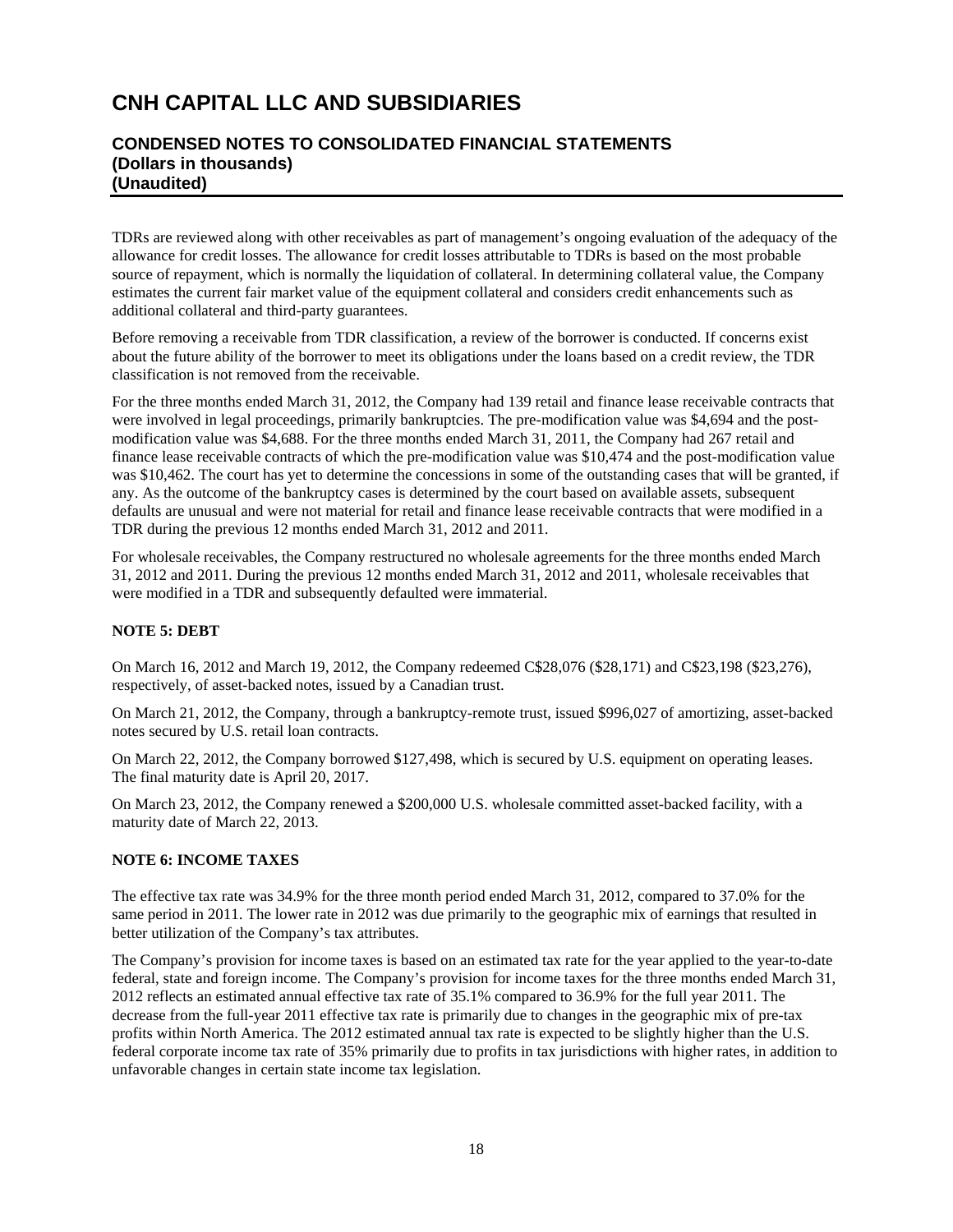TDRs are reviewed along with other receivables as part of management's ongoing evaluation of the adequacy of the allowance for credit losses. The allowance for credit losses attributable to TDRs is based on the most probable source of repayment, which is normally the liquidation of collateral. In determining collateral value, the Company estimates the current fair market value of the equipment collateral and considers credit enhancements such as additional collateral and third-party guarantees.

Before removing a receivable from TDR classification, a review of the borrower is conducted. If concerns exist about the future ability of the borrower to meet its obligations under the loans based on a credit review, the TDR classification is not removed from the receivable.

For the three months ended March 31, 2012, the Company had 139 retail and finance lease receivable contracts that were involved in legal proceedings, primarily bankruptcies. The pre-modification value was $4,694 and the post-modification value was $4,688. For the three months ended March 31, 2011, the Company had 267 retail and finance lease receivable contracts of which the pre-modification value was $10,474 and the post-modification value was $10,462. The court has yet to determine the concessions in some of the outstanding cases that will be granted, if any. As the outcome of the bankruptcy cases is determined by the court based on available assets, subsequent defaults are unusual and were not material for retail and finance lease receivable contracts that were modified in a TDR during the previous 12 months ended March 31, 2012 and 2011.

For wholesale receivables, the Company restructured no wholesale agreements for the three months ended March 31, 2012 and 2011. During the previous 12 months ended March 31, 2012 and 2011, wholesale receivables that were modified in a TDR and subsequently defaulted were immaterial.

**NOTE 5: DEBT**

On March 16, 2012 and March 19, 2012, the Company redeemed C$28,076 ($28,171) and C$23,198 ($23,276), respectively, of asset-backed notes, issued by a Canadian trust.

On March 21, 2012, the Company, through a bankruptcy-remote trust, issued $996,027 of amortizing, asset-backed notes secured by U.S. retail loan contracts.

On March 22, 2012, the Company borrowed $127,498, which is secured by U.S. equipment on operating leases. The final maturity date is April 20, 2017.

On March 23, 2012, the Company renewed a $200,000 U.S. wholesale committed asset-backed facility, with a maturity date of March 22, 2013.

**NOTE 6: INCOME TAXES**

The effective tax rate was 34.9% for the three month period ended March 31, 2012, compared to 37.0% for the same period in 2011. The lower rate in 2012 was due primarily to the geographic mix of earnings that resulted in better utilization of the Company's tax attributes.

The Company's provision for income taxes is based on an estimated tax rate for the year applied to the year-to-date federal, state and foreign income. The Company's provision for income taxes for the three months ended March 31, 2012 reflects an estimated annual effective tax rate of 35.1% compared to 36.9% for the full year 2011. The decrease from the full-year 2011 effective tax rate is primarily due to changes in the geographic mix of pre-tax profits within North America. The 2012 estimated annual tax rate is expected to be slightly higher than the U.S. federal corporate income tax rate of 35% primarily due to profits in tax jurisdictions with higher rates, in addition to unfavorable changes in certain state income tax legislation.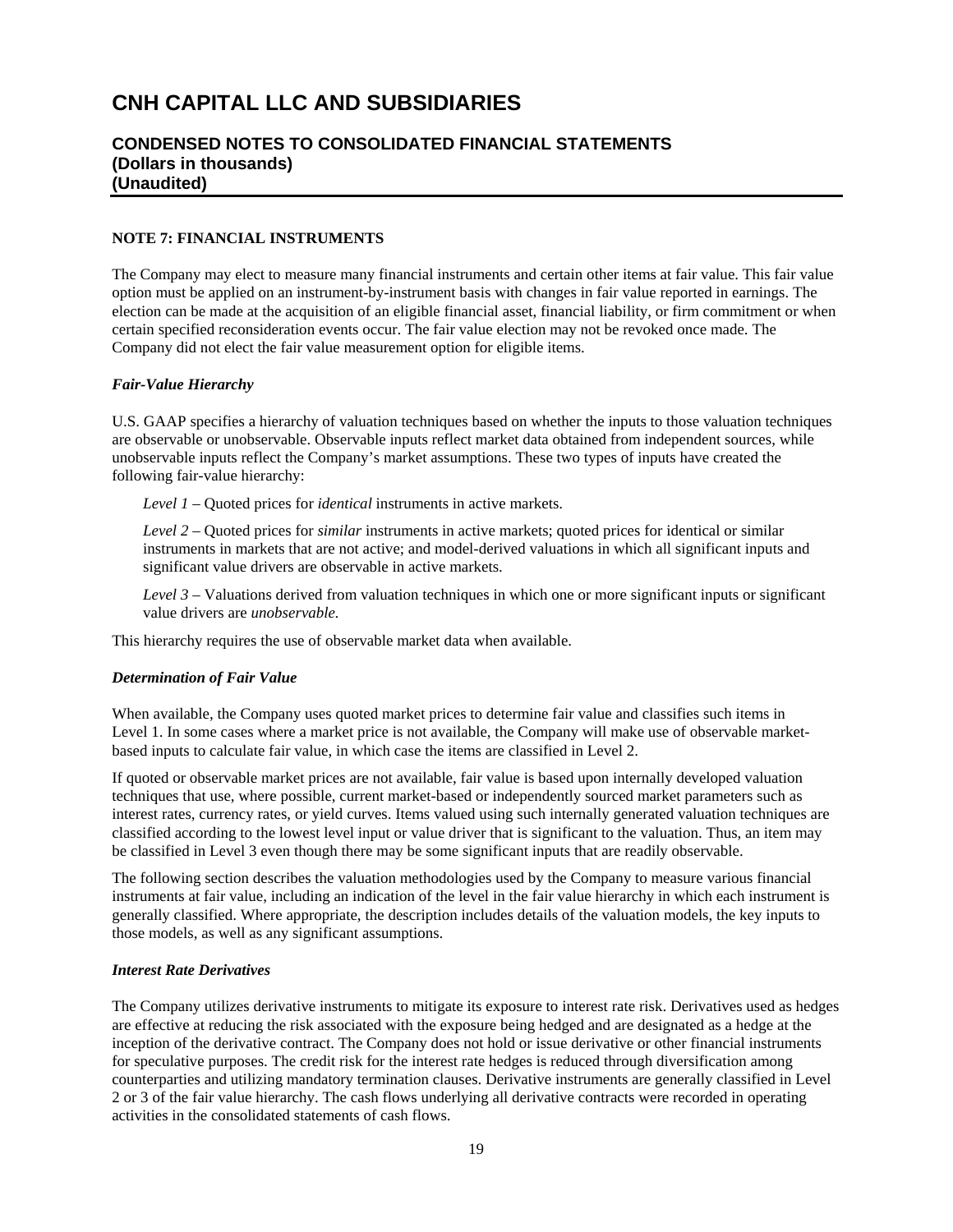# CNH CAPITAL LLC AND SUBSIDIARIES

## CONDENSED NOTES TO CONSOLIDATED FINANCIAL STATEMENTS
## (Dollars in thousands)
## (Unaudited)

**NOTE 7: FINANCIAL INSTRUMENTS**

The Company may elect to measure many financial instruments and certain other items at fair value. This fair value option must be applied on an instrument-by-instrument basis with changes in fair value reported in earnings. The election can be made at the acquisition of an eligible financial asset, financial liability, or firm commitment or when certain specified reconsideration events occur. The fair value election may not be revoked once made. The Company did not elect the fair value measurement option for eligible items.

***Fair-Value Hierarchy***

U.S. GAAP specifies a hierarchy of valuation techniques based on whether the inputs to those valuation techniques are observable or unobservable. Observable inputs reflect market data obtained from independent sources, while unobservable inputs reflect the Company's market assumptions. These two types of inputs have created the following fair-value hierarchy:

*Level 1* – Quoted prices for *identical* instruments in active markets.

*Level 2* – Quoted prices for *similar* instruments in active markets; quoted prices for identical or similar instruments in markets that are not active; and model-derived valuations in which all significant inputs and significant value drivers are observable in active markets.

*Level 3* – Valuations derived from valuation techniques in which one or more significant inputs or significant value drivers are *unobservable.*

This hierarchy requires the use of observable market data when available.

***Determination of Fair Value***

When available, the Company uses quoted market prices to determine fair value and classifies such items in Level 1. In some cases where a market price is not available, the Company will make use of observable market-based inputs to calculate fair value, in which case the items are classified in Level 2.

If quoted or observable market prices are not available, fair value is based upon internally developed valuation techniques that use, where possible, current market-based or independently sourced market parameters such as interest rates, currency rates, or yield curves. Items valued using such internally generated valuation techniques are classified according to the lowest level input or value driver that is significant to the valuation. Thus, an item may be classified in Level 3 even though there may be some significant inputs that are readily observable.

The following section describes the valuation methodologies used by the Company to measure various financial instruments at fair value, including an indication of the level in the fair value hierarchy in which each instrument is generally classified. Where appropriate, the description includes details of the valuation models, the key inputs to those models, as well as any significant assumptions.

***Interest Rate Derivatives***

The Company utilizes derivative instruments to mitigate its exposure to interest rate risk. Derivatives used as hedges are effective at reducing the risk associated with the exposure being hedged and are designated as a hedge at the inception of the derivative contract. The Company does not hold or issue derivative or other financial instruments for speculative purposes. The credit risk for the interest rate hedges is reduced through diversification among counterparties and utilizing mandatory termination clauses. Derivative instruments are generally classified in Level 2 or 3 of the fair value hierarchy. The cash flows underlying all derivative contracts were recorded in operating activities in the consolidated statements of cash flows.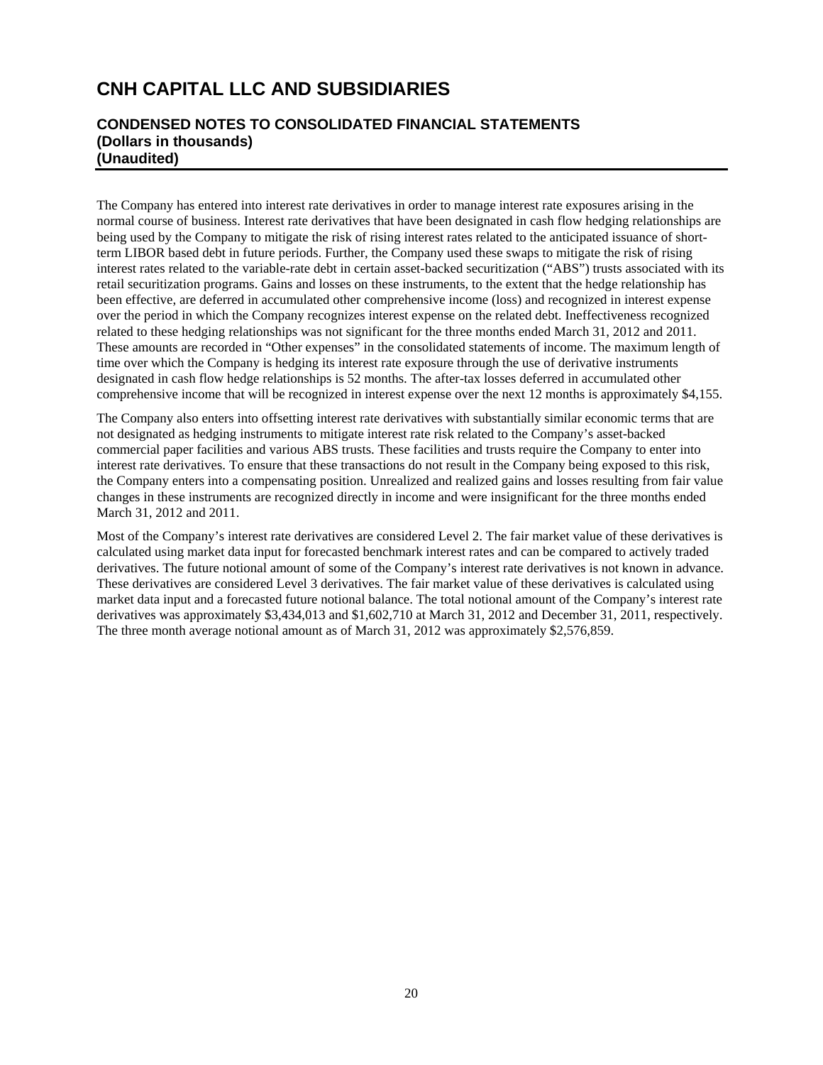# CNH CAPITAL LLC AND SUBSIDIARIES

## CONDENSED NOTES TO CONSOLIDATED FINANCIAL STATEMENTS
## (Dollars in thousands)
## (Unaudited)

The Company has entered into interest rate derivatives in order to manage interest rate exposures arising in the normal course of business. Interest rate derivatives that have been designated in cash flow hedging relationships are being used by the Company to mitigate the risk of rising interest rates related to the anticipated issuance of short-term LIBOR based debt in future periods. Further, the Company used these swaps to mitigate the risk of rising interest rates related to the variable-rate debt in certain asset-backed securitization ("ABS") trusts associated with its retail securitization programs. Gains and losses on these instruments, to the extent that the hedge relationship has been effective, are deferred in accumulated other comprehensive income (loss) and recognized in interest expense over the period in which the Company recognizes interest expense on the related debt. Ineffectiveness recognized related to these hedging relationships was not significant for the three months ended March 31, 2012 and 2011. These amounts are recorded in "Other expenses" in the consolidated statements of income. The maximum length of time over which the Company is hedging its interest rate exposure through the use of derivative instruments designated in cash flow hedge relationships is 52 months. The after-tax losses deferred in accumulated other comprehensive income that will be recognized in interest expense over the next 12 months is approximately $4,155.

The Company also enters into offsetting interest rate derivatives with substantially similar economic terms that are not designated as hedging instruments to mitigate interest rate risk related to the Company's asset-backed commercial paper facilities and various ABS trusts. These facilities and trusts require the Company to enter into interest rate derivatives. To ensure that these transactions do not result in the Company being exposed to this risk, the Company enters into a compensating position. Unrealized and realized gains and losses resulting from fair value changes in these instruments are recognized directly in income and were insignificant for the three months ended March 31, 2012 and 2011.

Most of the Company's interest rate derivatives are considered Level 2. The fair market value of these derivatives is calculated using market data input for forecasted benchmark interest rates and can be compared to actively traded derivatives. The future notional amount of some of the Company's interest rate derivatives is not known in advance. These derivatives are considered Level 3 derivatives. The fair market value of these derivatives is calculated using market data input and a forecasted future notional balance. The total notional amount of the Company's interest rate derivatives was approximately $3,434,013 and $1,602,710 at March 31, 2012 and December 31, 2011, respectively. The three month average notional amount as of March 31, 2012 was approximately $2,576,859.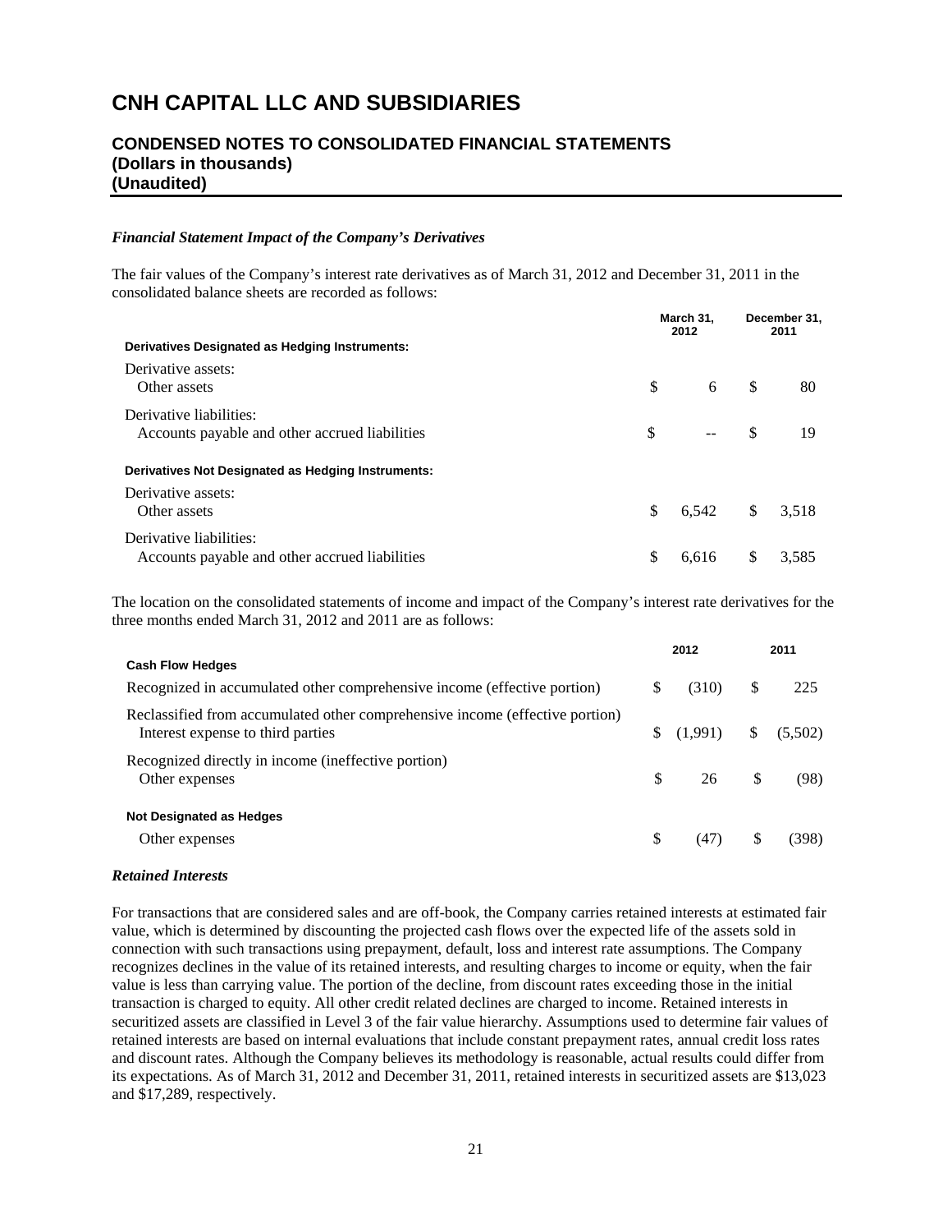# CNH CAPITAL LLC AND SUBSIDIARIES

## CONDENSED NOTES TO CONSOLIDATED FINANCIAL STATEMENTS
**(Dollars in thousands)**
**(Unaudited)**

***Financial Statement Impact of the Company's Derivatives***

The fair values of the Company's interest rate derivatives as of March 31, 2012 and December 31, 2011 in the consolidated balance sheets are recorded as follows:

| | March 31, 2012 | December 31, 2011 |
|---|---|---|
| **Derivatives Designated as Hedging Instruments:** | | |
| Derivative assets: | | |
| Other assets | $ 6 | $ 80 |
| Derivative liabilities: | | |
| Accounts payable and other accrued liabilities | $ -- | $ 19 |
| **Derivatives Not Designated as Hedging Instruments:** | | |
| Derivative assets: | | |
| Other assets | $ 6,542 | $ 3,518 |
| Derivative liabilities: | | |
| Accounts payable and other accrued liabilities | $ 6,616 | $ 3,585 |

The location on the consolidated statements of income and impact of the Company's interest rate derivatives for the three months ended March 31, 2012 and 2011 are as follows:

| | 2012 | 2011 |
|---|---|---|
| **Cash Flow Hedges** | | |
| Recognized in accumulated other comprehensive income (effective portion) | $ (310) | $ 225 |
| Reclassified from accumulated other comprehensive income (effective portion) Interest expense to third parties | $ (1,991) | $ (5,502) |
| Recognized directly in income (ineffective portion) Other expenses | $ 26 | $ (98) |
| **Not Designated as Hedges** | | |
| Other expenses | $ (47) | $ (398) |

***Retained Interests***

For transactions that are considered sales and are off-book, the Company carries retained interests at estimated fair value, which is determined by discounting the projected cash flows over the expected life of the assets sold in connection with such transactions using prepayment, default, loss and interest rate assumptions. The Company recognizes declines in the value of its retained interests, and resulting charges to income or equity, when the fair value is less than carrying value. The portion of the decline, from discount rates exceeding those in the initial transaction is charged to equity. All other credit related declines are charged to income. Retained interests in securitized assets are classified in Level 3 of the fair value hierarchy. Assumptions used to determine fair values of retained interests are based on internal evaluations that include constant prepayment rates, annual credit loss rates and discount rates. Although the Company believes its methodology is reasonable, actual results could differ from its expectations. As of March 31, 2012 and December 31, 2011, retained interests in securitized assets are $13,023 and $17,289, respectively.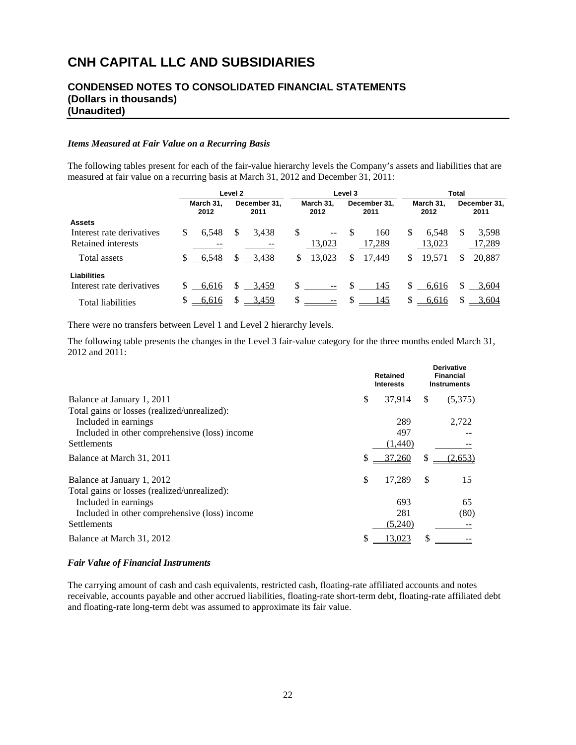# CNH CAPITAL LLC AND SUBSIDIARIES

## CONDENSED NOTES TO CONSOLIDATED FINANCIAL STATEMENTS
## (Dollars in thousands)
## (Unaudited)

### *Items Measured at Fair Value on a Recurring Basis*

The following tables present for each of the fair-value hierarchy levels the Company's assets and liabilities that are measured at fair value on a recurring basis at March 31, 2012 and December 31, 2011:

| | Level 2 | | Level 3 | | Total | |
|---|---|---|---|---|---|---|
| | March 31, 2012 | December 31, 2011 | March 31, 2012 | December 31, 2011 | March 31, 2012 | December 31, 2011 |
| **Assets** | | | | | | |
| Interest rate derivatives | $ 6,548 | $ 3,438 | $ -- | $ 160 | $ 6,548 | $ 3,598 |
| Retained interests | -- | -- | 13,023 | 17,289 | 13,023 | 17,289 |
| Total assets | $ 6,548 | $ 3,438 | $ 13,023 | $ 17,449 | $ 19,571 | $ 20,887 |
| **Liabilities** | | | | | | |
| Interest rate derivatives | $ 6,616 | $ 3,459 | $ -- | $ 145 | $ 6,616 | $ 3,604 |
| Total liabilities | $ 6,616 | $ 3,459 | $ -- | $ 145 | $ 6,616 | $ 3,604 |

There were no transfers between Level 1 and Level 2 hierarchy levels.

The following table presents the changes in the Level 3 fair-value category for the three months ended March 31, 2012 and 2011:

| | Retained Interests | Derivative Financial Instruments |
|---|---|---|
| Balance at January 1, 2011 | $ 37,914 | $ (5,375) |
| Total gains or losses (realized/unrealized): | | |
| Included in earnings | 289 | 2,722 |
| Included in other comprehensive (loss) income | 497 | -- |
| Settlements | (1,440) | -- |
| Balance at March 31, 2011 | $ 37,260 | $ (2,653) |
| Balance at January 1, 2012 | $ 17,289 | $ 15 |
| Total gains or losses (realized/unrealized): | | |
| Included in earnings | 693 | 65 |
| Included in other comprehensive (loss) income | 281 | (80) |
| Settlements | (5,240) | -- |
| Balance at March 31, 2012 | $ 13,023 | $ -- |

### *Fair Value of Financial Instruments*

The carrying amount of cash and cash equivalents, restricted cash, floating-rate affiliated accounts and notes receivable, accounts payable and other accrued liabilities, floating-rate short-term debt, floating-rate affiliated debt and floating-rate long-term debt was assumed to approximate its fair value.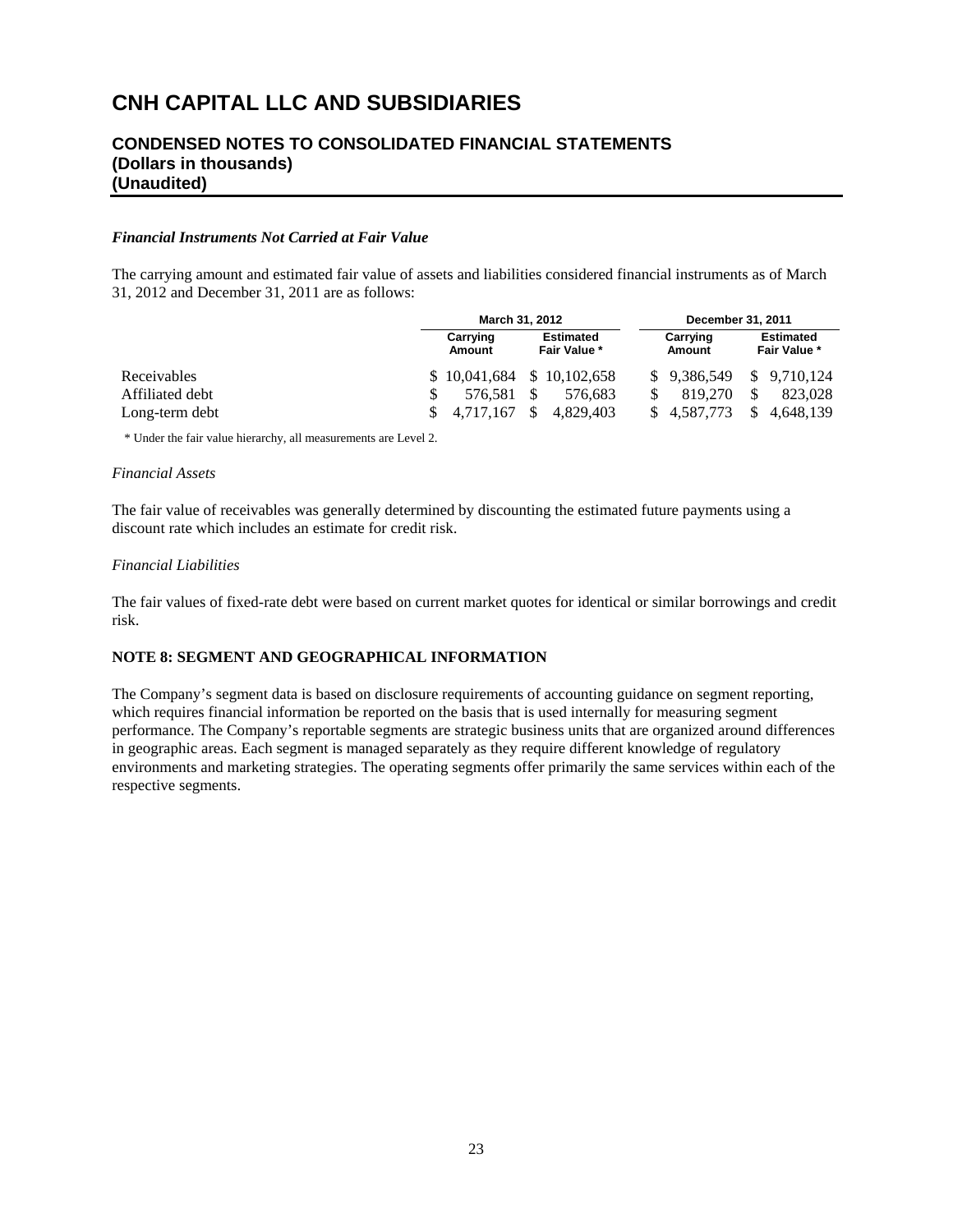# CNH CAPITAL LLC AND SUBSIDIARIES

## CONDENSED NOTES TO CONSOLIDATED FINANCIAL STATEMENTS
## (Dollars in thousands)
## (Unaudited)

***Financial Instruments Not Carried at Fair Value***

The carrying amount and estimated fair value of assets and liabilities considered financial instruments as of March 31, 2012 and December 31, 2011 are as follows:

| | March 31, 2012 | | December 31, 2011 | |
|---|---|---|---|---|
| | Carrying Amount | Estimated Fair Value * | Carrying Amount | Estimated Fair Value * |
| Receivables | $ 10,041,684 | $ 10,102,658 | $ 9,386,549 | $ 9,710,124 |
| Affiliated debt | $ 576,581 | $ 576,683 | $ 819,270 | $ 823,028 |
| Long-term debt | $ 4,717,167 | $ 4,829,403 | $ 4,587,773 | $ 4,648,139 |

\* Under the fair value hierarchy, all measurements are Level 2.

*Financial Assets*

The fair value of receivables was generally determined by discounting the estimated future payments using a discount rate which includes an estimate for credit risk.

*Financial Liabilities*

The fair values of fixed-rate debt were based on current market quotes for identical or similar borrowings and credit risk.

**NOTE 8: SEGMENT AND GEOGRAPHICAL INFORMATION**

The Company's segment data is based on disclosure requirements of accounting guidance on segment reporting, which requires financial information be reported on the basis that is used internally for measuring segment performance. The Company's reportable segments are strategic business units that are organized around differences in geographic areas. Each segment is managed separately as they require different knowledge of regulatory environments and marketing strategies. The operating segments offer primarily the same services within each of the respective segments.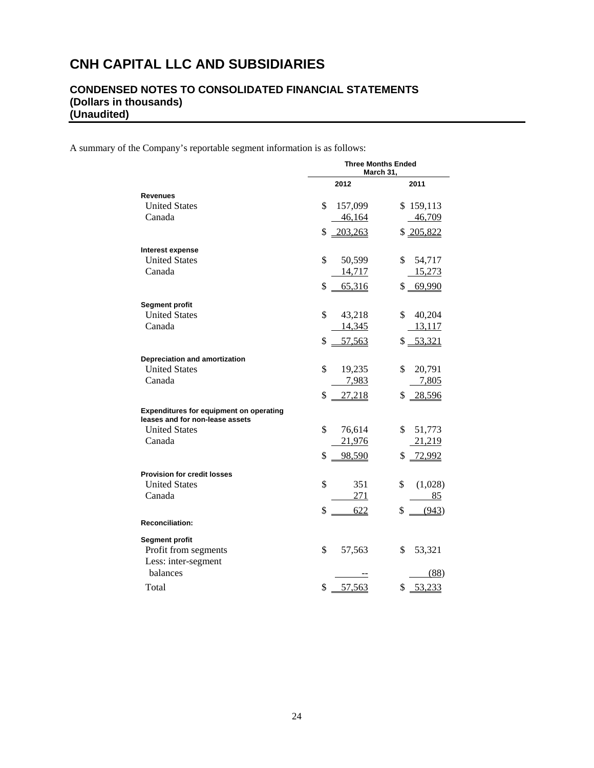# CNH CAPITAL LLC AND SUBSIDIARIES

## CONDENSED NOTES TO CONSOLIDATED FINANCIAL STATEMENTS
**(Dollars in thousands)**
**(Unaudited)**

A summary of the Company's reportable segment information is as follows:

| | Three Months Ended March 31, | |
|---|---|---|
| | 2012 | 2011 |
| **Revenues** | | |
| United States | $ 157,099 | $ 159,113 |
| Canada | 46,164 | 46,709 |
| | $ 203,263 | $ 205,822 |
| **Interest expense** | | |
| United States | $ 50,599 | $ 54,717 |
| Canada | 14,717 | 15,273 |
| | $ 65,316 | $ 69,990 |
| **Segment profit** | | |
| United States | $ 43,218 | $ 40,204 |
| Canada | 14,345 | 13,117 |
| | $ 57,563 | $ 53,321 |
| **Depreciation and amortization** | | |
| United States | $ 19,235 | $ 20,791 |
| Canada | 7,983 | 7,805 |
| | $ 27,218 | $ 28,596 |
| **Expenditures for equipment on operating leases and for non-lease assets** | | |
| United States | $ 76,614 | $ 51,773 |
| Canada | 21,976 | 21,219 |
| | $ 98,590 | $ 72,992 |
| **Provision for credit losses** | | |
| United States | $ 351 | $ (1,028) |
| Canada | 271 | 85 |
| | $ 622 | $ (943) |
| **Reconciliation:** | | |
| **Segment profit** | | |
| Profit from segments | $ 57,563 | $ 53,321 |
| Less: inter-segment balances | -- | (88) |
| Total | $ 57,563 | $ 53,233 |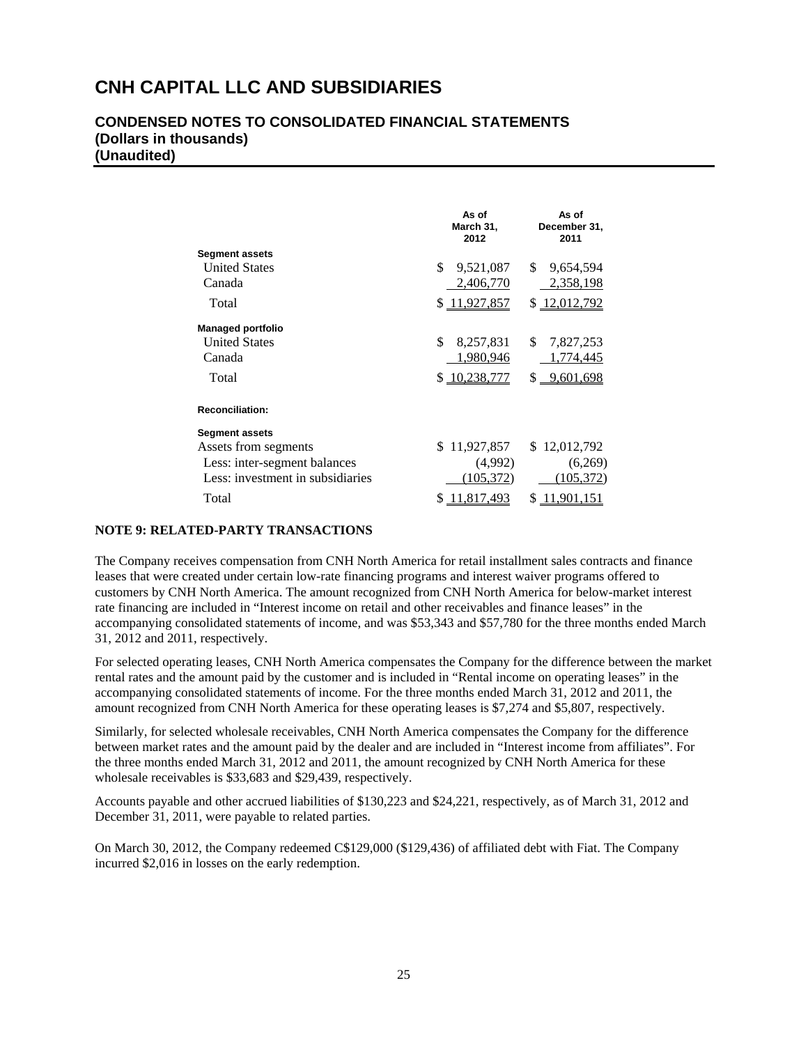# CNH CAPITAL LLC AND SUBSIDIARIES

## CONDENSED NOTES TO CONSOLIDATED FINANCIAL STATEMENTS
**(Dollars in thousands)**
**(Unaudited)**

| | As of March 31, 2012 | As of December 31, 2011 |
|---|---|---|
| **Segment assets** | | |
| United States | $ 9,521,087 | $ 9,654,594 |
| Canada | 2,406,770 | 2,358,198 |
| Total | $ 11,927,857 | $ 12,012,792 |
| **Managed portfolio** | | |
| United States | $ 8,257,831 | $ 7,827,253 |
| Canada | 1,980,946 | 1,774,445 |
| Total | $ 10,238,777 | $ 9,601,698 |
| **Reconciliation:** | | |
| **Segment assets** | | |
| Assets from segments | $ 11,927,857 | $ 12,012,792 |
| Less: inter-segment balances | (4,992) | (6,269) |
| Less: investment in subsidiaries | (105,372) | (105,372) |
| Total | $ 11,817,493 | $ 11,901,151 |

**NOTE 9: RELATED-PARTY TRANSACTIONS**

The Company receives compensation from CNH North America for retail installment sales contracts and finance leases that were created under certain low-rate financing programs and interest waiver programs offered to customers by CNH North America. The amount recognized from CNH North America for below-market interest rate financing are included in "Interest income on retail and other receivables and finance leases" in the accompanying consolidated statements of income, and was $53,343 and $57,780 for the three months ended March 31, 2012 and 2011, respectively.

For selected operating leases, CNH North America compensates the Company for the difference between the market rental rates and the amount paid by the customer and is included in "Rental income on operating leases" in the accompanying consolidated statements of income. For the three months ended March 31, 2012 and 2011, the amount recognized from CNH North America for these operating leases is $7,274 and $5,807, respectively.

Similarly, for selected wholesale receivables, CNH North America compensates the Company for the difference between market rates and the amount paid by the dealer and are included in "Interest income from affiliates". For the three months ended March 31, 2012 and 2011, the amount recognized by CNH North America for these wholesale receivables is $33,683 and $29,439, respectively.

Accounts payable and other accrued liabilities of $130,223 and $24,221, respectively, as of March 31, 2012 and December 31, 2011, were payable to related parties.

On March 30, 2012, the Company redeemed C$129,000 ($129,436) of affiliated debt with Fiat. The Company incurred $2,016 in losses on the early redemption.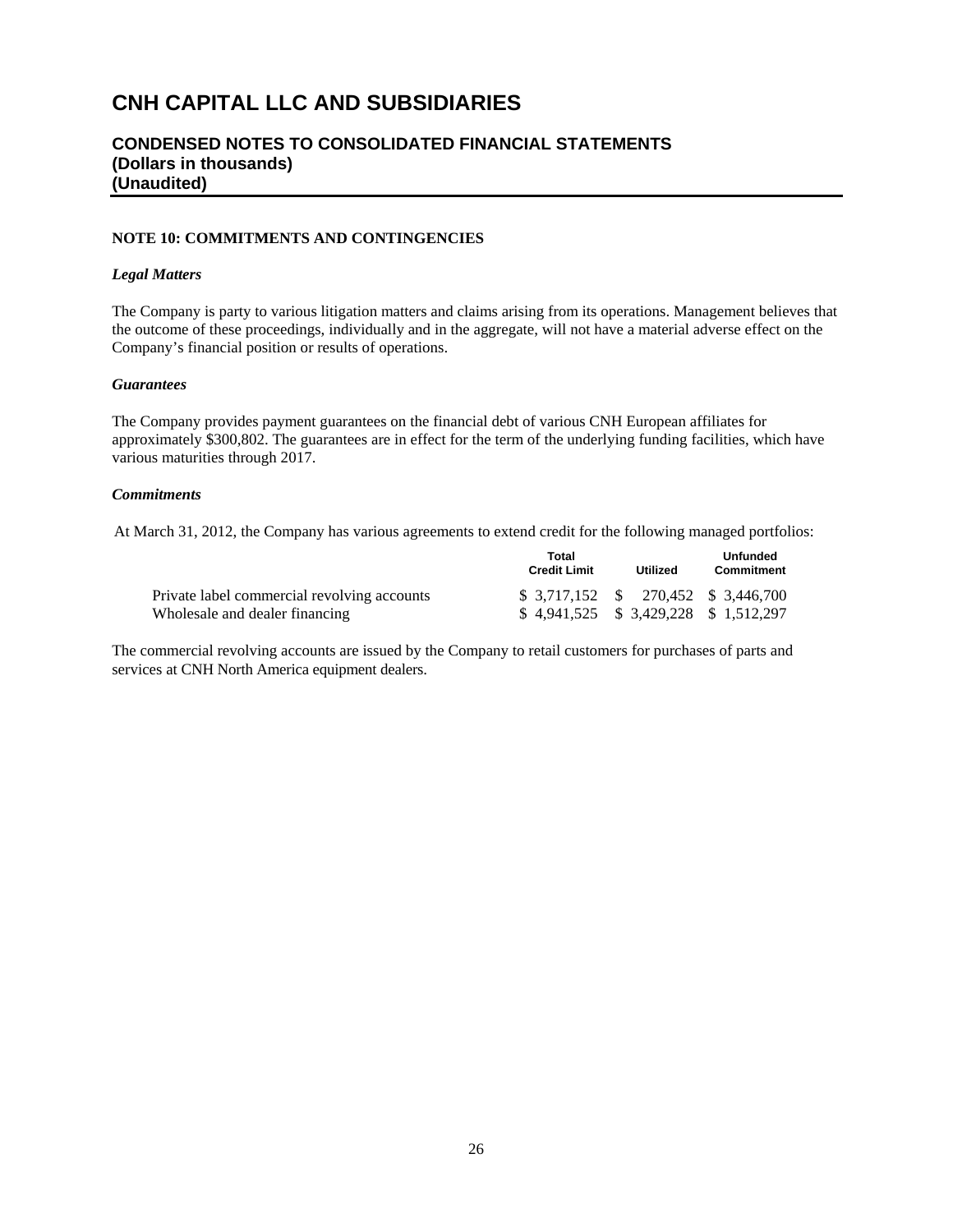# CNH CAPITAL LLC AND SUBSIDIARIES

## CONDENSED NOTES TO CONSOLIDATED FINANCIAL STATEMENTS
## (Dollars in thousands)
## (Unaudited)

### NOTE 10: COMMITMENTS AND CONTINGENCIES

***Legal Matters***

The Company is party to various litigation matters and claims arising from its operations. Management believes that the outcome of these proceedings, individually and in the aggregate, will not have a material adverse effect on the Company's financial position or results of operations.

***Guarantees***

The Company provides payment guarantees on the financial debt of various CNH European affiliates for approximately $300,802. The guarantees are in effect for the term of the underlying funding facilities, which have various maturities through 2017.

***Commitments***

At March 31, 2012, the Company has various agreements to extend credit for the following managed portfolios:

| | Total Credit Limit | Utilized | Unfunded Commitment |
|---|---|---|---|
| Private label commercial revolving accounts | $ 3,717,152 | $ 270,452 | $ 3,446,700 |
| Wholesale and dealer financing | $ 4,941,525 | $ 3,429,228 | $ 1,512,297 |

The commercial revolving accounts are issued by the Company to retail customers for purchases of parts and services at CNH North America equipment dealers.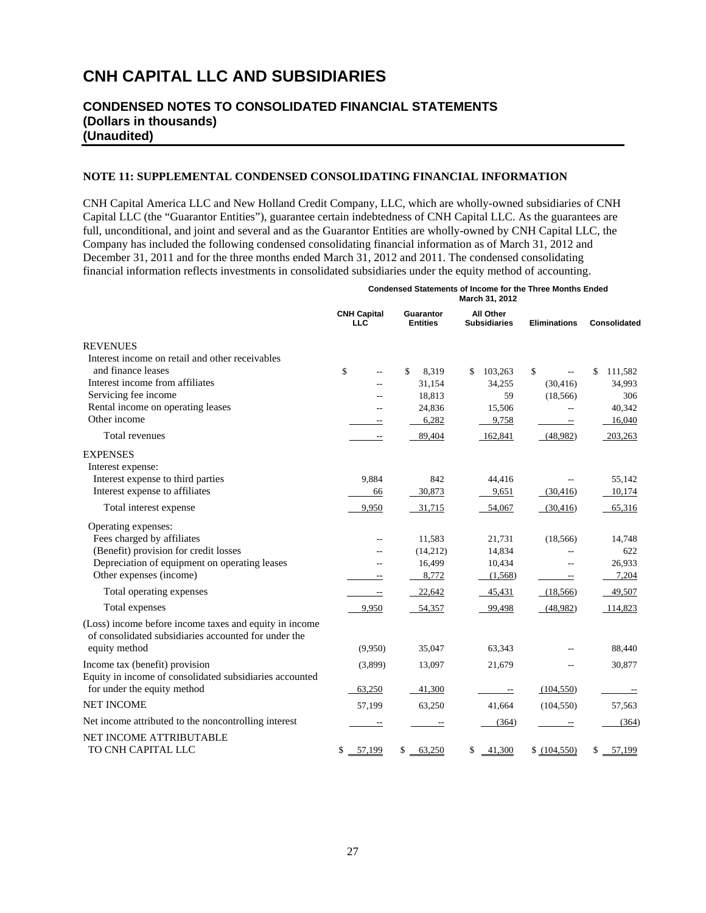# CNH CAPITAL LLC AND SUBSIDIARIES

## CONDENSED NOTES TO CONSOLIDATED FINANCIAL STATEMENTS
## (Dollars in thousands)
## (Unaudited)

**NOTE 11: SUPPLEMENTAL CONDENSED CONSOLIDATING FINANCIAL INFORMATION**

CNH Capital America LLC and New Holland Credit Company, LLC, which are wholly-owned subsidiaries of CNH Capital LLC (the "Guarantor Entities"), guarantee certain indebtedness of CNH Capital LLC. As the guarantees are full, unconditional, and joint and several and as the Guarantor Entities are wholly-owned by CNH Capital LLC, the Company has included the following condensed consolidating financial information as of March 31, 2012 and December 31, 2011 and for the three months ended March 31, 2012 and 2011. The condensed consolidating financial information reflects investments in consolidated subsidiaries under the equity method of accounting.

| | Condensed Statements of Income for the Three Months Ended March 31, 2012 | | | | |
|---|---|---|---|---|---|
| | CNH Capital LLC | Guarantor Entities | All Other Subsidiaries | Eliminations | Consolidated |
| REVENUES | | | | | |
| Interest income on retail and other receivables and finance leases | $ -- | $ 8,319 | $ 103,263 | $ -- | $ 111,582 |
| Interest income from affiliates | -- | 31,154 | 34,255 | (30,416) | 34,993 |
| Servicing fee income | -- | 18,813 | 59 | (18,566) | 306 |
| Rental income on operating leases | -- | 24,836 | 15,506 | -- | 40,342 |
| Other income | -- | 6,282 | 9,758 | -- | 16,040 |
| Total revenues | -- | 89,404 | 162,841 | (48,982) | 203,263 |
| EXPENSES | | | | | |
| Interest expense: | | | | | |
| Interest expense to third parties | 9,884 | 842 | 44,416 | -- | 55,142 |
| Interest expense to affiliates | 66 | 30,873 | 9,651 | (30,416) | 10,174 |
| Total interest expense | 9,950 | 31,715 | 54,067 | (30,416) | 65,316 |
| Operating expenses: | | | | | |
| Fees charged by affiliates | -- | 11,583 | 21,731 | (18,566) | 14,748 |
| (Benefit) provision for credit losses | -- | (14,212) | 14,834 | -- | 622 |
| Depreciation of equipment on operating leases | -- | 16,499 | 10,434 | -- | 26,933 |
| Other expenses (income) | -- | 8,772 | (1,568) | -- | 7,204 |
| Total operating expenses | -- | 22,642 | 45,431 | (18,566) | 49,507 |
| Total expenses | 9,950 | 54,357 | 99,498 | (48,982) | 114,823 |
| (Loss) income before income taxes and equity in income of consolidated subsidiaries accounted for under the equity method | (9,950) | 35,047 | 63,343 | -- | 88,440 |
| Income tax (benefit) provision | (3,899) | 13,097 | 21,679 | -- | 30,877 |
| Equity in income of consolidated subsidiaries accounted for under the equity method | 63,250 | 41,300 | -- | (104,550) | -- |
| NET INCOME | 57,199 | 63,250 | 41,664 | (104,550) | 57,563 |
| Net income attributed to the noncontrolling interest | -- | -- | (364) | -- | (364) |
| NET INCOME ATTRIBUTABLE TO CNH CAPITAL LLC | $ 57,199 | $ 63,250 | $ 41,300 | $ (104,550) | $ 57,199 |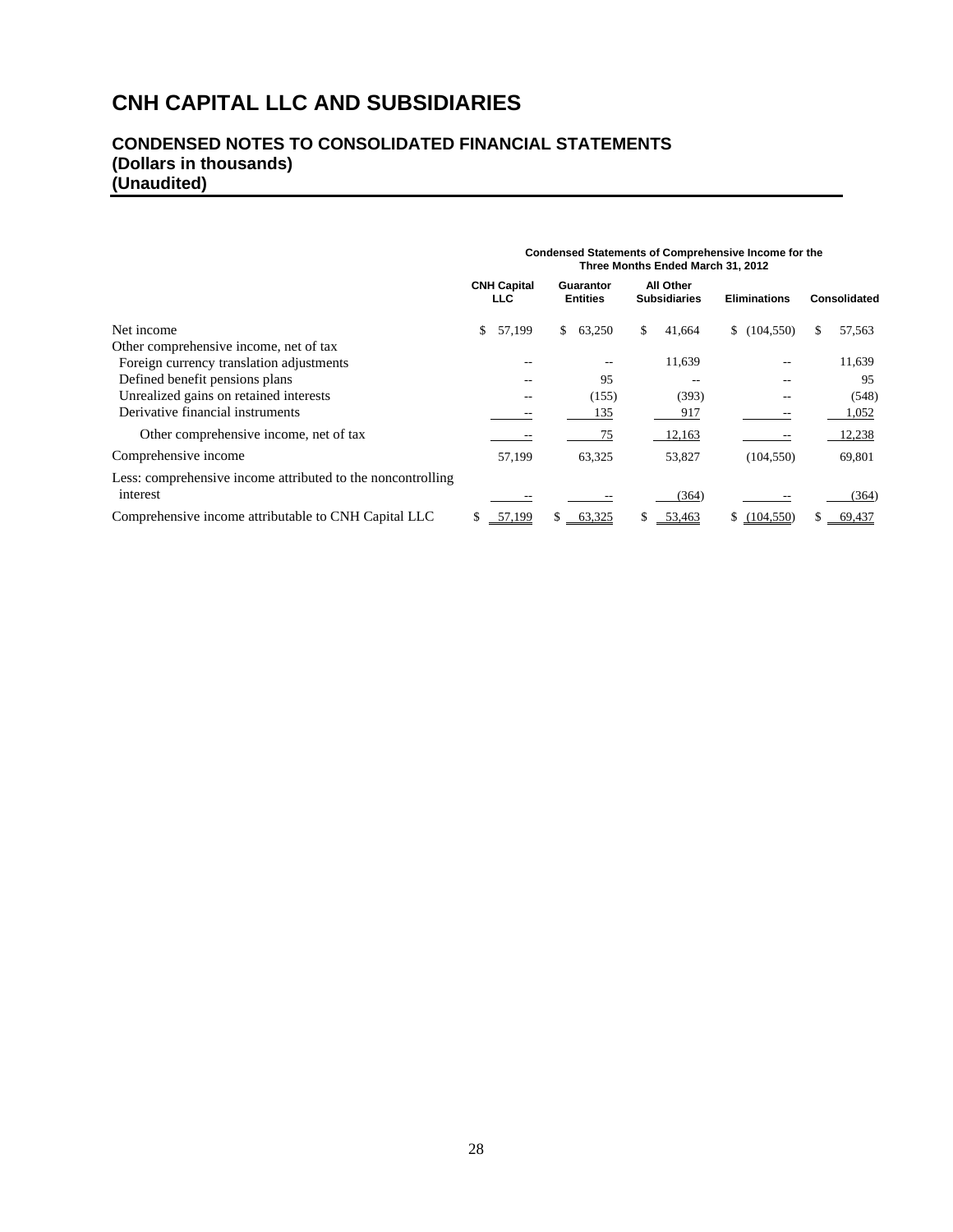# CNH CAPITAL LLC AND SUBSIDIARIES

## CONDENSED NOTES TO CONSOLIDATED FINANCIAL STATEMENTS
**(Dollars in thousands)**
**(Unaudited)**

| | Condensed Statements of Comprehensive Income for the Three Months Ended March 31, 2012 | | | | |
|---|---|---|---|---|---|
| | CNH Capital LLC | Guarantor Entities | All Other Subsidiaries | Eliminations | Consolidated |
| Net income | $ 57,199 | $ 63,250 | $ 41,664 | $ (104,550) | $ 57,563 |
| Other comprehensive income, net of tax | | | | | |
| Foreign currency translation adjustments | -- | -- | 11,639 | -- | 11,639 |
| Defined benefit pensions plans | -- | 95 | -- | -- | 95 |
| Unrealized gains on retained interests | -- | (155) | (393) | -- | (548) |
| Derivative financial instruments | -- | 135 | 917 | -- | 1,052 |
| Other comprehensive income, net of tax | -- | 75 | 12,163 | -- | 12,238 |
| Comprehensive income | 57,199 | 63,325 | 53,827 | (104,550) | 69,801 |
| Less: comprehensive income attributed to the noncontrolling interest | -- | -- | (364) | -- | (364) |
| Comprehensive income attributable to CNH Capital LLC | $ 57,199 | $ 63,325 | $ 53,463 | $ (104,550) | $ 69,437 |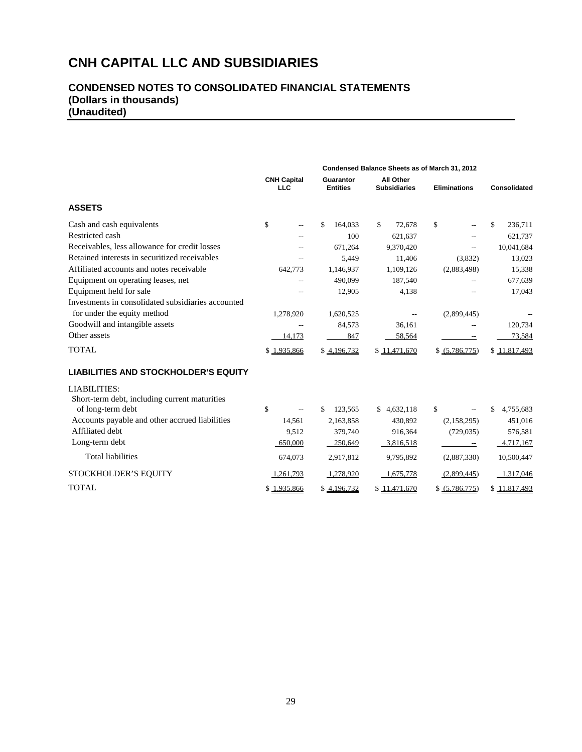# CNH CAPITAL LLC AND SUBSIDIARIES

## CONDENSED NOTES TO CONSOLIDATED FINANCIAL STATEMENTS
## (Dollars in thousands)
## (Unaudited)

| | Condensed Balance Sheets as of March 31, 2012 | | | | |
|---|---|---|---|---|---|
| | CNH Capital LLC | Guarantor Entities | All Other Subsidiaries | Eliminations | Consolidated |
| **ASSETS** | | | | | |
| Cash and cash equivalents | $ -- | $ 164,033 | $ 72,678 | $ -- | $ 236,711 |
| Restricted cash | -- | 100 | 621,637 | -- | 621,737 |
| Receivables, less allowance for credit losses | -- | 671,264 | 9,370,420 | -- | 10,041,684 |
| Retained interests in securitized receivables | -- | 5,449 | 11,406 | (3,832) | 13,023 |
| Affiliated accounts and notes receivable | 642,773 | 1,146,937 | 1,109,126 | (2,883,498) | 15,338 |
| Equipment on operating leases, net | -- | 490,099 | 187,540 | -- | 677,639 |
| Equipment held for sale | -- | 12,905 | 4,138 | -- | 17,043 |
| Investments in consolidated subsidiaries accounted for under the equity method | 1,278,920 | 1,620,525 | -- | (2,899,445) | -- |
| Goodwill and intangible assets | -- | 84,573 | 36,161 | -- | 120,734 |
| Other assets | 14,173 | 847 | 58,564 | -- | 73,584 |
| TOTAL | $ 1,935,866 | $ 4,196,732 | $ 11,471,670 | $ (5,786,775) | $ 11,817,493 |
| **LIABILITIES AND STOCKHOLDER'S EQUITY** | | | | | |
| LIABILITIES: | | | | | |
| Short-term debt, including current maturities of long-term debt | $ -- | $ 123,565 | $ 4,632,118 | $ -- | $ 4,755,683 |
| Accounts payable and other accrued liabilities | 14,561 | 2,163,858 | 430,892 | (2,158,295) | 451,016 |
| Affiliated debt | 9,512 | 379,740 | 916,364 | (729,035) | 576,581 |
| Long-term debt | 650,000 | 250,649 | 3,816,518 | -- | 4,717,167 |
| Total liabilities | 674,073 | 2,917,812 | 9,795,892 | (2,887,330) | 10,500,447 |
| STOCKHOLDER'S EQUITY | 1,261,793 | 1,278,920 | 1,675,778 | (2,899,445) | 1,317,046 |
| TOTAL | $ 1,935,866 | $ 4,196,732 | $ 11,471,670 | $ (5,786,775) | $ 11,817,493 |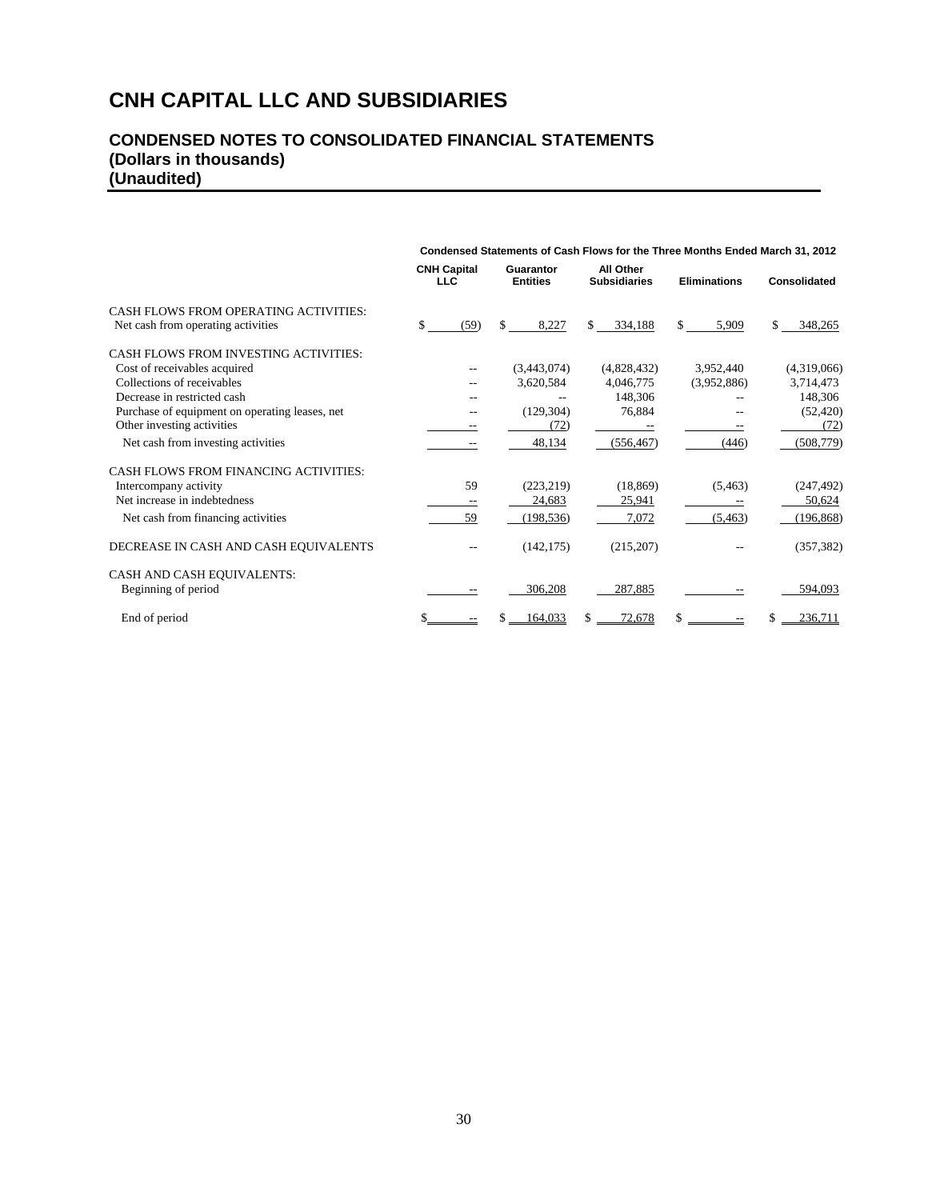# CNH CAPITAL LLC AND SUBSIDIARIES

## CONDENSED NOTES TO CONSOLIDATED FINANCIAL STATEMENTS
## (Dollars in thousands)
## (Unaudited)

| | Condensed Statements of Cash Flows for the Three Months Ended March 31, 2012 | | | | |
|---|---|---|---|---|---|
| | CNH Capital LLC | Guarantor Entities | All Other Subsidiaries | Eliminations | Consolidated |
| CASH FLOWS FROM OPERATING ACTIVITIES: | | | | | |
| Net cash from operating activities | $ (59) | $ 8,227 | $ 334,188 | $ 5,909 | $ 348,265 |
| CASH FLOWS FROM INVESTING ACTIVITIES: | | | | | |
| Cost of receivables acquired | -- | (3,443,074) | (4,828,432) | 3,952,440 | (4,319,066) |
| Collections of receivables | -- | 3,620,584 | 4,046,775 | (3,952,886) | 3,714,473 |
| Decrease in restricted cash | -- | -- | 148,306 | -- | 148,306 |
| Purchase of equipment on operating leases, net | -- | (129,304) | 76,884 | -- | (52,420) |
| Other investing activities | -- | (72) | -- | -- | (72) |
| Net cash from investing activities | -- | 48,134 | (556,467) | (446) | (508,779) |
| CASH FLOWS FROM FINANCING ACTIVITIES: | | | | | |
| Intercompany activity | 59 | (223,219) | (18,869) | (5,463) | (247,492) |
| Net increase in indebtedness | -- | 24,683 | 25,941 | -- | 50,624 |
| Net cash from financing activities | 59 | (198,536) | 7,072 | (5,463) | (196,868) |
| DECREASE IN CASH AND CASH EQUIVALENTS | -- | (142,175) | (215,207) | -- | (357,382) |
| CASH AND CASH EQUIVALENTS: | | | | | |
| Beginning of period | -- | 306,208 | 287,885 | -- | 594,093 |
| End of period | $ -- | $ 164,033 | $ 72,678 | $ -- | $ 236,711 |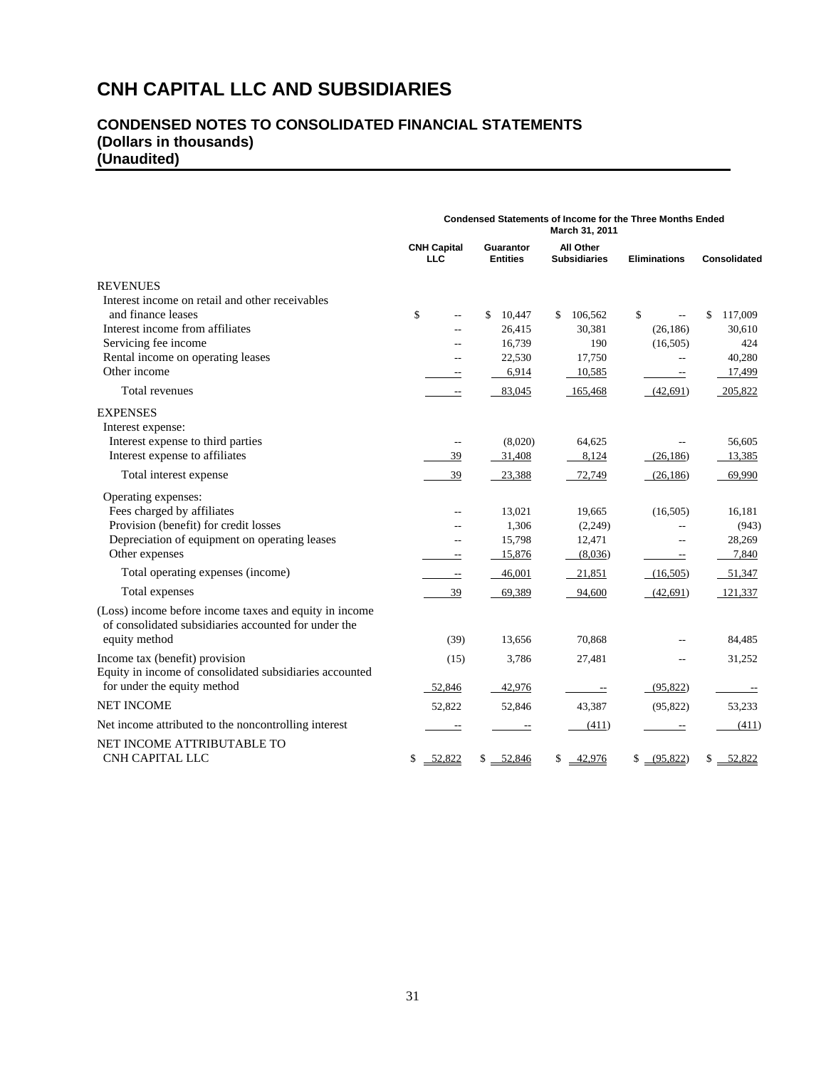# CNH CAPITAL LLC AND SUBSIDIARIES

## CONDENSED NOTES TO CONSOLIDATED FINANCIAL STATEMENTS
## (Dollars in thousands)
## (Unaudited)

| | Condensed Statements of Income for the Three Months Ended March 31, 2011 | | | | |
|---|---|---|---|---|---|
| | CNH Capital LLC | Guarantor Entities | All Other Subsidiaries | Eliminations | Consolidated |
| REVENUES | | | | | |
| Interest income on retail and other receivables and finance leases | $ -- | $ 10,447 | $ 106,562 | $ -- | $ 117,009 |
| Interest income from affiliates | -- | 26,415 | 30,381 | (26,186) | 30,610 |
| Servicing fee income | -- | 16,739 | 190 | (16,505) | 424 |
| Rental income on operating leases | -- | 22,530 | 17,750 | -- | 40,280 |
| Other income | -- | 6,914 | 10,585 | -- | 17,499 |
| Total revenues | -- | 83,045 | 165,468 | (42,691) | 205,822 |
| EXPENSES | | | | | |
| Interest expense: | | | | | |
| Interest expense to third parties | -- | (8,020) | 64,625 | -- | 56,605 |
| Interest expense to affiliates | 39 | 31,408 | 8,124 | (26,186) | 13,385 |
| Total interest expense | 39 | 23,388 | 72,749 | (26,186) | 69,990 |
| Operating expenses: | | | | | |
| Fees charged by affiliates | -- | 13,021 | 19,665 | (16,505) | 16,181 |
| Provision (benefit) for credit losses | -- | 1,306 | (2,249) | -- | (943) |
| Depreciation of equipment on operating leases | -- | 15,798 | 12,471 | -- | 28,269 |
| Other expenses | -- | 15,876 | (8,036) | -- | 7,840 |
| Total operating expenses (income) | -- | 46,001 | 21,851 | (16,505) | 51,347 |
| Total expenses | 39 | 69,389 | 94,600 | (42,691) | 121,337 |
| (Loss) income before income taxes and equity in income of consolidated subsidiaries accounted for under the equity method | (39) | 13,656 | 70,868 | -- | 84,485 |
| Income tax (benefit) provision | (15) | 3,786 | 27,481 | -- | 31,252 |
| Equity in income of consolidated subsidiaries accounted for under the equity method | 52,846 | 42,976 | -- | (95,822) | -- |
| NET INCOME | 52,822 | 52,846 | 43,387 | (95,822) | 53,233 |
| Net income attributed to the noncontrolling interest | -- | -- | (411) | -- | (411) |
| NET INCOME ATTRIBUTABLE TO CNH CAPITAL LLC | $ 52,822 | $ 52,846 | $ 42,976 | $ (95,822) | $ 52,822 |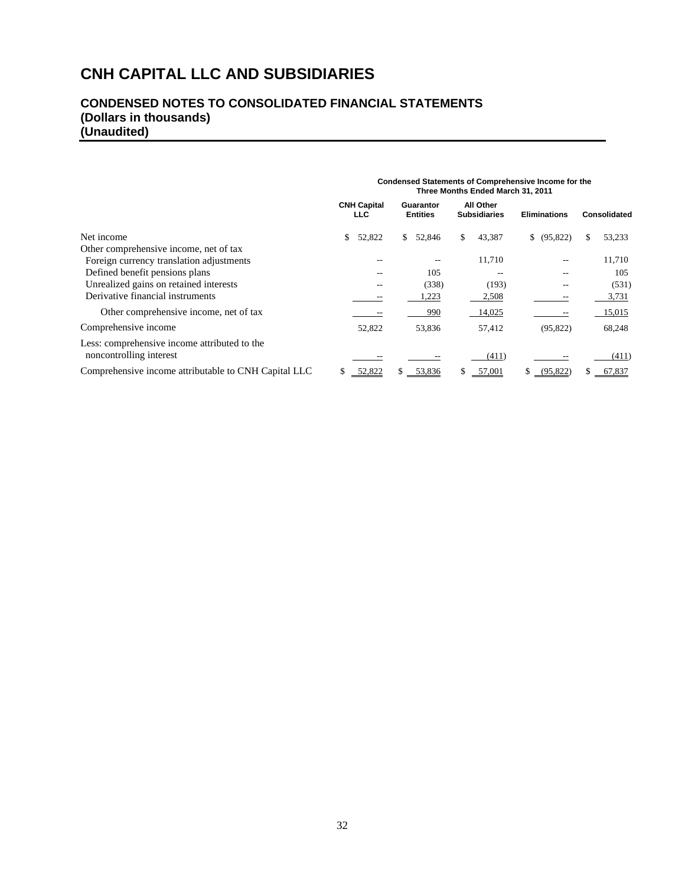# CNH CAPITAL LLC AND SUBSIDIARIES

## CONDENSED NOTES TO CONSOLIDATED FINANCIAL STATEMENTS
**(Dollars in thousands)**
**(Unaudited)**

**Condensed Statements of Comprehensive Income for the Three Months Ended March 31, 2011**

| | CNH Capital LLC | Guarantor Entities | All Other Subsidiaries | Eliminations | Consolidated |
|---|---|---|---|---|---|
| Net income | $ 52,822 | $ 52,846 | $ 43,387 | $ (95,822) | $ 53,233 |
| Other comprehensive income, net of tax | | | | | |
| Foreign currency translation adjustments | -- | -- | 11,710 | -- | 11,710 |
| Defined benefit pensions plans | -- | 105 | -- | -- | 105 |
| Unrealized gains on retained interests | -- | (338) | (193) | -- | (531) |
| Derivative financial instruments | -- | 1,223 | 2,508 | -- | 3,731 |
| Other comprehensive income, net of tax | -- | 990 | 14,025 | -- | 15,015 |
| Comprehensive income | 52,822 | 53,836 | 57,412 | (95,822) | 68,248 |
| Less: comprehensive income attributed to the noncontrolling interest | -- | -- | (411) | -- | (411) |
| Comprehensive income attributable to CNH Capital LLC | $ 52,822 | $ 53,836 | $ 57,001 | $ (95,822) | $ 67,837 |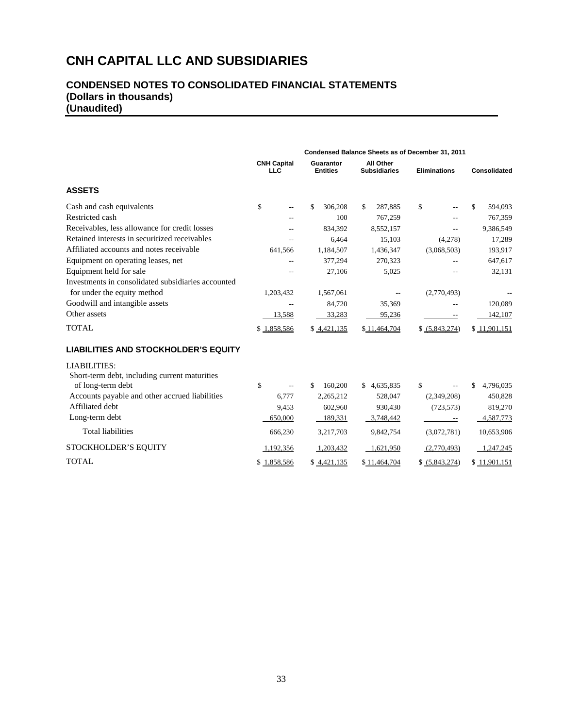# CNH CAPITAL LLC AND SUBSIDIARIES

## CONDENSED NOTES TO CONSOLIDATED FINANCIAL STATEMENTS
## (Dollars in thousands)
## (Unaudited)

| | Condensed Balance Sheets as of December 31, 2011 | | | | |
|---|---|---|---|---|---|
| | CNH Capital LLC | Guarantor Entities | All Other Subsidiaries | Eliminations | Consolidated |
| **ASSETS** | | | | | |
| Cash and cash equivalents | $ -- | $ 306,208 | $ 287,885 | $ -- | $ 594,093 |
| Restricted cash | -- | 100 | 767,259 | -- | 767,359 |
| Receivables, less allowance for credit losses | -- | 834,392 | 8,552,157 | -- | 9,386,549 |
| Retained interests in securitized receivables | -- | 6,464 | 15,103 | (4,278) | 17,289 |
| Affiliated accounts and notes receivable | 641,566 | 1,184,507 | 1,436,347 | (3,068,503) | 193,917 |
| Equipment on operating leases, net | -- | 377,294 | 270,323 | -- | 647,617 |
| Equipment held for sale | -- | 27,106 | 5,025 | -- | 32,131 |
| Investments in consolidated subsidiaries accounted for under the equity method | 1,203,432 | 1,567,061 | -- | (2,770,493) | -- |
| Goodwill and intangible assets | -- | 84,720 | 35,369 | -- | 120,089 |
| Other assets | 13,588 | 33,283 | 95,236 | -- | 142,107 |
| TOTAL | $ 1,858,586 | $ 4,421,135 | $ 11,464,704 | $ (5,843,274) | $ 11,901,151 |
| **LIABILITIES AND STOCKHOLDER'S EQUITY** | | | | | |
| LIABILITIES: | | | | | |
| Short-term debt, including current maturities of long-term debt | $ -- | $ 160,200 | $ 4,635,835 | $ -- | $ 4,796,035 |
| Accounts payable and other accrued liabilities | 6,777 | 2,265,212 | 528,047 | (2,349,208) | 450,828 |
| Affiliated debt | 9,453 | 602,960 | 930,430 | (723,573) | 819,270 |
| Long-term debt | 650,000 | 189,331 | 3,748,442 | -- | 4,587,773 |
| Total liabilities | 666,230 | 3,217,703 | 9,842,754 | (3,072,781) | 10,653,906 |
| STOCKHOLDER'S EQUITY | 1,192,356 | 1,203,432 | 1,621,950 | (2,770,493) | 1,247,245 |
| TOTAL | $ 1,858,586 | $ 4,421,135 | $ 11,464,704 | $ (5,843,274) | $ 11,901,151 |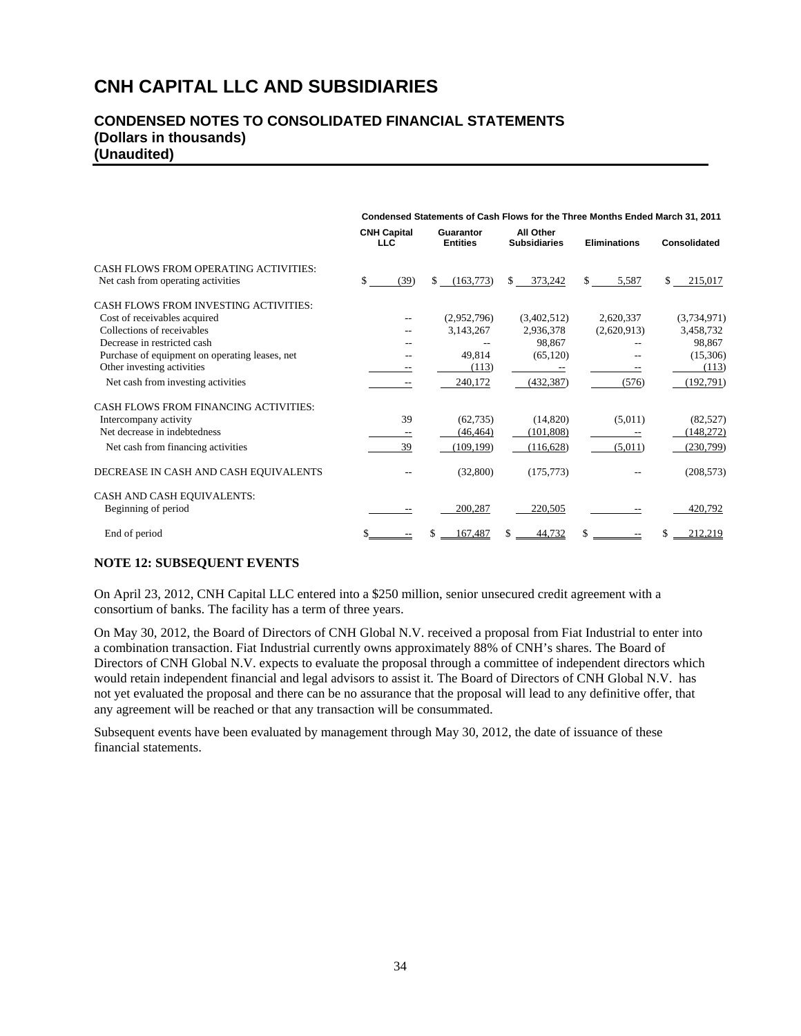# CNH CAPITAL LLC AND SUBSIDIARIES

## CONDENSED NOTES TO CONSOLIDATED FINANCIAL STATEMENTS
## (Dollars in thousands)
## (Unaudited)

| Condensed Statements of Cash Flows for the Three Months Ended March 31, 2011 | | | | | |
|---|---|---|---|---|---|
| | CNH Capital LLC | Guarantor Entities | All Other Subsidiaries | Eliminations | Consolidated |
| CASH FLOWS FROM OPERATING ACTIVITIES: | | | | | |
| Net cash from operating activities | $ (39) | $ (163,773) | $ 373,242 | $ 5,587 | $ 215,017 |
| CASH FLOWS FROM INVESTING ACTIVITIES: | | | | | |
| Cost of receivables acquired | -- | (2,952,796) | (3,402,512) | 2,620,337 | (3,734,971) |
| Collections of receivables | -- | 3,143,267 | 2,936,378 | (2,620,913) | 3,458,732 |
| Decrease in restricted cash | -- | -- | 98,867 | -- | 98,867 |
| Purchase of equipment on operating leases, net | -- | 49,814 | (65,120) | -- | (15,306) |
| Other investing activities | -- | (113) | -- | -- | (113) |
| Net cash from investing activities | -- | 240,172 | (432,387) | (576) | (192,791) |
| CASH FLOWS FROM FINANCING ACTIVITIES: | | | | | |
| Intercompany activity | 39 | (62,735) | (14,820) | (5,011) | (82,527) |
| Net decrease in indebtedness | -- | (46,464) | (101,808) | -- | (148,272) |
| Net cash from financing activities | 39 | (109,199) | (116,628) | (5,011) | (230,799) |
| DECREASE IN CASH AND CASH EQUIVALENTS | -- | (32,800) | (175,773) | -- | (208,573) |
| CASH AND CASH EQUIVALENTS: | | | | | |
| Beginning of period | -- | 200,287 | 220,505 | -- | 420,792 |
| End of period | $ -- | $ 167,487 | $ 44,732 | $ -- | $ 212,219 |

**NOTE 12: SUBSEQUENT EVENTS**

On April 23, 2012, CNH Capital LLC entered into a $250 million, senior unsecured credit agreement with a consortium of banks. The facility has a term of three years.

On May 30, 2012, the Board of Directors of CNH Global N.V. received a proposal from Fiat Industrial to enter into a combination transaction. Fiat Industrial currently owns approximately 88% of CNH's shares. The Board of Directors of CNH Global N.V. expects to evaluate the proposal through a committee of independent directors which would retain independent financial and legal advisors to assist it. The Board of Directors of CNH Global N.V. has not yet evaluated the proposal and there can be no assurance that the proposal will lead to any definitive offer, that any agreement will be reached or that any transaction will be consummated.

Subsequent events have been evaluated by management through May 30, 2012, the date of issuance of these financial statements.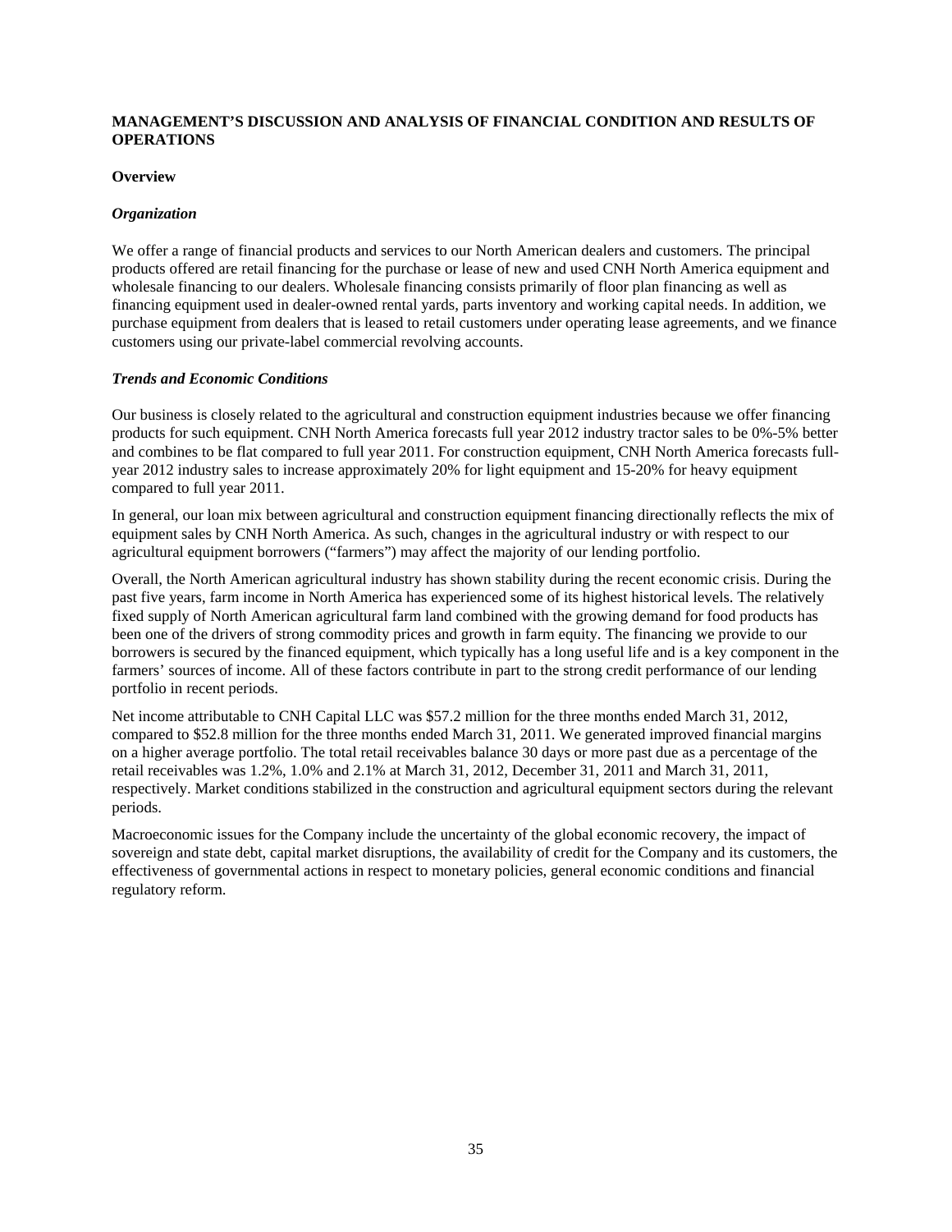# MANAGEMENT'S DISCUSSION AND ANALYSIS OF FINANCIAL CONDITION AND RESULTS OF OPERATIONS

## Overview

### *Organization*

We offer a range of financial products and services to our North American dealers and customers. The principal products offered are retail financing for the purchase or lease of new and used CNH North America equipment and wholesale financing to our dealers. Wholesale financing consists primarily of floor plan financing as well as financing equipment used in dealer-owned rental yards, parts inventory and working capital needs. In addition, we purchase equipment from dealers that is leased to retail customers under operating lease agreements, and we finance customers using our private-label commercial revolving accounts.

### *Trends and Economic Conditions*

Our business is closely related to the agricultural and construction equipment industries because we offer financing products for such equipment. CNH North America forecasts full year 2012 industry tractor sales to be 0%-5% better and combines to be flat compared to full year 2011. For construction equipment, CNH North America forecasts full-year 2012 industry sales to increase approximately 20% for light equipment and 15-20% for heavy equipment compared to full year 2011.

In general, our loan mix between agricultural and construction equipment financing directionally reflects the mix of equipment sales by CNH North America. As such, changes in the agricultural industry or with respect to our agricultural equipment borrowers ("farmers") may affect the majority of our lending portfolio.

Overall, the North American agricultural industry has shown stability during the recent economic crisis. During the past five years, farm income in North America has experienced some of its highest historical levels. The relatively fixed supply of North American agricultural farm land combined with the growing demand for food products has been one of the drivers of strong commodity prices and growth in farm equity. The financing we provide to our borrowers is secured by the financed equipment, which typically has a long useful life and is a key component in the farmers' sources of income. All of these factors contribute in part to the strong credit performance of our lending portfolio in recent periods.

Net income attributable to CNH Capital LLC was $57.2 million for the three months ended March 31, 2012, compared to $52.8 million for the three months ended March 31, 2011. We generated improved financial margins on a higher average portfolio. The total retail receivables balance 30 days or more past due as a percentage of the retail receivables was 1.2%, 1.0% and 2.1% at March 31, 2012, December 31, 2011 and March 31, 2011, respectively. Market conditions stabilized in the construction and agricultural equipment sectors during the relevant periods.

Macroeconomic issues for the Company include the uncertainty of the global economic recovery, the impact of sovereign and state debt, capital market disruptions, the availability of credit for the Company and its customers, the effectiveness of governmental actions in respect to monetary policies, general economic conditions and financial regulatory reform.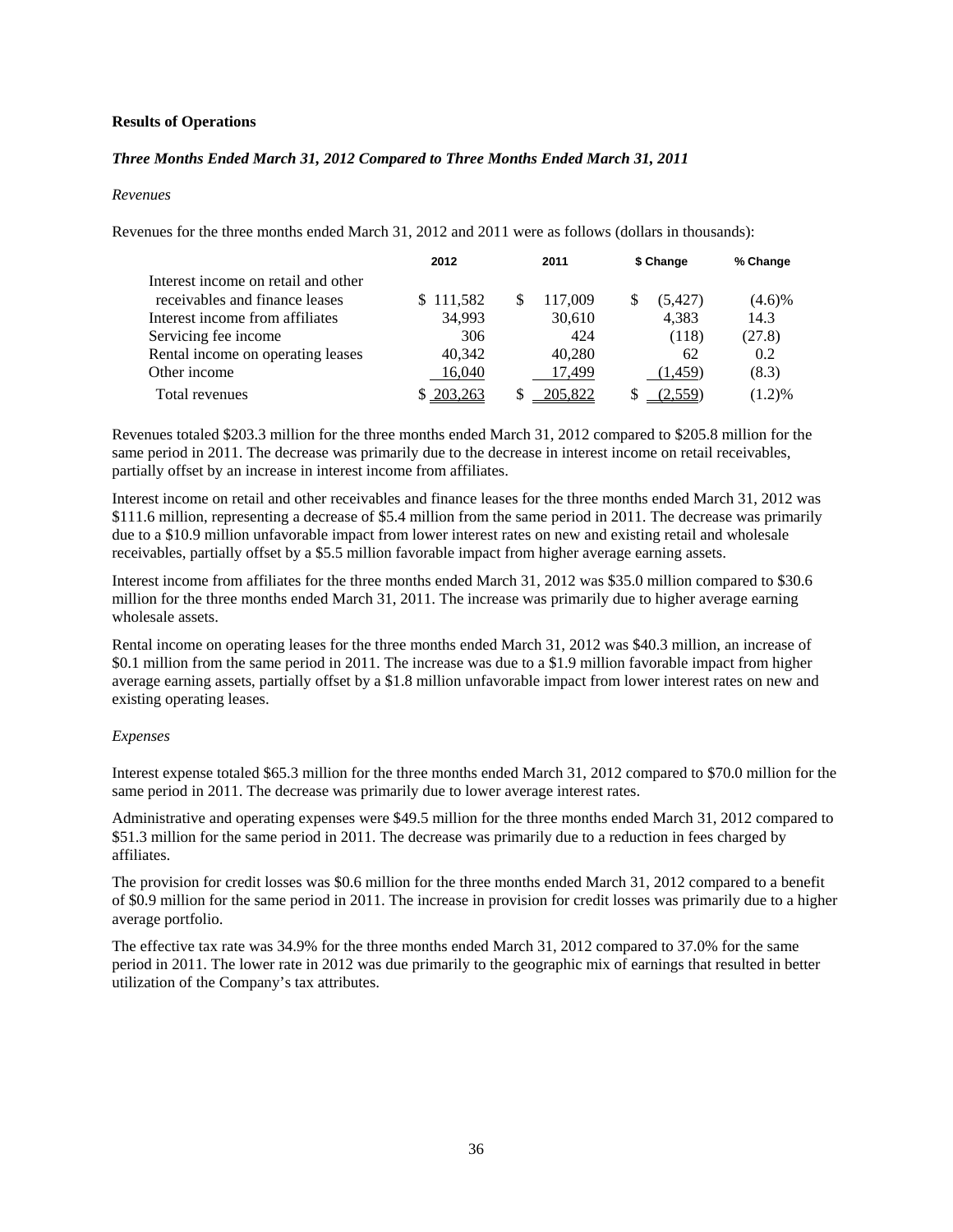**Results of Operations**

***Three Months Ended March 31, 2012 Compared to Three Months Ended March 31, 2011***

*Revenues*

Revenues for the three months ended March 31, 2012 and 2011 were as follows (dollars in thousands):

| | 2012 | 2011 | $ Change | % Change |
|---|---|---|---|---|
| Interest income on retail and other receivables and finance leases | $ 111,582 | $ 117,009 | $ (5,427) | (4.6)% |
| Interest income from affiliates | 34,993 | 30,610 | 4,383 | 14.3 |
| Servicing fee income | 306 | 424 | (118) | (27.8) |
| Rental income on operating leases | 40,342 | 40,280 | 62 | 0.2 |
| Other income | 16,040 | 17,499 | (1,459) | (8.3) |
| Total revenues | $ 203,263 | $ 205,822 | $ (2,559) | (1.2)% |

Revenues totaled $203.3 million for the three months ended March 31, 2012 compared to $205.8 million for the same period in 2011. The decrease was primarily due to the decrease in interest income on retail receivables, partially offset by an increase in interest income from affiliates.

Interest income on retail and other receivables and finance leases for the three months ended March 31, 2012 was $111.6 million, representing a decrease of $5.4 million from the same period in 2011. The decrease was primarily due to a $10.9 million unfavorable impact from lower interest rates on new and existing retail and wholesale receivables, partially offset by a $5.5 million favorable impact from higher average earning assets.

Interest income from affiliates for the three months ended March 31, 2012 was $35.0 million compared to $30.6 million for the three months ended March 31, 2011. The increase was primarily due to higher average earning wholesale assets.

Rental income on operating leases for the three months ended March 31, 2012 was $40.3 million, an increase of $0.1 million from the same period in 2011. The increase was due to a $1.9 million favorable impact from higher average earning assets, partially offset by a $1.8 million unfavorable impact from lower interest rates on new and existing operating leases.

*Expenses*

Interest expense totaled $65.3 million for the three months ended March 31, 2012 compared to $70.0 million for the same period in 2011. The decrease was primarily due to lower average interest rates.

Administrative and operating expenses were $49.5 million for the three months ended March 31, 2012 compared to $51.3 million for the same period in 2011. The decrease was primarily due to a reduction in fees charged by affiliates.

The provision for credit losses was $0.6 million for the three months ended March 31, 2012 compared to a benefit of $0.9 million for the same period in 2011. The increase in provision for credit losses was primarily due to a higher average portfolio.

The effective tax rate was 34.9% for the three months ended March 31, 2012 compared to 37.0% for the same period in 2011. The lower rate in 2012 was due primarily to the geographic mix of earnings that resulted in better utilization of the Company's tax attributes.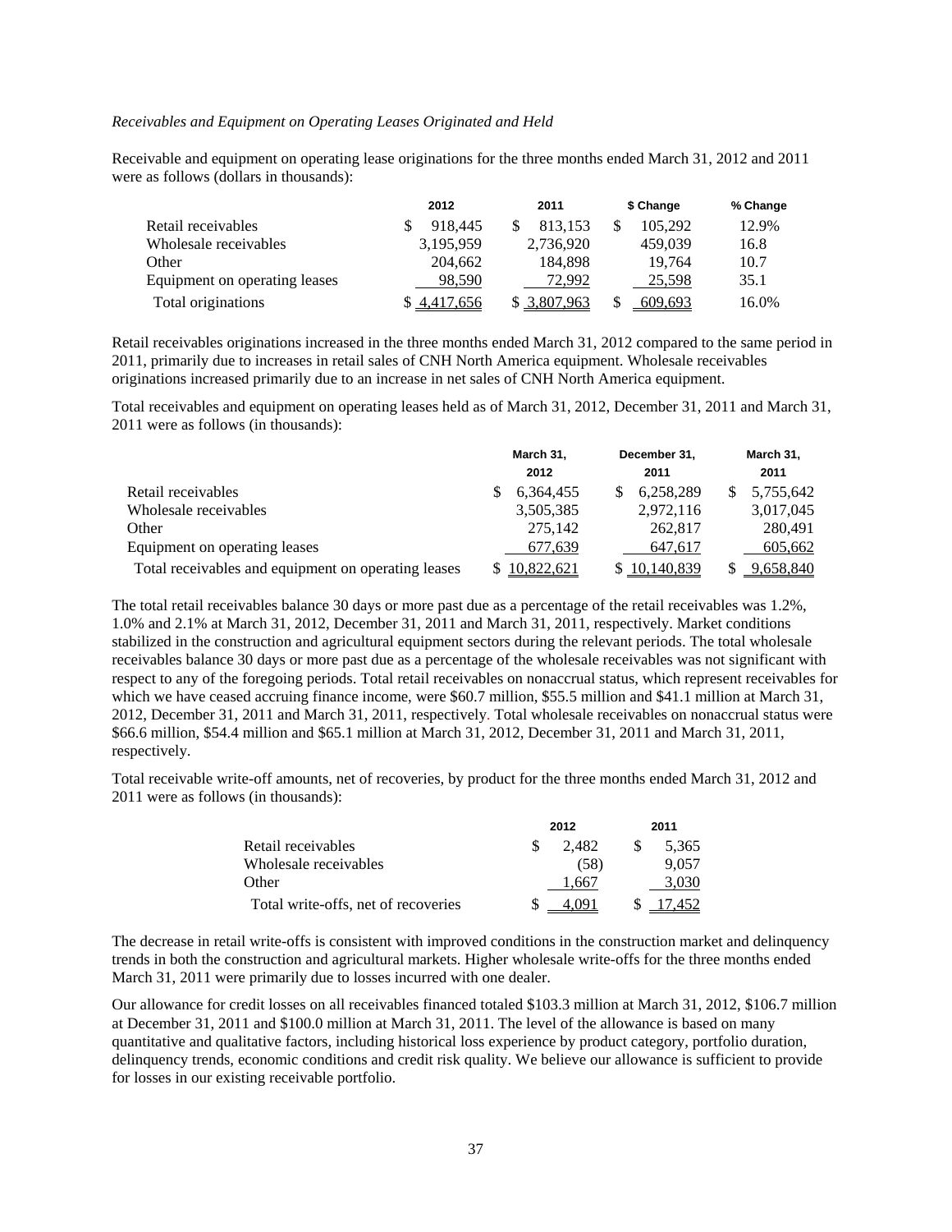*Receivables and Equipment on Operating Leases Originated and Held*

Receivable and equipment on operating lease originations for the three months ended March 31, 2012 and 2011 were as follows (dollars in thousands):

| | 2012 | 2011 | $ Change | % Change |
|---|---|---|---|---|
| Retail receivables | $ 918,445 | $ 813,153 | $ 105,292 | 12.9% |
| Wholesale receivables | 3,195,959 | 2,736,920 | 459,039 | 16.8 |
| Other | 204,662 | 184,898 | 19,764 | 10.7 |
| Equipment on operating leases | 98,590 | 72,992 | 25,598 | 35.1 |
| Total originations | $ 4,417,656 | $ 3,807,963 | $ 609,693 | 16.0% |

Retail receivables originations increased in the three months ended March 31, 2012 compared to the same period in 2011, primarily due to increases in retail sales of CNH North America equipment. Wholesale receivables originations increased primarily due to an increase in net sales of CNH North America equipment.

Total receivables and equipment on operating leases held as of March 31, 2012, December 31, 2011 and March 31, 2011 were as follows (in thousands):

| | March 31, 2012 | December 31, 2011 | March 31, 2011 |
|---|---|---|---|
| Retail receivables | $ 6,364,455 | $ 6,258,289 | $ 5,755,642 |
| Wholesale receivables | 3,505,385 | 2,972,116 | 3,017,045 |
| Other | 275,142 | 262,817 | 280,491 |
| Equipment on operating leases | 677,639 | 647,617 | 605,662 |
| Total receivables and equipment on operating leases | $ 10,822,621 | $ 10,140,839 | $ 9,658,840 |

The total retail receivables balance 30 days or more past due as a percentage of the retail receivables was 1.2%, 1.0% and 2.1% at March 31, 2012, December 31, 2011 and March 31, 2011, respectively. Market conditions stabilized in the construction and agricultural equipment sectors during the relevant periods. The total wholesale receivables balance 30 days or more past due as a percentage of the wholesale receivables was not significant with respect to any of the foregoing periods. Total retail receivables on nonaccrual status, which represent receivables for which we have ceased accruing finance income, were $60.7 million, $55.5 million and $41.1 million at March 31, 2012, December 31, 2011 and March 31, 2011, respectively. Total wholesale receivables on nonaccrual status were $66.6 million, $54.4 million and $65.1 million at March 31, 2012, December 31, 2011 and March 31, 2011, respectively.

Total receivable write-off amounts, net of recoveries, by product for the three months ended March 31, 2012 and 2011 were as follows (in thousands):

| | 2012 | 2011 |
|---|---|---|
| Retail receivables | $ 2,482 | $ 5,365 |
| Wholesale receivables | (58) | 9,057 |
| Other | 1,667 | 3,030 |
| Total write-offs, net of recoveries | $ 4,091 | $ 17,452 |

The decrease in retail write-offs is consistent with improved conditions in the construction market and delinquency trends in both the construction and agricultural markets. Higher wholesale write-offs for the three months ended March 31, 2011 were primarily due to losses incurred with one dealer.

Our allowance for credit losses on all receivables financed totaled $103.3 million at March 31, 2012, $106.7 million at December 31, 2011 and $100.0 million at March 31, 2011. The level of the allowance is based on many quantitative and qualitative factors, including historical loss experience by product category, portfolio duration, delinquency trends, economic conditions and credit risk quality. We believe our allowance is sufficient to provide for losses in our existing receivable portfolio.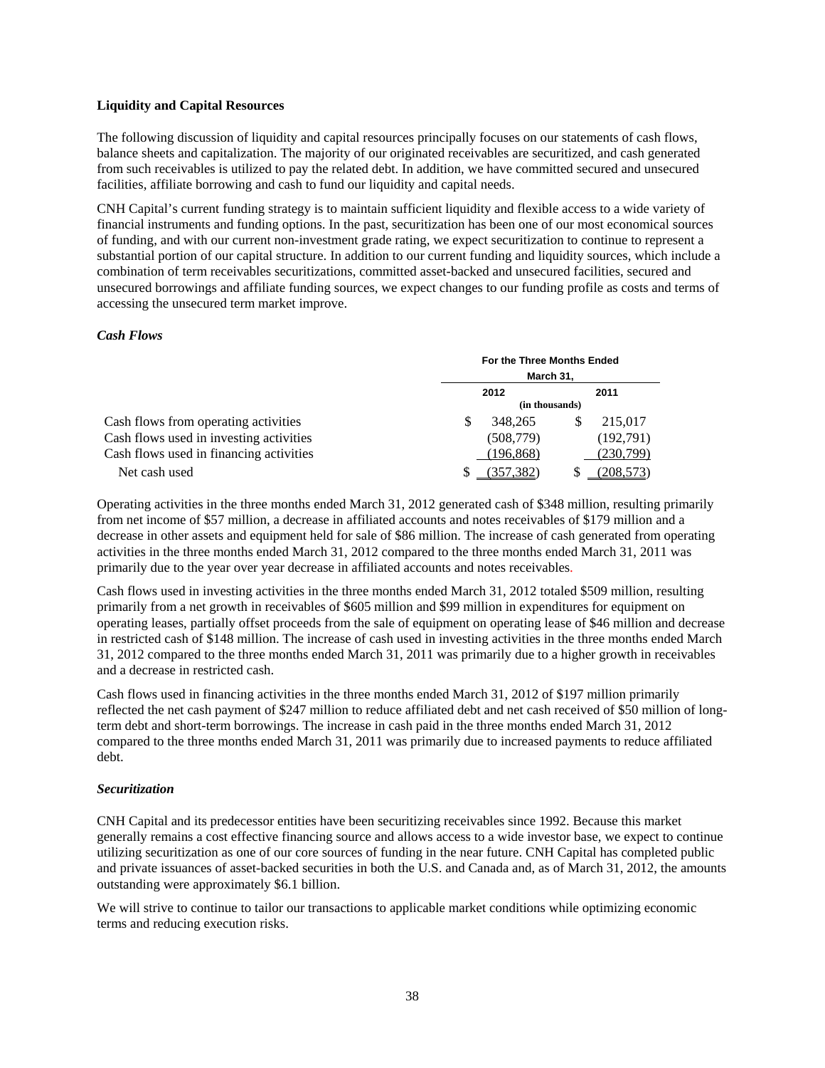**Liquidity and Capital Resources**

The following discussion of liquidity and capital resources principally focuses on our statements of cash flows, balance sheets and capitalization. The majority of our originated receivables are securitized, and cash generated from such receivables is utilized to pay the related debt. In addition, we have committed secured and unsecured facilities, affiliate borrowing and cash to fund our liquidity and capital needs.

CNH Capital's current funding strategy is to maintain sufficient liquidity and flexible access to a wide variety of financial instruments and funding options. In the past, securitization has been one of our most economical sources of funding, and with our current non-investment grade rating, we expect securitization to continue to represent a substantial portion of our capital structure. In addition to our current funding and liquidity sources, which include a combination of term receivables securitizations, committed asset-backed and unsecured facilities, secured and unsecured borrowings and affiliate funding sources, we expect changes to our funding profile as costs and terms of accessing the unsecured term market improve.

***Cash Flows***

| | For the Three Months Ended March 31, | |
|---|---|---|
| | 2012 | 2011 |
| | (in thousands) | |
| Cash flows from operating activities | $ 348,265 | $ 215,017 |
| Cash flows used in investing activities | (508,779) | (192,791) |
| Cash flows used in financing activities | (196,868) | (230,799) |
| Net cash used | $ (357,382) | $ (208,573) |

Operating activities in the three months ended March 31, 2012 generated cash of $348 million, resulting primarily from net income of $57 million, a decrease in affiliated accounts and notes receivables of $179 million and a decrease in other assets and equipment held for sale of $86 million. The increase of cash generated from operating activities in the three months ended March 31, 2012 compared to the three months ended March 31, 2011 was primarily due to the year over year decrease in affiliated accounts and notes receivables.

Cash flows used in investing activities in the three months ended March 31, 2012 totaled $509 million, resulting primarily from a net growth in receivables of $605 million and $99 million in expenditures for equipment on operating leases, partially offset proceeds from the sale of equipment on operating lease of $46 million and decrease in restricted cash of $148 million. The increase of cash used in investing activities in the three months ended March 31, 2012 compared to the three months ended March 31, 2011 was primarily due to a higher growth in receivables and a decrease in restricted cash.

Cash flows used in financing activities in the three months ended March 31, 2012 of $197 million primarily reflected the net cash payment of $247 million to reduce affiliated debt and net cash received of $50 million of long-term debt and short-term borrowings. The increase in cash paid in the three months ended March 31, 2012 compared to the three months ended March 31, 2011 was primarily due to increased payments to reduce affiliated debt.

***Securitization***

CNH Capital and its predecessor entities have been securitizing receivables since 1992. Because this market generally remains a cost effective financing source and allows access to a wide investor base, we expect to continue utilizing securitization as one of our core sources of funding in the near future. CNH Capital has completed public and private issuances of asset-backed securities in both the U.S. and Canada and, as of March 31, 2012, the amounts outstanding were approximately $6.1 billion.

We will strive to continue to tailor our transactions to applicable market conditions while optimizing economic terms and reducing execution risks.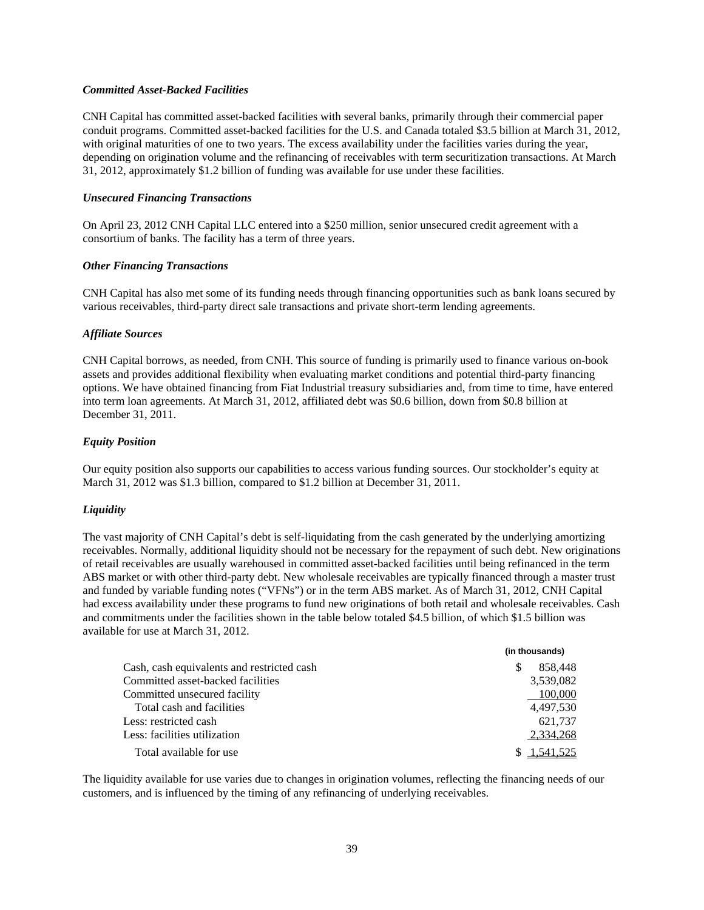***Committed Asset-Backed Facilities***

CNH Capital has committed asset-backed facilities with several banks, primarily through their commercial paper conduit programs. Committed asset-backed facilities for the U.S. and Canada totaled \$3.5 billion at March 31, 2012, with original maturities of one to two years. The excess availability under the facilities varies during the year, depending on origination volume and the refinancing of receivables with term securitization transactions. At March 31, 2012, approximately \$1.2 billion of funding was available for use under these facilities.

***Unsecured Financing Transactions***

On April 23, 2012 CNH Capital LLC entered into a \$250 million, senior unsecured credit agreement with a consortium of banks. The facility has a term of three years.

***Other Financing Transactions***

CNH Capital has also met some of its funding needs through financing opportunities such as bank loans secured by various receivables, third-party direct sale transactions and private short-term lending agreements.

***Affiliate Sources***

CNH Capital borrows, as needed, from CNH. This source of funding is primarily used to finance various on-book assets and provides additional flexibility when evaluating market conditions and potential third-party financing options. We have obtained financing from Fiat Industrial treasury subsidiaries and, from time to time, have entered into term loan agreements. At March 31, 2012, affiliated debt was \$0.6 billion, down from \$0.8 billion at December 31, 2011.

***Equity Position***

Our equity position also supports our capabilities to access various funding sources. Our stockholder's equity at March 31, 2012 was \$1.3 billion, compared to \$1.2 billion at December 31, 2011.

***Liquidity***

The vast majority of CNH Capital's debt is self-liquidating from the cash generated by the underlying amortizing receivables. Normally, additional liquidity should not be necessary for the repayment of such debt. New originations of retail receivables are usually warehoused in committed asset-backed facilities until being refinanced in the term ABS market or with other third-party debt. New wholesale receivables are typically financed through a master trust and funded by variable funding notes ("VFNs") or in the term ABS market. As of March 31, 2012, CNH Capital had excess availability under these programs to fund new originations of both retail and wholesale receivables. Cash and commitments under the facilities shown in the table below totaled \$4.5 billion, of which \$1.5 billion was available for use at March 31, 2012.

| | (in thousands) |
|---|---|
| Cash, cash equivalents and restricted cash | \$ 858,448 |
| Committed asset-backed facilities | 3,539,082 |
| Committed unsecured facility | 100,000 |
| Total cash and facilities | 4,497,530 |
| Less: restricted cash | 621,737 |
| Less: facilities utilization | 2,334,268 |
| Total available for use | \$ 1,541,525 |

The liquidity available for use varies due to changes in origination volumes, reflecting the financing needs of our customers, and is influenced by the timing of any refinancing of underlying receivables.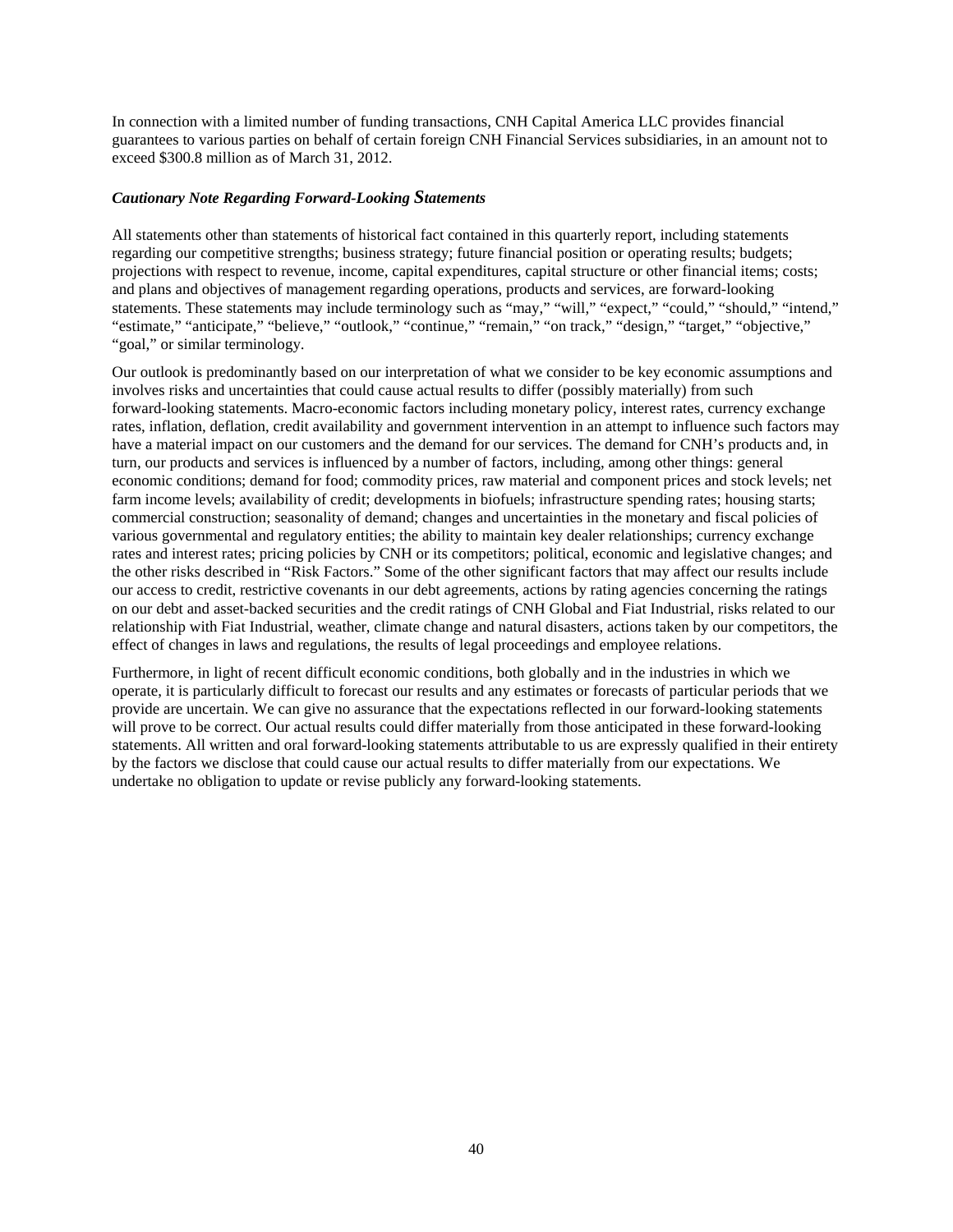In connection with a limited number of funding transactions, CNH Capital America LLC provides financial guarantees to various parties on behalf of certain foreign CNH Financial Services subsidiaries, in an amount not to exceed $300.8 million as of March 31, 2012.

***Cautionary Note Regarding Forward-Looking Statements***

All statements other than statements of historical fact contained in this quarterly report, including statements regarding our competitive strengths; business strategy; future financial position or operating results; budgets; projections with respect to revenue, income, capital expenditures, capital structure or other financial items; costs; and plans and objectives of management regarding operations, products and services, are forward-looking statements. These statements may include terminology such as "may," "will," "expect," "could," "should," "intend," "estimate," "anticipate," "believe," "outlook," "continue," "remain," "on track," "design," "target," "objective," "goal," or similar terminology.

Our outlook is predominantly based on our interpretation of what we consider to be key economic assumptions and involves risks and uncertainties that could cause actual results to differ (possibly materially) from such forward-looking statements. Macro-economic factors including monetary policy, interest rates, currency exchange rates, inflation, deflation, credit availability and government intervention in an attempt to influence such factors may have a material impact on our customers and the demand for our services. The demand for CNH's products and, in turn, our products and services is influenced by a number of factors, including, among other things: general economic conditions; demand for food; commodity prices, raw material and component prices and stock levels; net farm income levels; availability of credit; developments in biofuels; infrastructure spending rates; housing starts; commercial construction; seasonality of demand; changes and uncertainties in the monetary and fiscal policies of various governmental and regulatory entities; the ability to maintain key dealer relationships; currency exchange rates and interest rates; pricing policies by CNH or its competitors; political, economic and legislative changes; and the other risks described in "Risk Factors." Some of the other significant factors that may affect our results include our access to credit, restrictive covenants in our debt agreements, actions by rating agencies concerning the ratings on our debt and asset-backed securities and the credit ratings of CNH Global and Fiat Industrial, risks related to our relationship with Fiat Industrial, weather, climate change and natural disasters, actions taken by our competitors, the effect of changes in laws and regulations, the results of legal proceedings and employee relations.

Furthermore, in light of recent difficult economic conditions, both globally and in the industries in which we operate, it is particularly difficult to forecast our results and any estimates or forecasts of particular periods that we provide are uncertain. We can give no assurance that the expectations reflected in our forward-looking statements will prove to be correct. Our actual results could differ materially from those anticipated in these forward-looking statements. All written and oral forward-looking statements attributable to us are expressly qualified in their entirety by the factors we disclose that could cause our actual results to differ materially from our expectations. We undertake no obligation to update or revise publicly any forward-looking statements.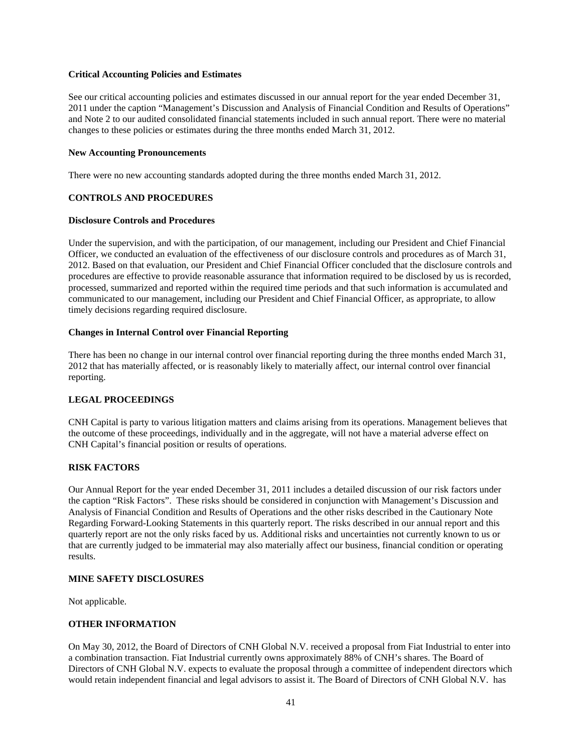**Critical Accounting Policies and Estimates**

See our critical accounting policies and estimates discussed in our annual report for the year ended December 31, 2011 under the caption "Management's Discussion and Analysis of Financial Condition and Results of Operations" and Note 2 to our audited consolidated financial statements included in such annual report. There were no material changes to these policies or estimates during the three months ended March 31, 2012.

**New Accounting Pronouncements**

There were no new accounting standards adopted during the three months ended March 31, 2012.

## CONTROLS AND PROCEDURES

**Disclosure Controls and Procedures**

Under the supervision, and with the participation, of our management, including our President and Chief Financial Officer, we conducted an evaluation of the effectiveness of our disclosure controls and procedures as of March 31, 2012. Based on that evaluation, our President and Chief Financial Officer concluded that the disclosure controls and procedures are effective to provide reasonable assurance that information required to be disclosed by us is recorded, processed, summarized and reported within the required time periods and that such information is accumulated and communicated to our management, including our President and Chief Financial Officer, as appropriate, to allow timely decisions regarding required disclosure.

**Changes in Internal Control over Financial Reporting**

There has been no change in our internal control over financial reporting during the three months ended March 31, 2012 that has materially affected, or is reasonably likely to materially affect, our internal control over financial reporting.

## LEGAL PROCEEDINGS

CNH Capital is party to various litigation matters and claims arising from its operations. Management believes that the outcome of these proceedings, individually and in the aggregate, will not have a material adverse effect on CNH Capital's financial position or results of operations.

## RISK FACTORS

Our Annual Report for the year ended December 31, 2011 includes a detailed discussion of our risk factors under the caption "Risk Factors". These risks should be considered in conjunction with Management's Discussion and Analysis of Financial Condition and Results of Operations and the other risks described in the Cautionary Note Regarding Forward-Looking Statements in this quarterly report. The risks described in our annual report and this quarterly report are not the only risks faced by us. Additional risks and uncertainties not currently known to us or that are currently judged to be immaterial may also materially affect our business, financial condition or operating results.

## MINE SAFETY DISCLOSURES

Not applicable.

## OTHER INFORMATION

On May 30, 2012, the Board of Directors of CNH Global N.V. received a proposal from Fiat Industrial to enter into a combination transaction. Fiat Industrial currently owns approximately 88% of CNH's shares. The Board of Directors of CNH Global N.V. expects to evaluate the proposal through a committee of independent directors which would retain independent financial and legal advisors to assist it. The Board of Directors of CNH Global N.V. has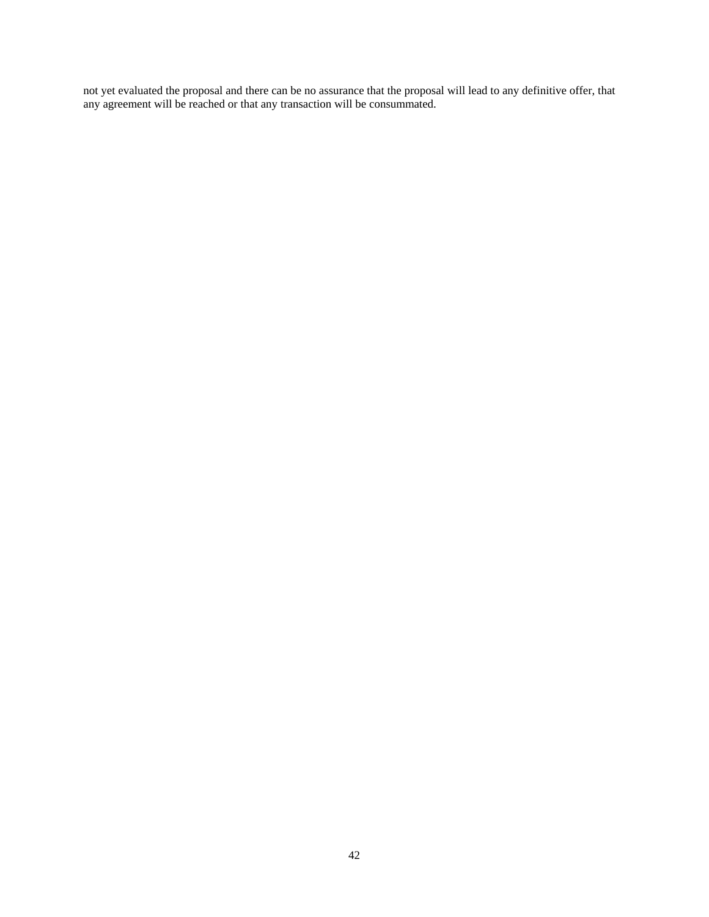not yet evaluated the proposal and there can be no assurance that the proposal will lead to any definitive offer, that any agreement will be reached or that any transaction will be consummated.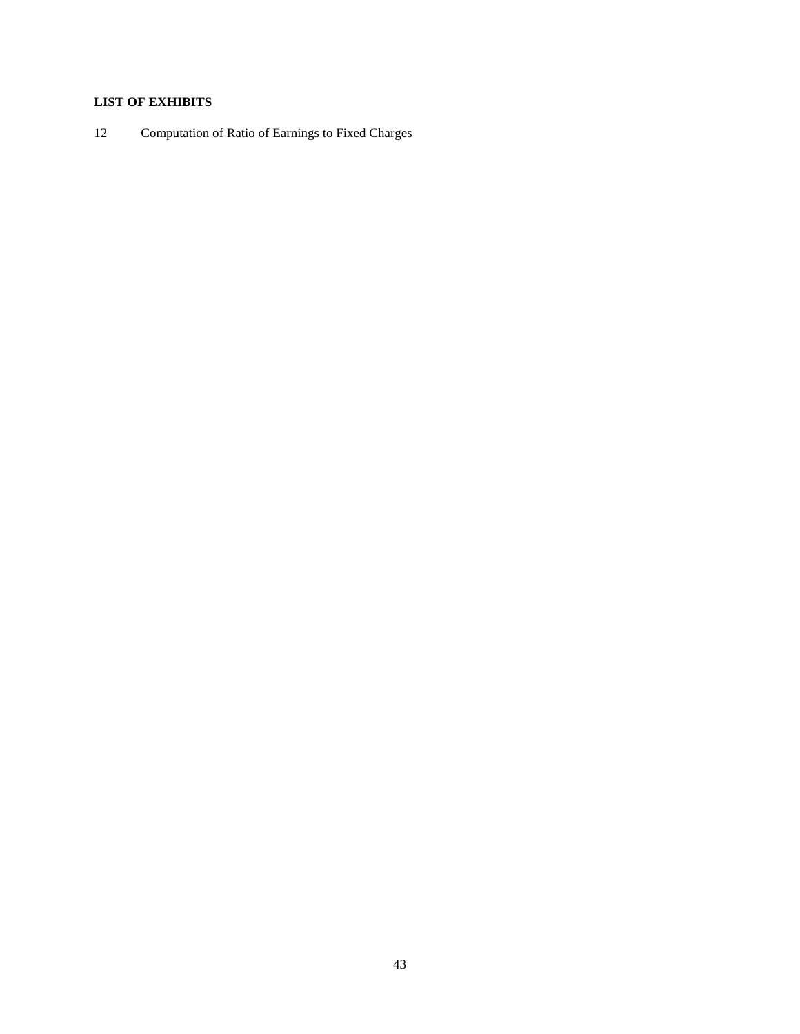**LIST OF EXHIBITS**

12 Computation of Ratio of Earnings to Fixed Charges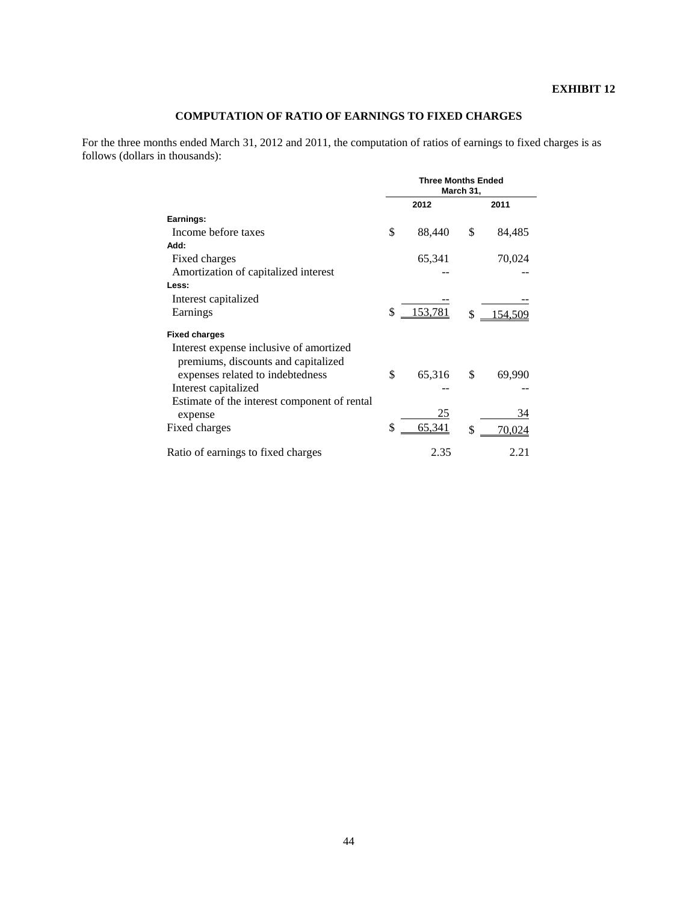**EXHIBIT 12**

## COMPUTATION OF RATIO OF EARNINGS TO FIXED CHARGES

For the three months ended March 31, 2012 and 2011, the computation of ratios of earnings to fixed charges is as follows (dollars in thousands):

| | Three Months Ended March 31, | |
|---|---|---|
| | 2012 | 2011 |
| **Earnings:** | | |
| Income before taxes | $ 88,440 | $ 84,485 |
| **Add:** | | |
| Fixed charges | 65,341 | 70,024 |
| Amortization of capitalized interest | -- | -- |
| **Less:** | | |
| Interest capitalized | -- | -- |
| Earnings | $ 153,781 | $ 154,509 |
| **Fixed charges** | | |
| Interest expense inclusive of amortized premiums, discounts and capitalized expenses related to indebtedness | $ 65,316 | $ 69,990 |
| Interest capitalized | -- | -- |
| Estimate of the interest component of rental expense | 25 | 34 |
| Fixed charges | $ 65,341 | $ 70,024 |
| Ratio of earnings to fixed charges | 2.35 | 2.21 |